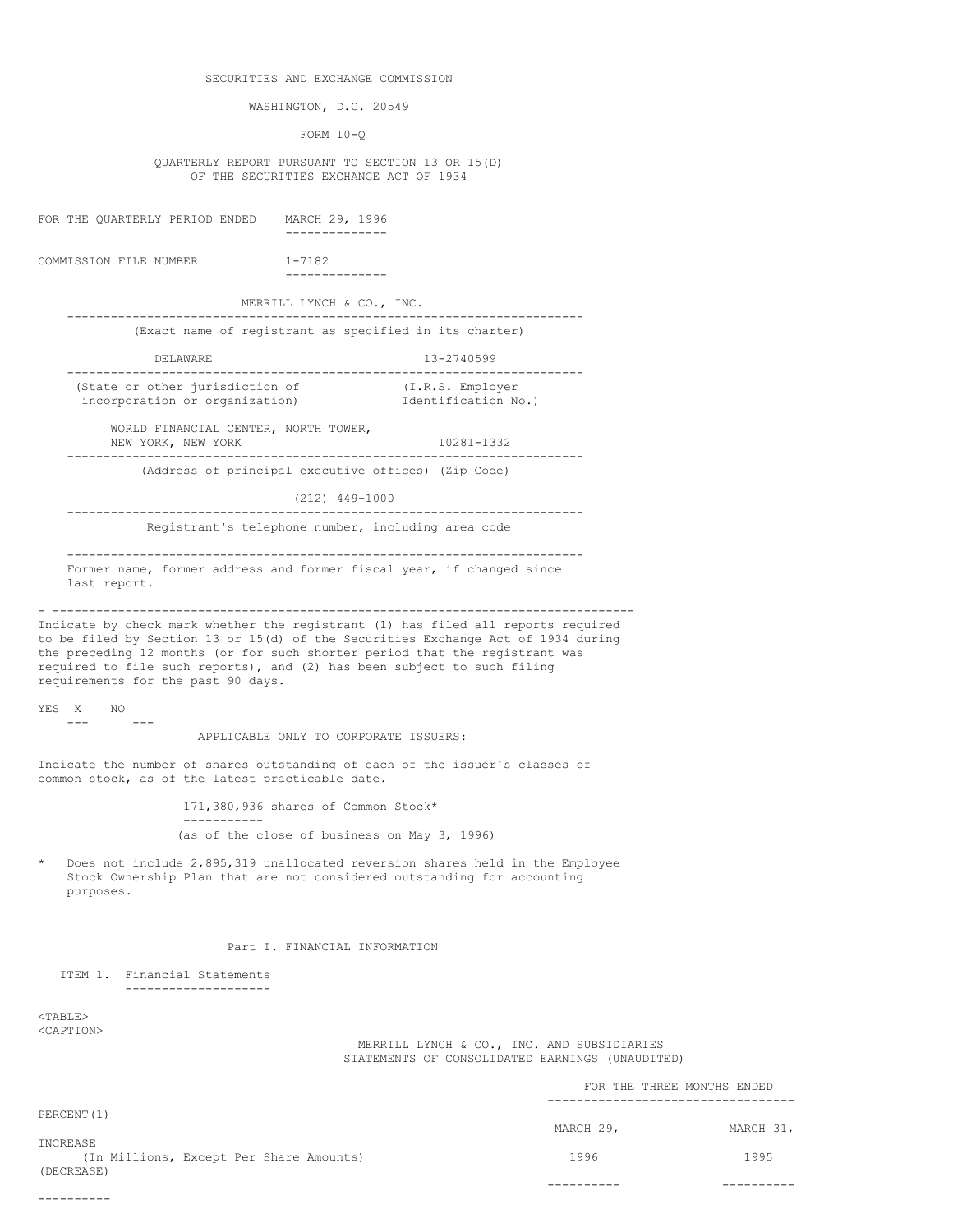SECURITIES AND EXCHANGE COMMISSION

WASHINGTON, D.C. 20549

FORM 10-Q

QUARTERLY REPORT PURSUANT TO SECTION 13 OR 15(D)
OF THE SECURITIES EXCHANGE ACT OF 1934

FOR THE QUARTERLY PERIOD ENDED MARCH 29, 1996

COMMISSION FILE NUMBER 1-7182

MERRILL LYNCH & CO., INC.

(Exact name of registrant as specified in its charter)

| DELAWARE | 13-2740599 |
|---|---|
| (State or other jurisdiction of incorporation or organization) | (I.R.S. Employer Identification No.) |

| WORLD FINANCIAL CENTER, NORTH TOWER, NEW YORK, NEW YORK | 10281-1332 |
|---|---|
| (Address of principal executive offices) | (Zip Code) |

(212) 449-1000

Registrant's telephone number, including area code

Former name, former address and former fiscal year, if changed since last report.

Indicate by check mark whether the registrant (1) has filed all reports required to be filed by Section 13 or 15(d) of the Securities Exchange Act of 1934 during the preceding 12 months (or for such shorter period that the registrant was required to file such reports), and (2) has been subject to such filing requirements for the past 90 days.

YES X NO ___

APPLICABLE ONLY TO CORPORATE ISSUERS:

Indicate the number of shares outstanding of each of the issuer's classes of common stock, as of the latest practicable date.

171,380,936 shares of Common Stock*

(as of the close of business on May 3, 1996)

\* Does not include 2,895,319 unallocated reversion shares held in the Employee Stock Ownership Plan that are not considered outstanding for accounting purposes.

# Part I. FINANCIAL INFORMATION

## ITEM 1. Financial Statements

MERRILL LYNCH & CO., INC. AND SUBSIDIARIES
STATEMENTS OF CONSOLIDATED EARNINGS (UNAUDITED)

| (In Millions, Except Per Share Amounts) | FOR THE THREE MONTHS ENDED | | PERCENT(1) |
|---|---|---|---|
| | MARCH 29, 1996 | MARCH 31, 1995 | INCREASE (DECREASE) |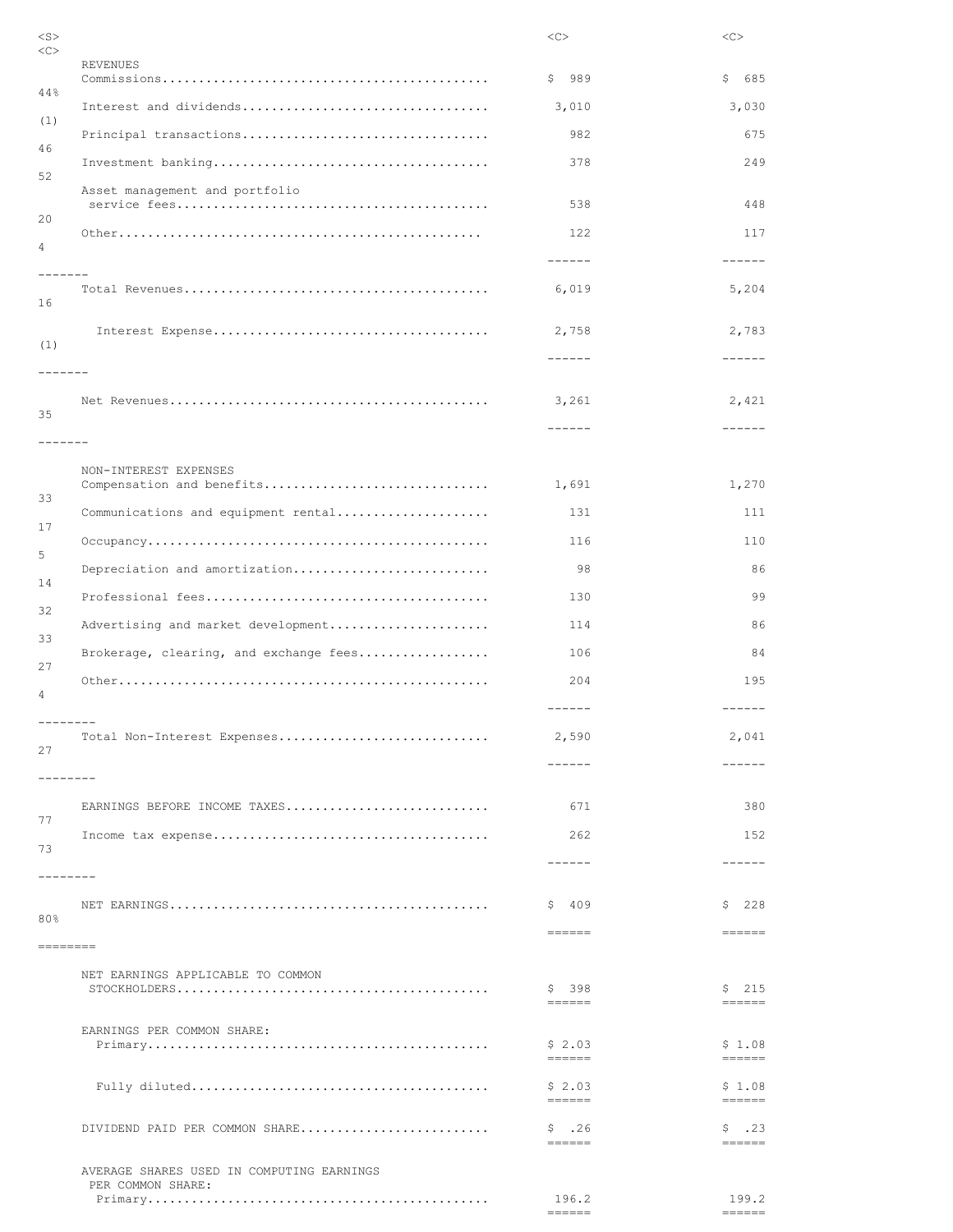| | | | |
|---|---|---|---|
| REVENUES | | | |
| Commissions | $ 989 | $ 685 | 44% |
| Interest and dividends | 3,010 | 3,030 | (1) |
| Principal transactions | 982 | 675 | 46 |
| Investment banking | 378 | 249 | 52 |
| Asset management and portfolio service fees | 538 | 448 | 20 |
| Other | 122 | 117 | 4 |
| Total Revenues | 6,019 | 5,204 | 16 |
| Interest Expense | 2,758 | 2,783 | (1) |
| Net Revenues | 3,261 | 2,421 | 35 |
| NON-INTEREST EXPENSES | | | |
| Compensation and benefits | 1,691 | 1,270 | 33 |
| Communications and equipment rental | 131 | 111 | 17 |
| Occupancy | 116 | 110 | 5 |
| Depreciation and amortization | 98 | 86 | 14 |
| Professional fees | 130 | 99 | 32 |
| Advertising and market development | 114 | 86 | 33 |
| Brokerage, clearing, and exchange fees | 106 | 84 | 27 |
| Other | 204 | 195 | 4 |
| Total Non-Interest Expenses | 2,590 | 2,041 | 27 |
| EARNINGS BEFORE INCOME TAXES | 671 | 380 | 77 |
| Income tax expense | 262 | 152 | 73 |
| NET EARNINGS | $ 409 | $ 228 | 80% |
| NET EARNINGS APPLICABLE TO COMMON STOCKHOLDERS | $ 398 | $ 215 | |
| EARNINGS PER COMMON SHARE: | | | |
| Primary | $ 2.03 | $ 1.08 | |
| Fully diluted | $ 2.03 | $ 1.08 | |
| DIVIDEND PAID PER COMMON SHARE | $ .26 | $ .23 | |
| AVERAGE SHARES USED IN COMPUTING EARNINGS PER COMMON SHARE: | | | |
| Primary | 196.2 | 199.2 | |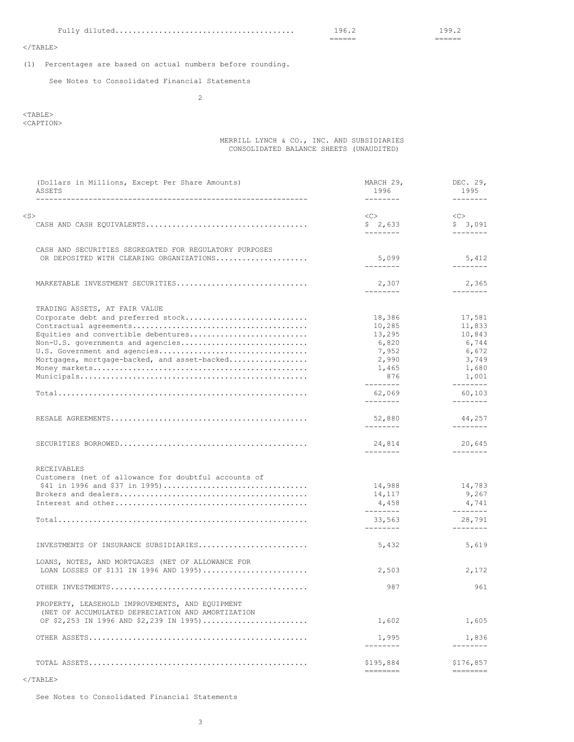| | | |
|---|---|---|
| Fully diluted | 196.2 | 199.2 |

(1) Percentages are based on actual numbers before rounding.

See Notes to Consolidated Financial Statements

## MERRILL LYNCH & CO., INC. AND SUBSIDIARIES
## CONSOLIDATED BALANCE SHEETS (UNAUDITED)

| (Dollars in Millions, Except Per Share Amounts) ASSETS | MARCH 29, 1996 | DEC. 29, 1995 |
|---|---|---|
| CASH AND CASH EQUIVALENTS | $ 2,633 | $ 3,091 |
| CASH AND SECURITIES SEGREGATED FOR REGULATORY PURPOSES OR DEPOSITED WITH CLEARING ORGANIZATIONS | 5,099 | 5,412 |
| MARKETABLE INVESTMENT SECURITIES | 2,307 | 2,365 |
| TRADING ASSETS, AT FAIR VALUE | | |
| Corporate debt and preferred stock | 18,386 | 17,581 |
| Contractual agreements | 10,285 | 11,833 |
| Equities and convertible debentures | 13,295 | 10,843 |
| Non-U.S. governments and agencies | 6,820 | 6,744 |
| U.S. Government and agencies | 7,952 | 6,672 |
| Mortgages, mortgage-backed, and asset-backed | 2,990 | 3,749 |
| Money markets | 1,465 | 1,680 |
| Municipals | 876 | 1,001 |
| Total | 62,069 | 60,103 |
| RESALE AGREEMENTS | 52,880 | 44,257 |
| SECURITIES BORROWED | 24,814 | 20,645 |
| RECEIVABLES | | |
| Customers (net of allowance for doubtful accounts of $41 in 1996 and $37 in 1995) | 14,988 | 14,783 |
| Brokers and dealers | 14,117 | 9,267 |
| Interest and other | 4,458 | 4,741 |
| Total | 33,563 | 28,791 |
| INVESTMENTS OF INSURANCE SUBSIDIARIES | 5,432 | 5,619 |
| LOANS, NOTES, AND MORTGAGES (NET OF ALLOWANCE FOR LOAN LOSSES OF $131 IN 1996 AND 1995) | 2,503 | 2,172 |
| OTHER INVESTMENTS | 987 | 961 |
| PROPERTY, LEASEHOLD IMPROVEMENTS, AND EQUIPMENT (NET OF ACCUMULATED DEPRECIATION AND AMORTIZATION OF $2,253 IN 1996 AND $2,239 IN 1995) | 1,602 | 1,605 |
| OTHER ASSETS | 1,995 | 1,836 |
| TOTAL ASSETS | $195,884 | $176,857 |

See Notes to Consolidated Financial Statements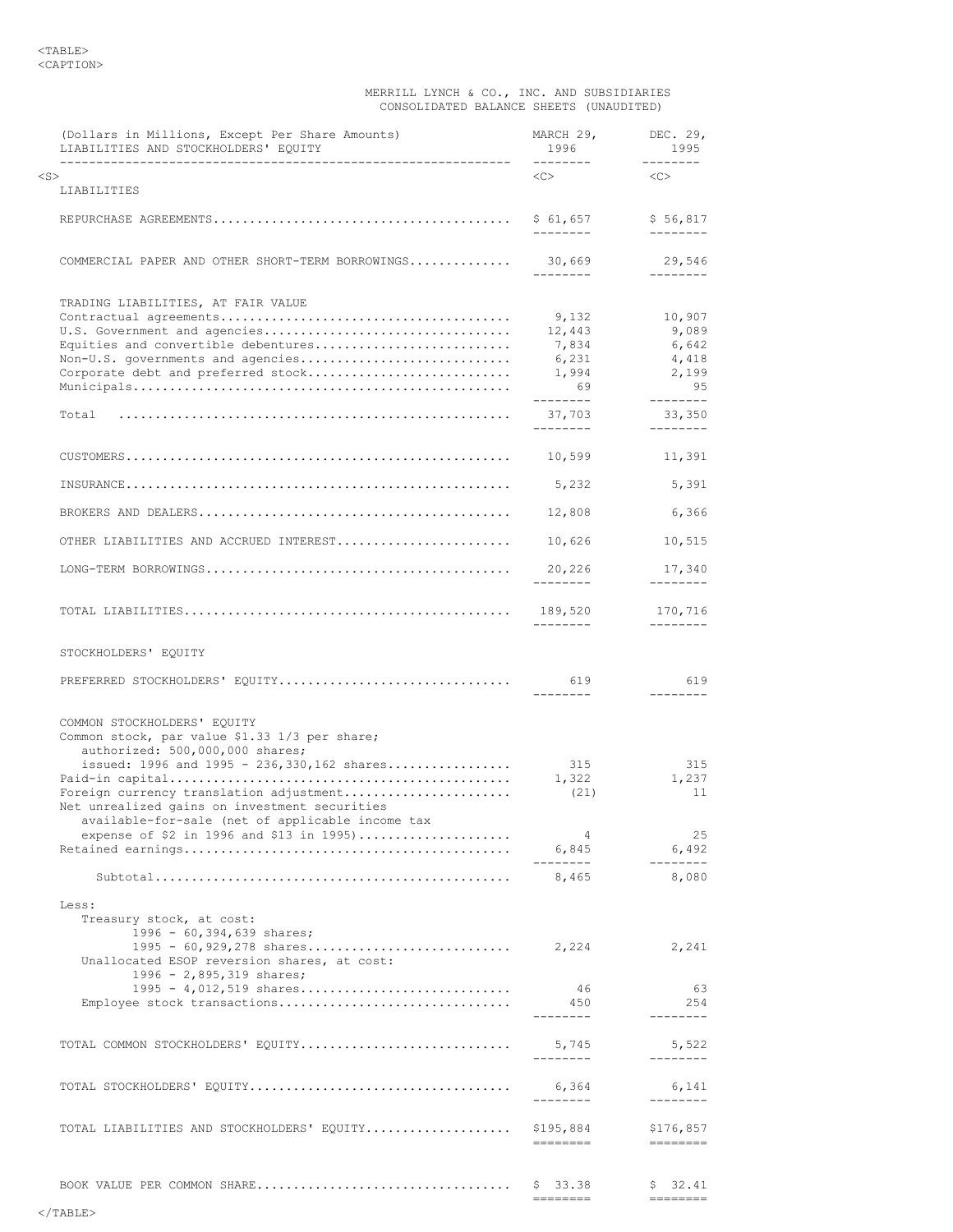MERRILL LYNCH & CO., INC. AND SUBSIDIARIES
CONSOLIDATED BALANCE SHEETS (UNAUDITED)

| (Dollars in Millions, Except Per Share Amounts) LIABILITIES AND STOCKHOLDERS' EQUITY | MARCH 29, 1996 | DEC. 29, 1995 |
|---|---|---|
| LIABILITIES | | |
| REPURCHASE AGREEMENTS | $ 61,657 | $ 56,817 |
| COMMERCIAL PAPER AND OTHER SHORT-TERM BORROWINGS | 30,669 | 29,546 |
| TRADING LIABILITIES, AT FAIR VALUE | | |
| Contractual agreements | 9,132 | 10,907 |
| U.S. Government and agencies | 12,443 | 9,089 |
| Equities and convertible debentures | 7,834 | 6,642 |
| Non-U.S. governments and agencies | 6,231 | 4,418 |
| Corporate debt and preferred stock | 1,994 | 2,199 |
| Municipals | 69 | 95 |
| Total | 37,703 | 33,350 |
| CUSTOMERS | 10,599 | 11,391 |
| INSURANCE | 5,232 | 5,391 |
| BROKERS AND DEALERS | 12,808 | 6,366 |
| OTHER LIABILITIES AND ACCRUED INTEREST | 10,626 | 10,515 |
| LONG-TERM BORROWINGS | 20,226 | 17,340 |
| TOTAL LIABILITIES | 189,520 | 170,716 |
| STOCKHOLDERS' EQUITY | | |
| PREFERRED STOCKHOLDERS' EQUITY | 619 | 619 |
| COMMON STOCKHOLDERS' EQUITY | | |
| Common stock, par value $1.33 1/3 per share; authorized: 500,000,000 shares; issued: 1996 and 1995 - 236,330,162 shares | 315 | 315 |
| Paid-in capital | 1,322 | 1,237 |
| Foreign currency translation adjustment | (21) | 11 |
| Net unrealized gains on investment securities available-for-sale (net of applicable income tax expense of $2 in 1996 and $13 in 1995) | 4 | 25 |
| Retained earnings | 6,845 | 6,492 |
| Subtotal | 8,465 | 8,080 |
| Less: | | |
| Treasury stock, at cost: 1996 - 60,394,639 shares; 1995 - 60,929,278 shares | 2,224 | 2,241 |
| Unallocated ESOP reversion shares, at cost: 1996 - 2,895,319 shares; 1995 - 4,012,519 shares | 46 | 63 |
| Employee stock transactions | 450 | 254 |
| TOTAL COMMON STOCKHOLDERS' EQUITY | 5,745 | 5,522 |
| TOTAL STOCKHOLDERS' EQUITY | 6,364 | 6,141 |
| TOTAL LIABILITIES AND STOCKHOLDERS' EQUITY | $195,884 | $176,857 |
| BOOK VALUE PER COMMON SHARE | $ 33.38 | $ 32.41 |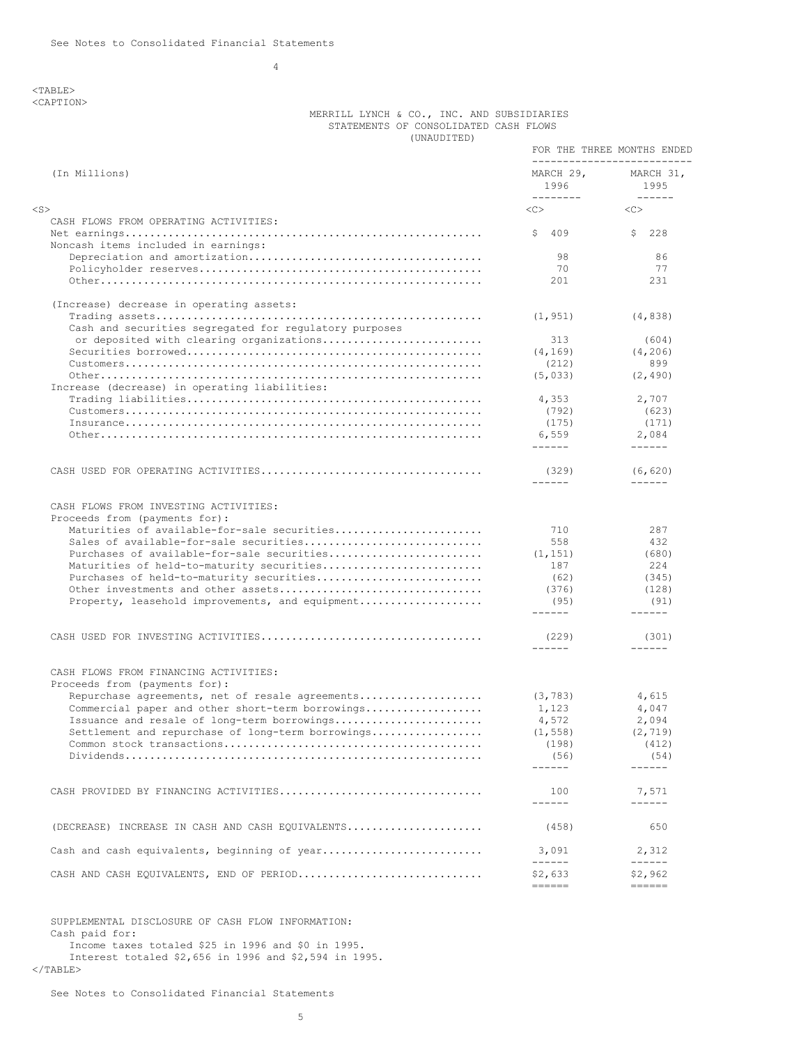See Notes to Consolidated Financial Statements

MERRILL LYNCH & CO., INC. AND SUBSIDIARIES
STATEMENTS OF CONSOLIDATED CASH FLOWS
(UNAUDITED)

| (In Millions) | FOR THE THREE MONTHS ENDED MARCH 29, 1996 | MARCH 31, 1995 |
|---|---|---|
| CASH FLOWS FROM OPERATING ACTIVITIES: | | |
| Net earnings | $ 409 | $ 228 |
| Noncash items included in earnings: | | |
| Depreciation and amortization | 98 | 86 |
| Policyholder reserves | 70 | 77 |
| Other | 201 | 231 |
| (Increase) decrease in operating assets: | | |
| Trading assets | (1,951) | (4,838) |
| Cash and securities segregated for regulatory purposes or deposited with clearing organizations | 313 | (604) |
| Securities borrowed | (4,169) | (4,206) |
| Customers | (212) | 899 |
| Other | (5,033) | (2,490) |
| Increase (decrease) in operating liabilities: | | |
| Trading liabilities | 4,353 | 2,707 |
| Customers | (792) | (623) |
| Insurance | (175) | (171) |
| Other | 6,559 | 2,084 |
| CASH USED FOR OPERATING ACTIVITIES | (329) | (6,620) |
| CASH FLOWS FROM INVESTING ACTIVITIES: | | |
| Proceeds from (payments for): | | |
| Maturities of available-for-sale securities | 710 | 287 |
| Sales of available-for-sale securities | 558 | 432 |
| Purchases of available-for-sale securities | (1,151) | (680) |
| Maturities of held-to-maturity securities | 187 | 224 |
| Purchases of held-to-maturity securities | (62) | (345) |
| Other investments and other assets | (376) | (128) |
| Property, leasehold improvements, and equipment | (95) | (91) |
| CASH USED FOR INVESTING ACTIVITIES | (229) | (301) |
| CASH FLOWS FROM FINANCING ACTIVITIES: | | |
| Proceeds from (payments for): | | |
| Repurchase agreements, net of resale agreements | (3,783) | 4,615 |
| Commercial paper and other short-term borrowings | 1,123 | 4,047 |
| Issuance and resale of long-term borrowings | 4,572 | 2,094 |
| Settlement and repurchase of long-term borrowings | (1,558) | (2,719) |
| Common stock transactions | (198) | (412) |
| Dividends | (56) | (54) |
| CASH PROVIDED BY FINANCING ACTIVITIES | 100 | 7,571 |
| (DECREASE) INCREASE IN CASH AND CASH EQUIVALENTS | (458) | 650 |
| Cash and cash equivalents, beginning of year | 3,091 | 2,312 |
| CASH AND CASH EQUIVALENTS, END OF PERIOD | $2,633 | $2,962 |

SUPPLEMENTAL DISCLOSURE OF CASH FLOW INFORMATION:
Cash paid for:
Income taxes totaled $25 in 1996 and $0 in 1995.
Interest totaled $2,656 in 1996 and $2,594 in 1995.

See Notes to Consolidated Financial Statements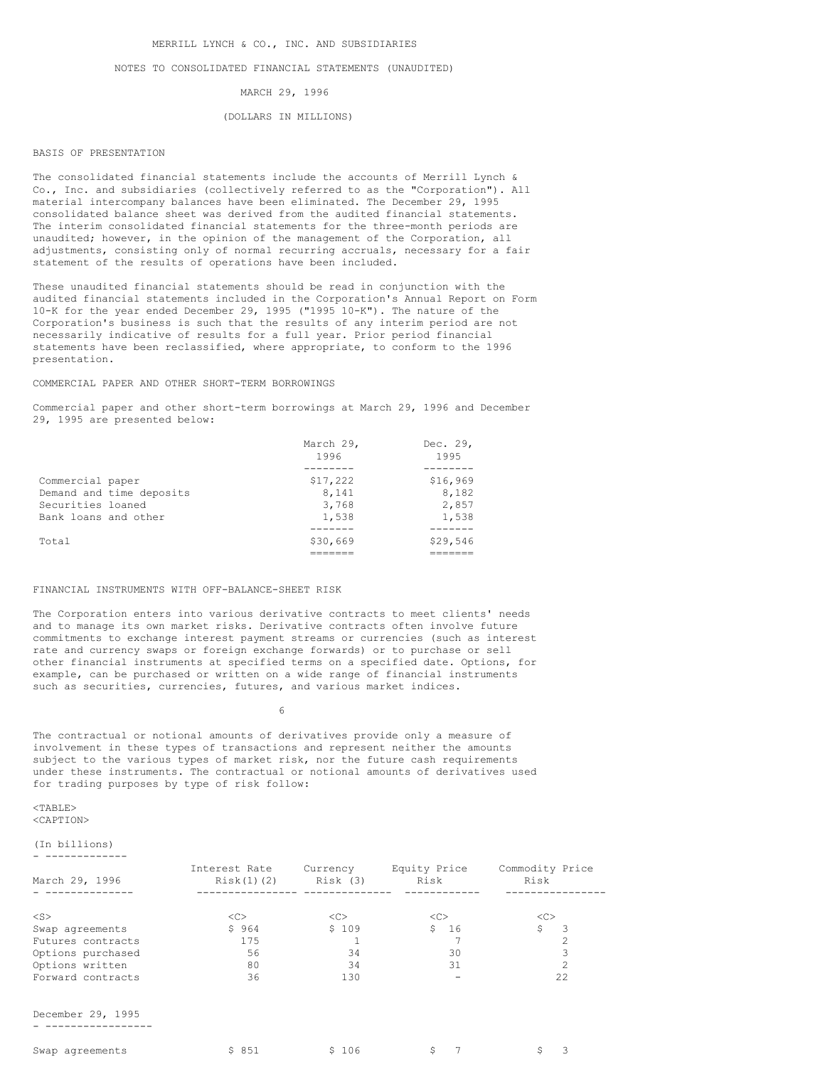MERRILL LYNCH & CO., INC. AND SUBSIDIARIES

NOTES TO CONSOLIDATED FINANCIAL STATEMENTS (UNAUDITED)

MARCH 29, 1996

(DOLLARS IN MILLIONS)

## BASIS OF PRESENTATION

The consolidated financial statements include the accounts of Merrill Lynch & Co., Inc. and subsidiaries (collectively referred to as the "Corporation"). All material intercompany balances have been eliminated. The December 29, 1995 consolidated balance sheet was derived from the audited financial statements. The interim consolidated financial statements for the three-month periods are unaudited; however, in the opinion of the management of the Corporation, all adjustments, consisting only of normal recurring accruals, necessary for a fair statement of the results of operations have been included.

These unaudited financial statements should be read in conjunction with the audited financial statements included in the Corporation's Annual Report on Form 10-K for the year ended December 29, 1995 ("1995 10-K"). The nature of the Corporation's business is such that the results of any interim period are not necessarily indicative of results for a full year. Prior period financial statements have been reclassified, where appropriate, to conform to the 1996 presentation.

## COMMERCIAL PAPER AND OTHER SHORT-TERM BORROWINGS

Commercial paper and other short-term borrowings at March 29, 1996 and December 29, 1995 are presented below:

| | March 29, 1996 | Dec. 29, 1995 |
|---|---|---|
| Commercial paper | $17,222 | $16,969 |
| Demand and time deposits | 8,141 | 8,182 |
| Securities loaned | 3,768 | 2,857 |
| Bank loans and other | 1,538 | 1,538 |
| Total | $30,669 | $29,546 |

## FINANCIAL INSTRUMENTS WITH OFF-BALANCE-SHEET RISK

The Corporation enters into various derivative contracts to meet clients' needs and to manage its own market risks. Derivative contracts often involve future commitments to exchange interest payment streams or currencies (such as interest rate and currency swaps or foreign exchange forwards) or to purchase or sell other financial instruments at specified terms on a specified date. Options, for example, can be purchased or written on a wide range of financial instruments such as securities, currencies, futures, and various market indices.

The contractual or notional amounts of derivatives provide only a measure of involvement in these types of transactions and represent neither the amounts subject to the various types of market risk, nor the future cash requirements under these instruments. The contractual or notional amounts of derivatives used for trading purposes by type of risk follow:

(In billions)

| March 29, 1996 | Interest Rate Risk(1)(2) | Currency Risk (3) | Equity Price Risk | Commodity Price Risk |
|---|---|---|---|---|
| Swap agreements | $ 964 | $ 109 | $ 16 | $ 3 |
| Futures contracts | 175 | 1 | 7 | 2 |
| Options purchased | 56 | 34 | 30 | 3 |
| Options written | 80 | 34 | 31 | 2 |
| Forward contracts | 36 | 130 | - | 22 |
| **December 29, 1995** | | | | |
| Swap agreements | $ 851 | $ 106 | $ 7 | $ 3 |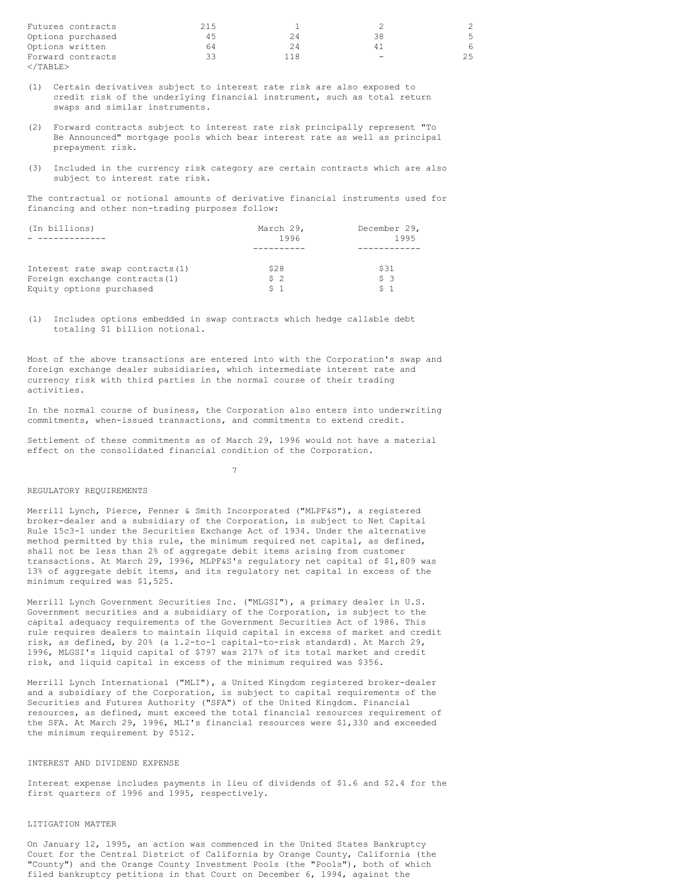| | | | | |
|---|---|---|---|---|
| Futures contracts | 215 | 1 | 2 | 2 |
| Options purchased | 45 | 24 | 38 | 5 |
| Options written | 64 | 24 | 41 | 6 |
| Forward contracts | 33 | 118 | - | 25 |

(1) Certain derivatives subject to interest rate risk are also exposed to credit risk of the underlying financial instrument, such as total return swaps and similar instruments.

(2) Forward contracts subject to interest rate risk principally represent "To Be Announced" mortgage pools which bear interest rate as well as principal prepayment risk.

(3) Included in the currency risk category are certain contracts which are also subject to interest rate risk.

The contractual or notional amounts of derivative financial instruments used for financing and other non-trading purposes follow:

| (In billions) | March 29, 1996 | December 29, 1995 |
|---|---|---|
| Interest rate swap contracts(1) | $28 | $31 |
| Foreign exchange contracts(1) | $ 2 | $ 3 |
| Equity options purchased | $ 1 | $ 1 |

(1) Includes options embedded in swap contracts which hedge callable debt totaling $1 billion notional.

Most of the above transactions are entered into with the Corporation's swap and foreign exchange dealer subsidiaries, which intermediate interest rate and currency risk with third parties in the normal course of their trading activities.

In the normal course of business, the Corporation also enters into underwriting commitments, when-issued transactions, and commitments to extend credit.

Settlement of these commitments as of March 29, 1996 would not have a material effect on the consolidated financial condition of the Corporation.

## REGULATORY REQUIREMENTS

Merrill Lynch, Pierce, Fenner & Smith Incorporated ("MLPF&S"), a registered broker-dealer and a subsidiary of the Corporation, is subject to Net Capital Rule 15c3-1 under the Securities Exchange Act of 1934. Under the alternative method permitted by this rule, the minimum required net capital, as defined, shall not be less than 2% of aggregate debit items arising from customer transactions. At March 29, 1996, MLPF&S's regulatory net capital of $1,809 was 13% of aggregate debit items, and its regulatory net capital in excess of the minimum required was $1,525.

Merrill Lynch Government Securities Inc. ("MLGSI"), a primary dealer in U.S. Government securities and a subsidiary of the Corporation, is subject to the capital adequacy requirements of the Government Securities Act of 1986. This rule requires dealers to maintain liquid capital in excess of market and credit risk, as defined, by 20% (a 1.2-to-1 capital-to-risk standard). At March 29, 1996, MLGSI's liquid capital of $797 was 217% of its total market and credit risk, and liquid capital in excess of the minimum required was $356.

Merrill Lynch International ("MLI"), a United Kingdom registered broker-dealer and a subsidiary of the Corporation, is subject to capital requirements of the Securities and Futures Authority ("SFA") of the United Kingdom. Financial resources, as defined, must exceed the total financial resources requirement of the SFA. At March 29, 1996, MLI's financial resources were $1,330 and exceeded the minimum requirement by $512.

## INTEREST AND DIVIDEND EXPENSE

Interest expense includes payments in lieu of dividends of $1.6 and $2.4 for the first quarters of 1996 and 1995, respectively.

## LITIGATION MATTER

On January 12, 1995, an action was commenced in the United States Bankruptcy Court for the Central District of California by Orange County, California (the "County") and the Orange County Investment Pools (the "Pools"), both of which filed bankruptcy petitions in that Court on December 6, 1994, against the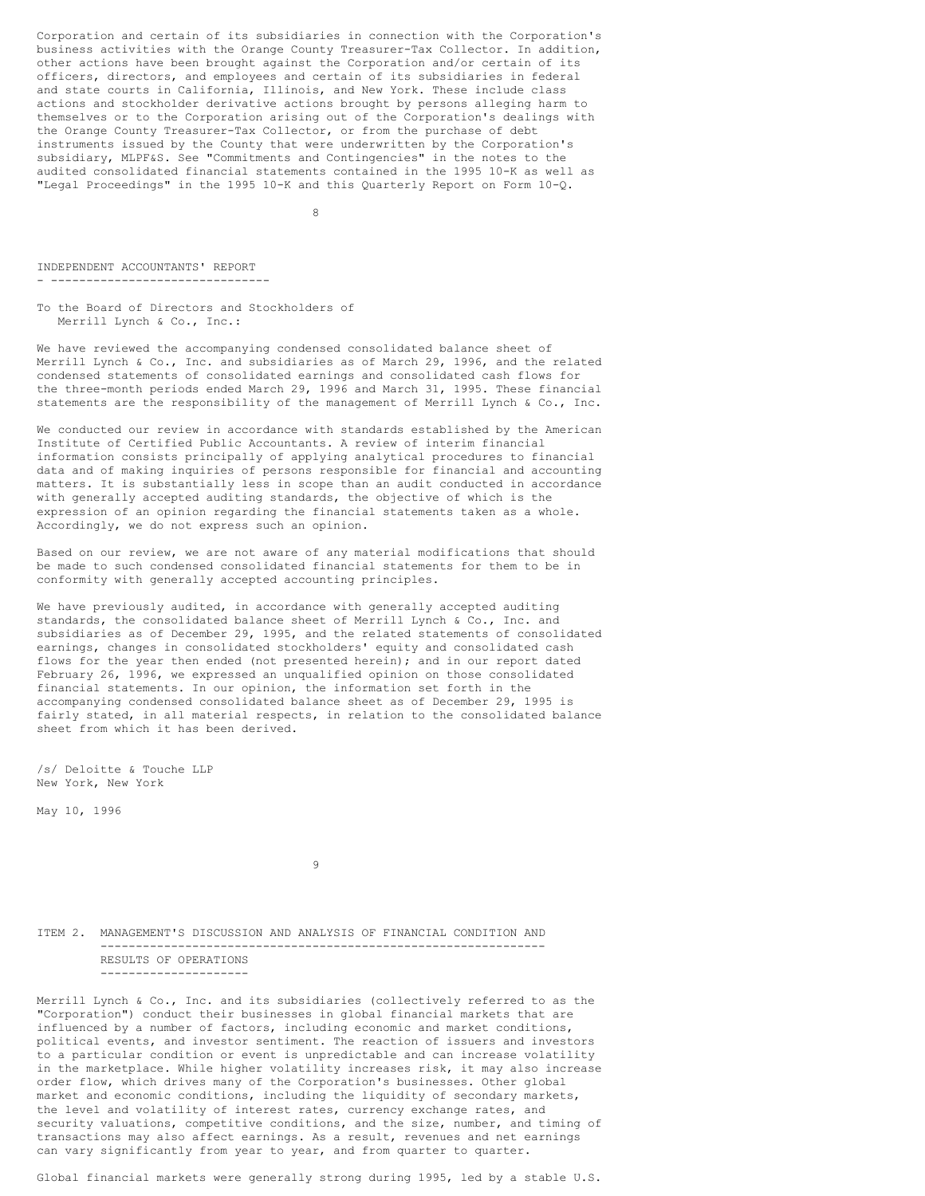Corporation and certain of its subsidiaries in connection with the Corporation's business activities with the Orange County Treasurer-Tax Collector. In addition, other actions have been brought against the Corporation and/or certain of its officers, directors, and employees and certain of its subsidiaries in federal and state courts in California, Illinois, and New York. These include class actions and stockholder derivative actions brought by persons alleging harm to themselves or to the Corporation arising out of the Corporation's dealings with the Orange County Treasurer-Tax Collector, or from the purchase of debt instruments issued by the County that were underwritten by the Corporation's subsidiary, MLPF&S. See "Commitments and Contingencies" in the notes to the audited consolidated financial statements contained in the 1995 10-K as well as "Legal Proceedings" in the 1995 10-K and this Quarterly Report on Form 10-Q.

## INDEPENDENT ACCOUNTANTS' REPORT

To the Board of Directors and Stockholders of
Merrill Lynch & Co., Inc.:

We have reviewed the accompanying condensed consolidated balance sheet of Merrill Lynch & Co., Inc. and subsidiaries as of March 29, 1996, and the related condensed statements of consolidated earnings and consolidated cash flows for the three-month periods ended March 29, 1996 and March 31, 1995. These financial statements are the responsibility of the management of Merrill Lynch & Co., Inc.

We conducted our review in accordance with standards established by the American Institute of Certified Public Accountants. A review of interim financial information consists principally of applying analytical procedures to financial data and of making inquiries of persons responsible for financial and accounting matters. It is substantially less in scope than an audit conducted in accordance with generally accepted auditing standards, the objective of which is the expression of an opinion regarding the financial statements taken as a whole. Accordingly, we do not express such an opinion.

Based on our review, we are not aware of any material modifications that should be made to such condensed consolidated financial statements for them to be in conformity with generally accepted accounting principles.

We have previously audited, in accordance with generally accepted auditing standards, the consolidated balance sheet of Merrill Lynch & Co., Inc. and subsidiaries as of December 29, 1995, and the related statements of consolidated earnings, changes in consolidated stockholders' equity and consolidated cash flows for the year then ended (not presented herein); and in our report dated February 26, 1996, we expressed an unqualified opinion on those consolidated financial statements. In our opinion, the information set forth in the accompanying condensed consolidated balance sheet as of December 29, 1995 is fairly stated, in all material respects, in relation to the consolidated balance sheet from which it has been derived.

/s/ Deloitte & Touche LLP
New York, New York

May 10, 1996

## ITEM 2. MANAGEMENT'S DISCUSSION AND ANALYSIS OF FINANCIAL CONDITION AND RESULTS OF OPERATIONS

Merrill Lynch & Co., Inc. and its subsidiaries (collectively referred to as the "Corporation") conduct their businesses in global financial markets that are influenced by a number of factors, including economic and market conditions, political events, and investor sentiment. The reaction of issuers and investors to a particular condition or event is unpredictable and can increase volatility in the marketplace. While higher volatility increases risk, it may also increase order flow, which drives many of the Corporation's businesses. Other global market and economic conditions, including the liquidity of secondary markets, the level and volatility of interest rates, currency exchange rates, and security valuations, competitive conditions, and the size, number, and timing of transactions may also affect earnings. As a result, revenues and net earnings can vary significantly from year to year, and from quarter to quarter.

Global financial markets were generally strong during 1995, led by a stable U.S.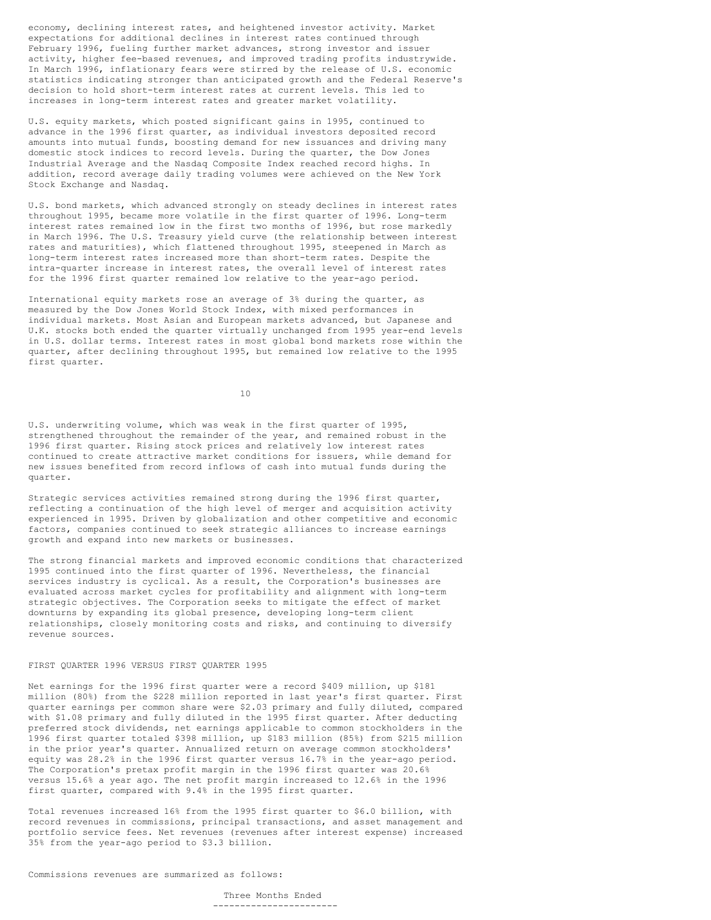economy, declining interest rates, and heightened investor activity. Market expectations for additional declines in interest rates continued through February 1996, fueling further market advances, strong investor and issuer activity, higher fee-based revenues, and improved trading profits industrywide. In March 1996, inflationary fears were stirred by the release of U.S. economic statistics indicating stronger than anticipated growth and the Federal Reserve's decision to hold short-term interest rates at current levels. This led to increases in long-term interest rates and greater market volatility.

U.S. equity markets, which posted significant gains in 1995, continued to advance in the 1996 first quarter, as individual investors deposited record amounts into mutual funds, boosting demand for new issuances and driving many domestic stock indices to record levels. During the quarter, the Dow Jones Industrial Average and the Nasdaq Composite Index reached record highs. In addition, record average daily trading volumes were achieved on the New York Stock Exchange and Nasdaq.

U.S. bond markets, which advanced strongly on steady declines in interest rates throughout 1995, became more volatile in the first quarter of 1996. Long-term interest rates remained low in the first two months of 1996, but rose markedly in March 1996. The U.S. Treasury yield curve (the relationship between interest rates and maturities), which flattened throughout 1995, steepened in March as long-term interest rates increased more than short-term rates. Despite the intra-quarter increase in interest rates, the overall level of interest rates for the 1996 first quarter remained low relative to the year-ago period.

International equity markets rose an average of 3% during the quarter, as measured by the Dow Jones World Stock Index, with mixed performances in individual markets. Most Asian and European markets advanced, but Japanese and U.K. stocks both ended the quarter virtually unchanged from 1995 year-end levels in U.S. dollar terms. Interest rates in most global bond markets rose within the quarter, after declining throughout 1995, but remained low relative to the 1995 first quarter.

U.S. underwriting volume, which was weak in the first quarter of 1995, strengthened throughout the remainder of the year, and remained robust in the 1996 first quarter. Rising stock prices and relatively low interest rates continued to create attractive market conditions for issuers, while demand for new issues benefited from record inflows of cash into mutual funds during the quarter.

Strategic services activities remained strong during the 1996 first quarter, reflecting a continuation of the high level of merger and acquisition activity experienced in 1995. Driven by globalization and other competitive and economic factors, companies continued to seek strategic alliances to increase earnings growth and expand into new markets or businesses.

The strong financial markets and improved economic conditions that characterized 1995 continued into the first quarter of 1996. Nevertheless, the financial services industry is cyclical. As a result, the Corporation's businesses are evaluated across market cycles for profitability and alignment with long-term strategic objectives. The Corporation seeks to mitigate the effect of market downturns by expanding its global presence, developing long-term client relationships, closely monitoring costs and risks, and continuing to diversify revenue sources.

## FIRST QUARTER 1996 VERSUS FIRST QUARTER 1995

Net earnings for the 1996 first quarter were a record $409 million, up $181 million (80%) from the $228 million reported in last year's first quarter. First quarter earnings per common share were $2.03 primary and fully diluted, compared with $1.08 primary and fully diluted in the 1995 first quarter. After deducting preferred stock dividends, net earnings applicable to common stockholders in the 1996 first quarter totaled $398 million, up $183 million (85%) from $215 million in the prior year's quarter. Annualized return on average common stockholders' equity was 28.2% in the 1996 first quarter versus 16.7% in the year-ago period. The Corporation's pretax profit margin in the 1996 first quarter was 20.6% versus 15.6% a year ago. The net profit margin increased to 12.6% in the 1996 first quarter, compared with 9.4% in the 1995 first quarter.

Total revenues increased 16% from the 1995 first quarter to $6.0 billion, with record revenues in commissions, principal transactions, and asset management and portfolio service fees. Net revenues (revenues after interest expense) increased 35% from the year-ago period to $3.3 billion.

Commissions revenues are summarized as follows:

Three Months Ended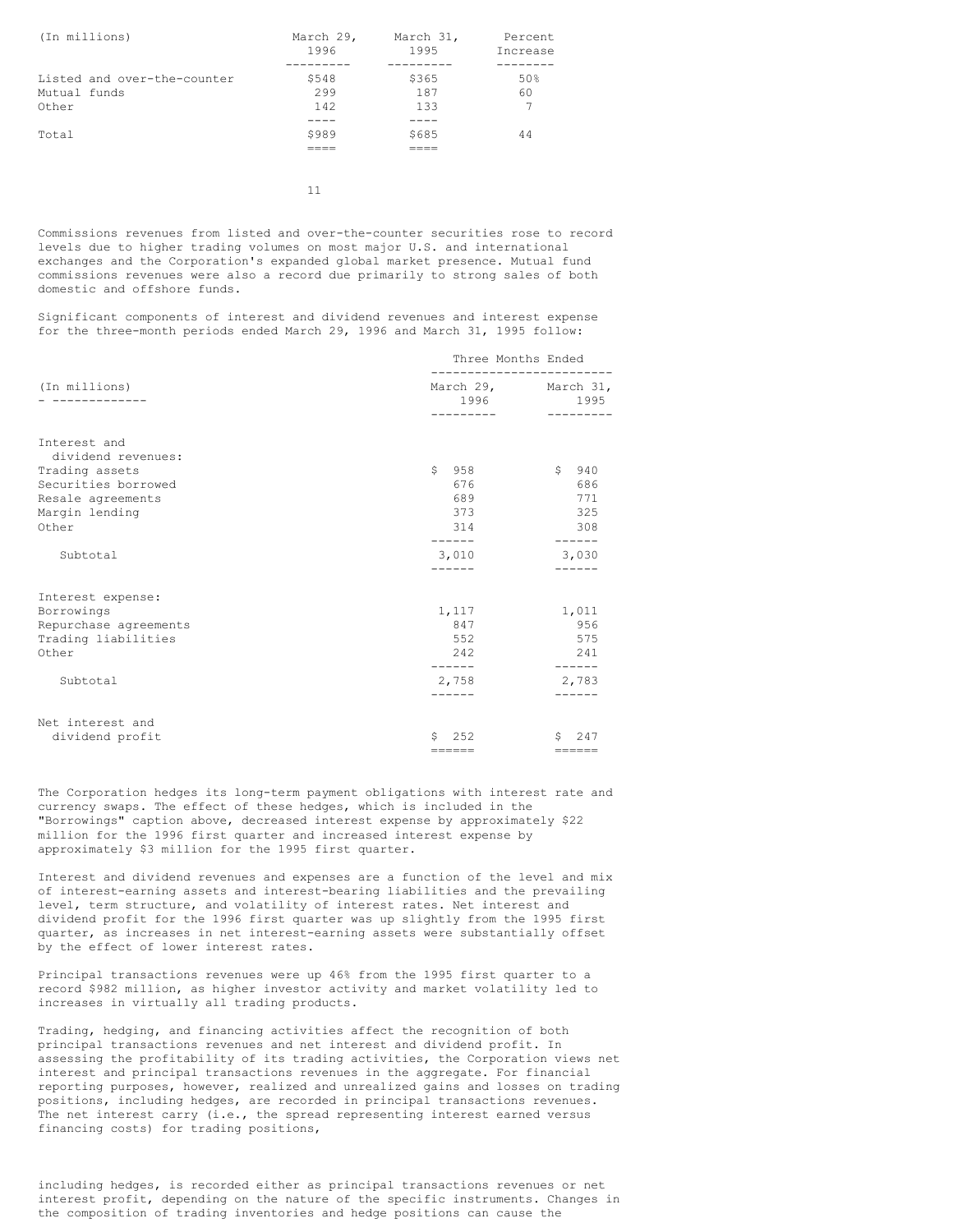| (In millions) | March 29, 1996 | March 31, 1995 | Percent Increase |
|---|---|---|---|
| Listed and over-the-counter | $548 | $365 | 50% |
| Mutual funds | 299 | 187 | 60 |
| Other | 142 | 133 | 7 |
| Total | $989 | $685 | 44 |

Commissions revenues from listed and over-the-counter securities rose to record levels due to higher trading volumes on most major U.S. and international exchanges and the Corporation's expanded global market presence. Mutual fund commissions revenues were also a record due primarily to strong sales of both domestic and offshore funds.

Significant components of interest and dividend revenues and interest expense for the three-month periods ended March 29, 1996 and March 31, 1995 follow:

| (In millions) | Three Months Ended March 29, 1996 | Three Months Ended March 31, 1995 |
|---|---|---|
| Interest and dividend revenues: | | |
| Trading assets | $ 958 | $ 940 |
| Securities borrowed | 676 | 686 |
| Resale agreements | 689 | 771 |
| Margin lending | 373 | 325 |
| Other | 314 | 308 |
| Subtotal | 3,010 | 3,030 |
| Interest expense: | | |
| Borrowings | 1,117 | 1,011 |
| Repurchase agreements | 847 | 956 |
| Trading liabilities | 552 | 575 |
| Other | 242 | 241 |
| Subtotal | 2,758 | 2,783 |
| Net interest and dividend profit | $ 252 | $ 247 |

The Corporation hedges its long-term payment obligations with interest rate and currency swaps. The effect of these hedges, which is included in the "Borrowings" caption above, decreased interest expense by approximately $22 million for the 1996 first quarter and increased interest expense by approximately $3 million for the 1995 first quarter.

Interest and dividend revenues and expenses are a function of the level and mix of interest-earning assets and interest-bearing liabilities and the prevailing level, term structure, and volatility of interest rates. Net interest and dividend profit for the 1996 first quarter was up slightly from the 1995 first quarter, as increases in net interest-earning assets were substantially offset by the effect of lower interest rates.

Principal transactions revenues were up 46% from the 1995 first quarter to a record $982 million, as higher investor activity and market volatility led to increases in virtually all trading products.

Trading, hedging, and financing activities affect the recognition of both principal transactions revenues and net interest and dividend profit. In assessing the profitability of its trading activities, the Corporation views net interest and principal transactions revenues in the aggregate. For financial reporting purposes, however, realized and unrealized gains and losses on trading positions, including hedges, are recorded in principal transactions revenues. The net interest carry (i.e., the spread representing interest earned versus financing costs) for trading positions, including hedges, is recorded either as principal transactions revenues or net interest profit, depending on the nature of the specific instruments. Changes in the composition of trading inventories and hedge positions can cause the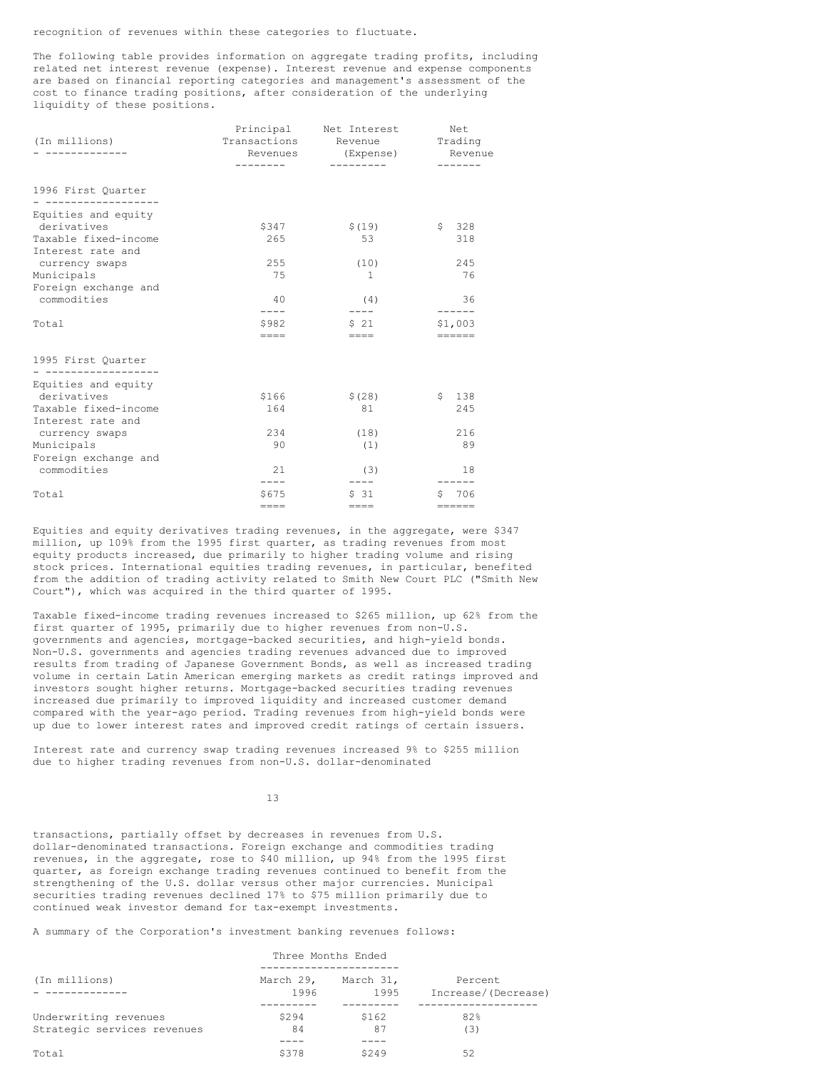recognition of revenues within these categories to fluctuate.

The following table provides information on aggregate trading profits, including related net interest revenue (expense). Interest revenue and expense components are based on financial reporting categories and management's assessment of the cost to finance trading positions, after consideration of the underlying liquidity of these positions.

| (In millions) | Principal Transactions Revenues | Net Interest Revenue (Expense) | Net Trading Revenue |
|---|---|---|---|
| **1996 First Quarter** | | | |
| Equities and equity derivatives | $347 | $(19) | $ 328 |
| Taxable fixed-income | 265 | 53 | 318 |
| Interest rate and currency swaps | 255 | (10) | 245 |
| Municipals | 75 | 1 | 76 |
| Foreign exchange and commodities | 40 | (4) | 36 |
| Total | $982 | $ 21 | $1,003 |
| **1995 First Quarter** | | | |
| Equities and equity derivatives | $166 | $(28) | $ 138 |
| Taxable fixed-income | 164 | 81 | 245 |
| Interest rate and currency swaps | 234 | (18) | 216 |
| Municipals | 90 | (1) | 89 |
| Foreign exchange and commodities | 21 | (3) | 18 |
| Total | $675 | $ 31 | $ 706 |

Equities and equity derivatives trading revenues, in the aggregate, were $347 million, up 109% from the 1995 first quarter, as trading revenues from most equity products increased, due primarily to higher trading volume and rising stock prices. International equities trading revenues, in particular, benefited from the addition of trading activity related to Smith New Court PLC ("Smith New Court"), which was acquired in the third quarter of 1995.

Taxable fixed-income trading revenues increased to $265 million, up 62% from the first quarter of 1995, primarily due to higher revenues from non-U.S. governments and agencies, mortgage-backed securities, and high-yield bonds. Non-U.S. governments and agencies trading revenues advanced due to improved results from trading of Japanese Government Bonds, as well as increased trading volume in certain Latin American emerging markets as credit ratings improved and investors sought higher returns. Mortgage-backed securities trading revenues increased due primarily to improved liquidity and increased customer demand compared with the year-ago period. Trading revenues from high-yield bonds were up due to lower interest rates and improved credit ratings of certain issuers.

Interest rate and currency swap trading revenues increased 9% to $255 million due to higher trading revenues from non-U.S. dollar-denominated transactions, partially offset by decreases in revenues from U.S. dollar-denominated transactions. Foreign exchange and commodities trading revenues, in the aggregate, rose to $40 million, up 94% from the 1995 first quarter, as foreign exchange trading revenues continued to benefit from the strengthening of the U.S. dollar versus other major currencies. Municipal securities trading revenues declined 17% to $75 million primarily due to continued weak investor demand for tax-exempt investments.

A summary of the Corporation's investment banking revenues follows:

| (In millions) | Three Months Ended March 29, 1996 | Three Months Ended March 31, 1995 | Percent Increase/(Decrease) |
|---|---|---|---|
| Underwriting revenues | $294 | $162 | 82% |
| Strategic services revenues | 84 | 87 | (3) |
| Total | $378 | $249 | 52 |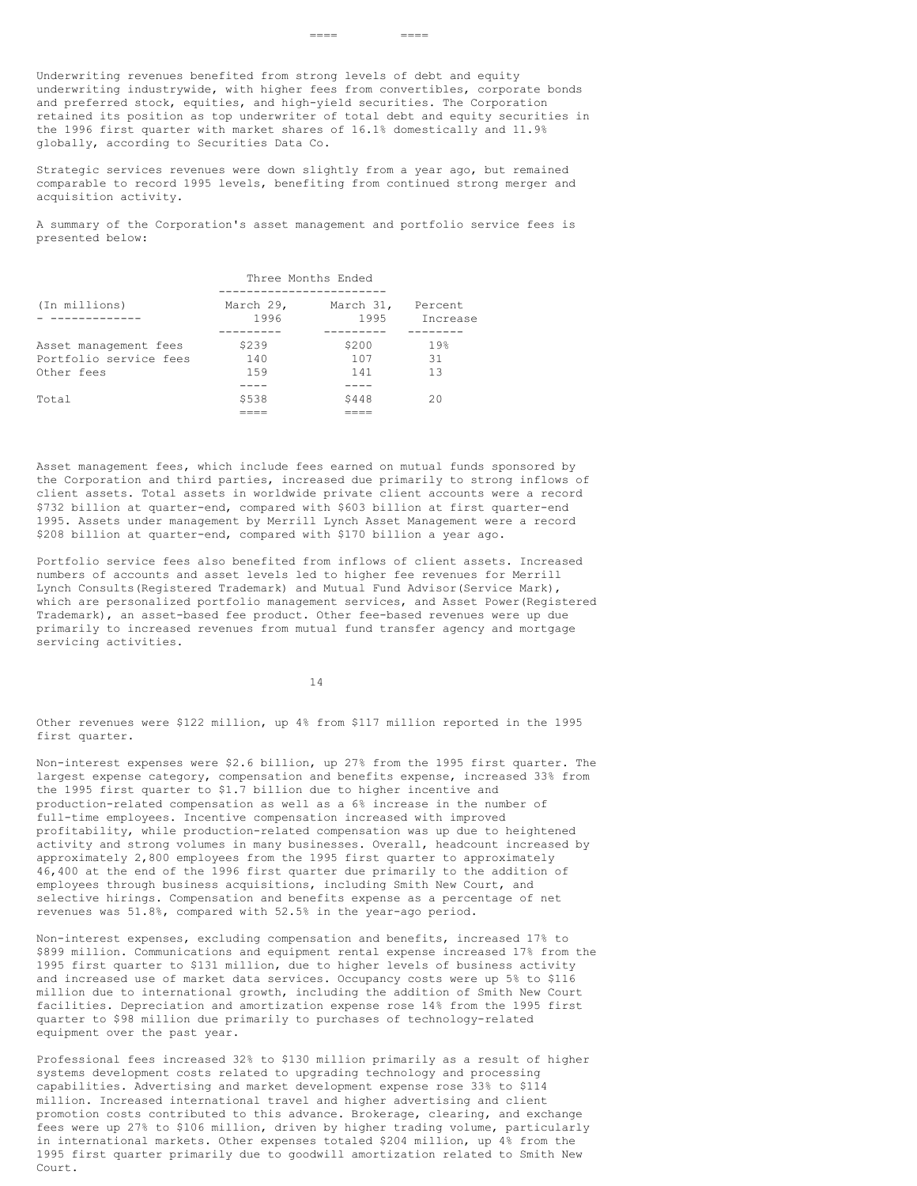Underwriting revenues benefited from strong levels of debt and equity underwriting industrywide, with higher fees from convertibles, corporate bonds and preferred stock, equities, and high-yield securities. The Corporation retained its position as top underwriter of total debt and equity securities in the 1996 first quarter with market shares of 16.1% domestically and 11.9% globally, according to Securities Data Co.

Strategic services revenues were down slightly from a year ago, but remained comparable to record 1995 levels, benefiting from continued strong merger and acquisition activity.

A summary of the Corporation's asset management and portfolio service fees is presented below:

| | Three Months Ended | | |
|---|---|---|---|
| (In millions) | March 29, 1996 | March 31, 1995 | Percent Increase |
| Asset management fees | $239 | $200 | 19% |
| Portfolio service fees | 140 | 107 | 31 |
| Other fees | 159 | 141 | 13 |
| Total | $538 | $448 | 20 |

Asset management fees, which include fees earned on mutual funds sponsored by the Corporation and third parties, increased due primarily to strong inflows of client assets. Total assets in worldwide private client accounts were a record $732 billion at quarter-end, compared with $603 billion at first quarter-end 1995. Assets under management by Merrill Lynch Asset Management were a record $208 billion at quarter-end, compared with $170 billion a year ago.

Portfolio service fees also benefited from inflows of client assets. Increased numbers of accounts and asset levels led to higher fee revenues for Merrill Lynch Consults(Registered Trademark) and Mutual Fund Advisor(Service Mark), which are personalized portfolio management services, and Asset Power(Registered Trademark), an asset-based fee product. Other fee-based revenues were up due primarily to increased revenues from mutual fund transfer agency and mortgage servicing activities.

Other revenues were $122 million, up 4% from $117 million reported in the 1995 first quarter.

Non-interest expenses were $2.6 billion, up 27% from the 1995 first quarter. The largest expense category, compensation and benefits expense, increased 33% from the 1995 first quarter to $1.7 billion due to higher incentive and production-related compensation as well as a 6% increase in the number of full-time employees. Incentive compensation increased with improved profitability, while production-related compensation was up due to heightened activity and strong volumes in many businesses. Overall, headcount increased by approximately 2,800 employees from the 1995 first quarter to approximately 46,400 at the end of the 1996 first quarter due primarily to the addition of employees through business acquisitions, including Smith New Court, and selective hirings. Compensation and benefits expense as a percentage of net revenues was 51.8%, compared with 52.5% in the year-ago period.

Non-interest expenses, excluding compensation and benefits, increased 17% to $899 million. Communications and equipment rental expense increased 17% from the 1995 first quarter to $131 million, due to higher levels of business activity and increased use of market data services. Occupancy costs were up 5% to $116 million due to international growth, including the addition of Smith New Court facilities. Depreciation and amortization expense rose 14% from the 1995 first quarter to $98 million due primarily to purchases of technology-related equipment over the past year.

Professional fees increased 32% to $130 million primarily as a result of higher systems development costs related to upgrading technology and processing capabilities. Advertising and market development expense rose 33% to $114 million. Increased international travel and higher advertising and client promotion costs contributed to this advance. Brokerage, clearing, and exchange fees were up 27% to $106 million, driven by higher trading volume, particularly in international markets. Other expenses totaled $204 million, up 4% from the 1995 first quarter primarily due to goodwill amortization related to Smith New Court.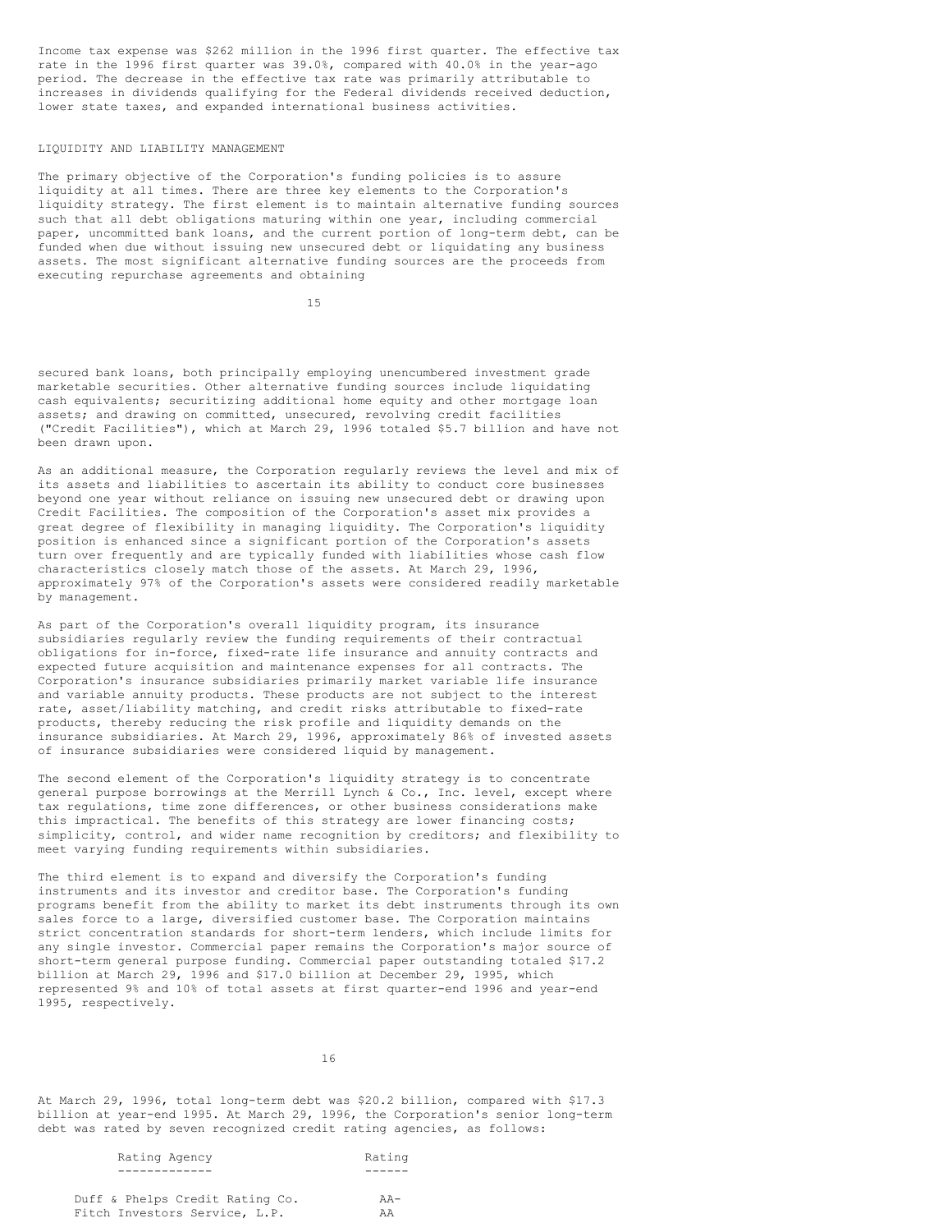Income tax expense was $262 million in the 1996 first quarter. The effective tax rate in the 1996 first quarter was 39.0%, compared with 40.0% in the year-ago period. The decrease in the effective tax rate was primarily attributable to increases in dividends qualifying for the Federal dividends received deduction, lower state taxes, and expanded international business activities.

## LIQUIDITY AND LIABILITY MANAGEMENT

The primary objective of the Corporation's funding policies is to assure liquidity at all times. There are three key elements to the Corporation's liquidity strategy. The first element is to maintain alternative funding sources such that all debt obligations maturing within one year, including commercial paper, uncommitted bank loans, and the current portion of long-term debt, can be funded when due without issuing new unsecured debt or liquidating any business assets. The most significant alternative funding sources are the proceeds from executing repurchase agreements and obtaining secured bank loans, both principally employing unencumbered investment grade marketable securities. Other alternative funding sources include liquidating cash equivalents; securitizing additional home equity and other mortgage loan assets; and drawing on committed, unsecured, revolving credit facilities ("Credit Facilities"), which at March 29, 1996 totaled $5.7 billion and have not been drawn upon.

As an additional measure, the Corporation regularly reviews the level and mix of its assets and liabilities to ascertain its ability to conduct core businesses beyond one year without reliance on issuing new unsecured debt or drawing upon Credit Facilities. The composition of the Corporation's asset mix provides a great degree of flexibility in managing liquidity. The Corporation's liquidity position is enhanced since a significant portion of the Corporation's assets turn over frequently and are typically funded with liabilities whose cash flow characteristics closely match those of the assets. At March 29, 1996, approximately 97% of the Corporation's assets were considered readily marketable by management.

As part of the Corporation's overall liquidity program, its insurance subsidiaries regularly review the funding requirements of their contractual obligations for in-force, fixed-rate life insurance and annuity contracts and expected future acquisition and maintenance expenses for all contracts. The Corporation's insurance subsidiaries primarily market variable life insurance and variable annuity products. These products are not subject to the interest rate, asset/liability matching, and credit risks attributable to fixed-rate products, thereby reducing the risk profile and liquidity demands on the insurance subsidiaries. At March 29, 1996, approximately 86% of invested assets of insurance subsidiaries were considered liquid by management.

The second element of the Corporation's liquidity strategy is to concentrate general purpose borrowings at the Merrill Lynch & Co., Inc. level, except where tax regulations, time zone differences, or other business considerations make this impractical. The benefits of this strategy are lower financing costs; simplicity, control, and wider name recognition by creditors; and flexibility to meet varying funding requirements within subsidiaries.

The third element is to expand and diversify the Corporation's funding instruments and its investor and creditor base. The Corporation's funding programs benefit from the ability to market its debt instruments through its own sales force to a large, diversified customer base. The Corporation maintains strict concentration standards for short-term lenders, which include limits for any single investor. Commercial paper remains the Corporation's major source of short-term general purpose funding. Commercial paper outstanding totaled $17.2 billion at March 29, 1996 and $17.0 billion at December 29, 1995, which represented 9% and 10% of total assets at first quarter-end 1996 and year-end 1995, respectively.

At March 29, 1996, total long-term debt was $20.2 billion, compared with $17.3 billion at year-end 1995. At March 29, 1996, the Corporation's senior long-term debt was rated by seven recognized credit rating agencies, as follows:

| Rating Agency | Rating |
|---|---|
| Duff & Phelps Credit Rating Co. | AA- |
| Fitch Investors Service, L.P. | AA |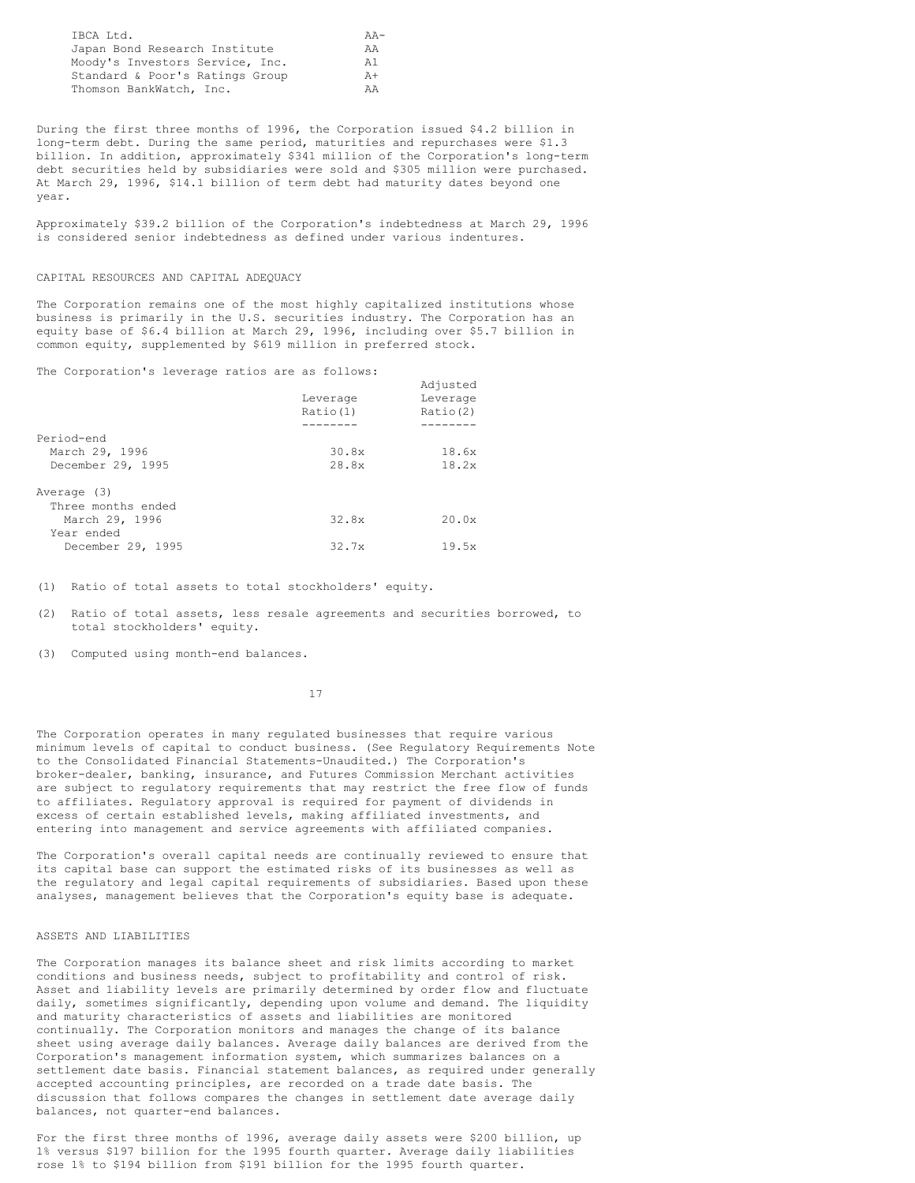| | |
|---|---|
| IBCA Ltd. | AA- |
| Japan Bond Research Institute | AA |
| Moody's Investors Service, Inc. | A1 |
| Standard & Poor's Ratings Group | A+ |
| Thomson BankWatch, Inc. | AA |

During the first three months of 1996, the Corporation issued $4.2 billion in long-term debt. During the same period, maturities and repurchases were $1.3 billion. In addition, approximately $341 million of the Corporation's long-term debt securities held by subsidiaries were sold and $305 million were purchased. At March 29, 1996, $14.1 billion of term debt had maturity dates beyond one year.

Approximately $39.2 billion of the Corporation's indebtedness at March 29, 1996 is considered senior indebtedness as defined under various indentures.

## CAPITAL RESOURCES AND CAPITAL ADEQUACY

The Corporation remains one of the most highly capitalized institutions whose business is primarily in the U.S. securities industry. The Corporation has an equity base of $6.4 billion at March 29, 1996, including over $5.7 billion in common equity, supplemented by $619 million in preferred stock.

The Corporation's leverage ratios are as follows:

| | Leverage Ratio(1) | Adjusted Leverage Ratio(2) |
|---|---|---|
| Period-end | | |
| March 29, 1996 | 30.8x | 18.6x |
| December 29, 1995 | 28.8x | 18.2x |
| Average (3) | | |
| Three months ended March 29, 1996 | 32.8x | 20.0x |
| Year ended December 29, 1995 | 32.7x | 19.5x |

(1) Ratio of total assets to total stockholders' equity.

(2) Ratio of total assets, less resale agreements and securities borrowed, to total stockholders' equity.

(3) Computed using month-end balances.

The Corporation operates in many regulated businesses that require various minimum levels of capital to conduct business. (See Regulatory Requirements Note to the Consolidated Financial Statements-Unaudited.) The Corporation's broker-dealer, banking, insurance, and Futures Commission Merchant activities are subject to regulatory requirements that may restrict the free flow of funds to affiliates. Regulatory approval is required for payment of dividends in excess of certain established levels, making affiliated investments, and entering into management and service agreements with affiliated companies.

The Corporation's overall capital needs are continually reviewed to ensure that its capital base can support the estimated risks of its businesses as well as the regulatory and legal capital requirements of subsidiaries. Based upon these analyses, management believes that the Corporation's equity base is adequate.

## ASSETS AND LIABILITIES

The Corporation manages its balance sheet and risk limits according to market conditions and business needs, subject to profitability and control of risk. Asset and liability levels are primarily determined by order flow and fluctuate daily, sometimes significantly, depending upon volume and demand. The liquidity and maturity characteristics of assets and liabilities are monitored continually. The Corporation monitors and manages the change of its balance sheet using average daily balances. Average daily balances are derived from the Corporation's management information system, which summarizes balances on a settlement date basis. Financial statement balances, as required under generally accepted accounting principles, are recorded on a trade date basis. The discussion that follows compares the changes in settlement date average daily balances, not quarter-end balances.

For the first three months of 1996, average daily assets were $200 billion, up 1% versus $197 billion for the 1995 fourth quarter. Average daily liabilities rose 1% to $194 billion from $191 billion for the 1995 fourth quarter.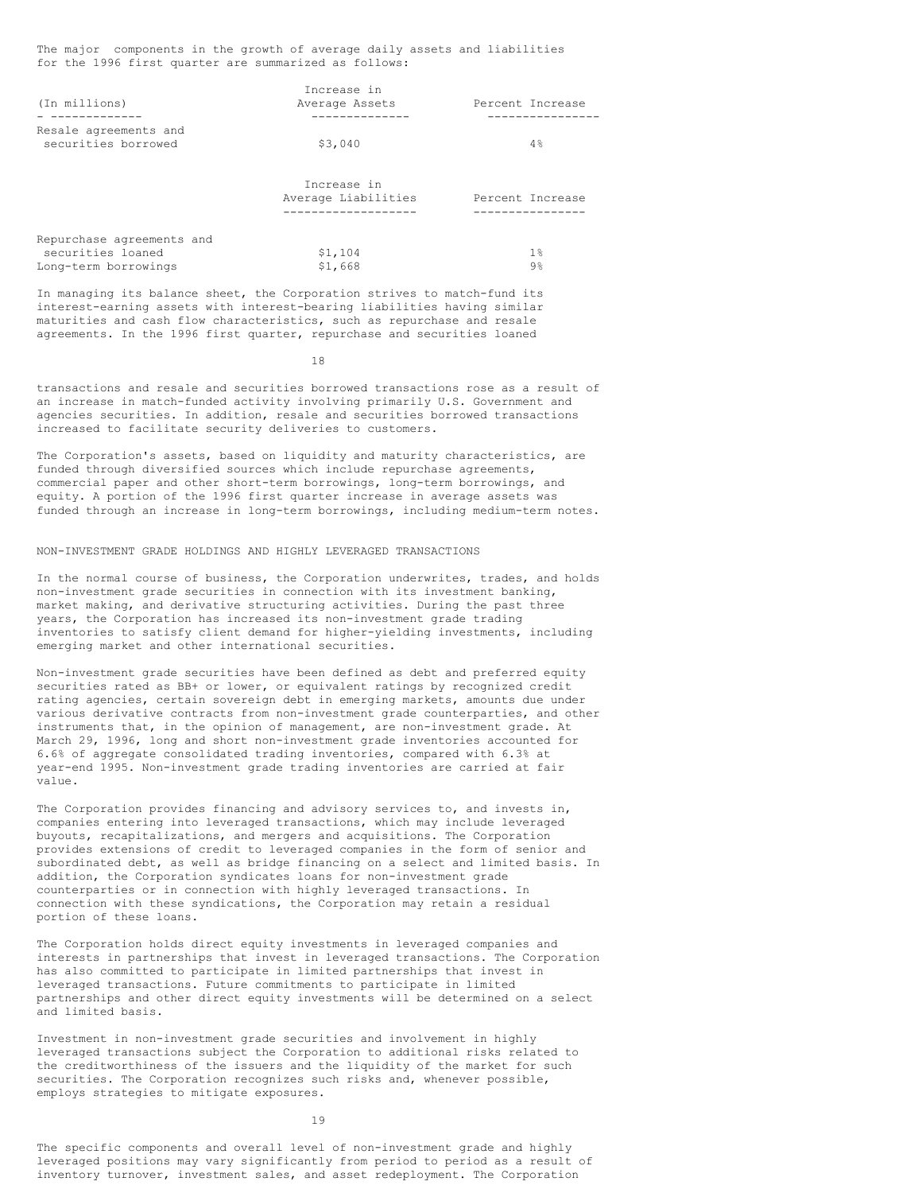The major components in the growth of average daily assets and liabilities for the 1996 first quarter are summarized as follows:

| (In millions) | Increase in Average Assets | Percent Increase |
| --- | --- | --- |
| Resale agreements and securities borrowed | $3,040 | 4% |

| | Increase in Average Liabilities | Percent Increase |
| --- | --- | --- |
| Repurchase agreements and securities loaned | $1,104 | 1% |
| Long-term borrowings | $1,668 | 9% |

In managing its balance sheet, the Corporation strives to match-fund its interest-earning assets with interest-bearing liabilities having similar maturities and cash flow characteristics, such as repurchase and resale agreements. In the 1996 first quarter, repurchase and securities loaned transactions and resale and securities borrowed transactions rose as a result of an increase in match-funded activity involving primarily U.S. Government and agencies securities. In addition, resale and securities borrowed transactions increased to facilitate security deliveries to customers.

The Corporation's assets, based on liquidity and maturity characteristics, are funded through diversified sources which include repurchase agreements, commercial paper and other short-term borrowings, long-term borrowings, and equity. A portion of the 1996 first quarter increase in average assets was funded through an increase in long-term borrowings, including medium-term notes.

NON-INVESTMENT GRADE HOLDINGS AND HIGHLY LEVERAGED TRANSACTIONS

In the normal course of business, the Corporation underwrites, trades, and holds non-investment grade securities in connection with its investment banking, market making, and derivative structuring activities. During the past three years, the Corporation has increased its non-investment grade trading inventories to satisfy client demand for higher-yielding investments, including emerging market and other international securities.

Non-investment grade securities have been defined as debt and preferred equity securities rated as BB+ or lower, or equivalent ratings by recognized credit rating agencies, certain sovereign debt in emerging markets, amounts due under various derivative contracts from non-investment grade counterparties, and other instruments that, in the opinion of management, are non-investment grade. At March 29, 1996, long and short non-investment grade inventories accounted for 6.6% of aggregate consolidated trading inventories, compared with 6.3% at year-end 1995. Non-investment grade trading inventories are carried at fair value.

The Corporation provides financing and advisory services to, and invests in, companies entering into leveraged transactions, which may include leveraged buyouts, recapitalizations, and mergers and acquisitions. The Corporation provides extensions of credit to leveraged companies in the form of senior and subordinated debt, as well as bridge financing on a select and limited basis. In addition, the Corporation syndicates loans for non-investment grade counterparties or in connection with highly leveraged transactions. In connection with these syndications, the Corporation may retain a residual portion of these loans.

The Corporation holds direct equity investments in leveraged companies and interests in partnerships that invest in leveraged transactions. The Corporation has also committed to participate in limited partnerships that invest in leveraged transactions. Future commitments to participate in limited partnerships and other direct equity investments will be determined on a select and limited basis.

Investment in non-investment grade securities and involvement in highly leveraged transactions subject the Corporation to additional risks related to the creditworthiness of the issuers and the liquidity of the market for such securities. The Corporation recognizes such risks and, whenever possible, employs strategies to mitigate exposures.

The specific components and overall level of non-investment grade and highly leveraged positions may vary significantly from period to period as a result of inventory turnover, investment sales, and asset redeployment. The Corporation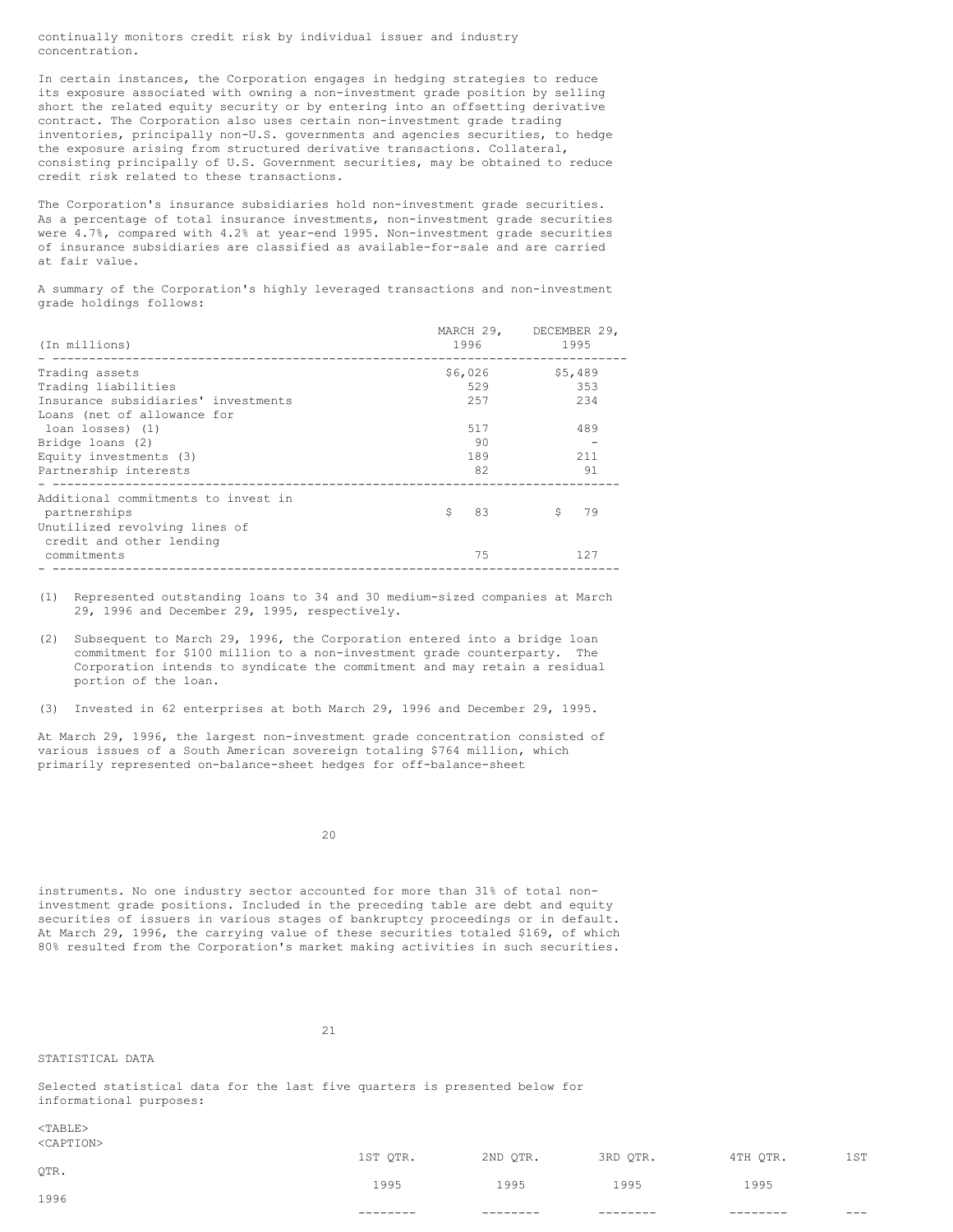continually monitors credit risk by individual issuer and industry concentration.

In certain instances, the Corporation engages in hedging strategies to reduce its exposure associated with owning a non-investment grade position by selling short the related equity security or by entering into an offsetting derivative contract. The Corporation also uses certain non-investment grade trading inventories, principally non-U.S. governments and agencies securities, to hedge the exposure arising from structured derivative transactions. Collateral, consisting principally of U.S. Government securities, may be obtained to reduce credit risk related to these transactions.

The Corporation's insurance subsidiaries hold non-investment grade securities. As a percentage of total insurance investments, non-investment grade securities were 4.7%, compared with 4.2% at year-end 1995. Non-investment grade securities of insurance subsidiaries are classified as available-for-sale and are carried at fair value.

A summary of the Corporation's highly leveraged transactions and non-investment grade holdings follows:

| (In millions) | MARCH 29, 1996 | DECEMBER 29, 1995 |
|---|---|---|
| Trading assets | $6,026 | $5,489 |
| Trading liabilities | 529 | 353 |
| Insurance subsidiaries' investments | 257 | 234 |
| Loans (net of allowance for loan losses) (1) | 517 | 489 |
| Bridge loans (2) | 90 | - |
| Equity investments (3) | 189 | 211 |
| Partnership interests | 82 | 91 |
| Additional commitments to invest in partnerships | $ 83 | $ 79 |
| Unutilized revolving lines of credit and other lending commitments | 75 | 127 |

(1) Represented outstanding loans to 34 and 30 medium-sized companies at March 29, 1996 and December 29, 1995, respectively.

(2) Subsequent to March 29, 1996, the Corporation entered into a bridge loan commitment for $100 million to a non-investment grade counterparty. The Corporation intends to syndicate the commitment and may retain a residual portion of the loan.

(3) Invested in 62 enterprises at both March 29, 1996 and December 29, 1995.

At March 29, 1996, the largest non-investment grade concentration consisted of various issues of a South American sovereign totaling $764 million, which primarily represented on-balance-sheet hedges for off-balance-sheet instruments. No one industry sector accounted for more than 31% of total non-investment grade positions. Included in the preceding table are debt and equity securities of issuers in various stages of bankruptcy proceedings or in default. At March 29, 1996, the carrying value of these securities totaled $169, of which 80% resulted from the Corporation's market making activities in such securities.

STATISTICAL DATA

Selected statistical data for the last five quarters is presented below for informational purposes:

| | 1ST QTR. 1995 | 2ND QTR. 1995 | 3RD QTR. 1995 | 4TH QTR. 1995 | 1ST QTR. 1996 |
|---|---|---|---|---|---|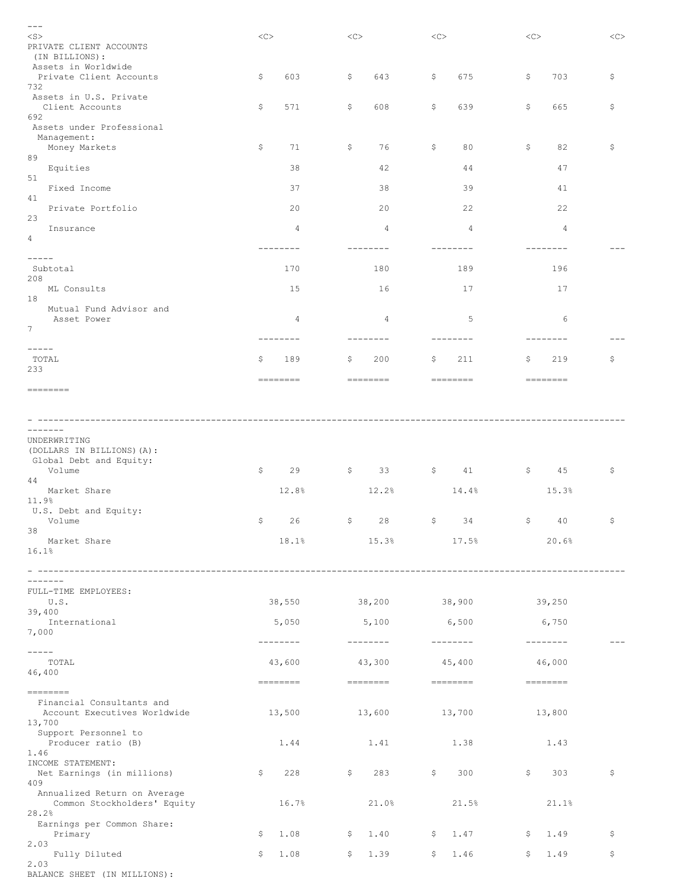| | | | | | |
|---|---|---|---|---|---|
| **PRIVATE CLIENT ACCOUNTS (IN BILLIONS):** | | | | | |
| Assets in Worldwide Private Client Accounts | $ 603 | $ 643 | $ 675 | $ 703 | $ 732 |
| Assets in U.S. Private Client Accounts | $ 571 | $ 608 | $ 639 | $ 665 | $ 692 |
| Assets under Professional Management: | | | | | |
| Money Markets | $ 71 | $ 76 | $ 80 | $ 82 | $ 89 |
| Equities | 38 | 42 | 44 | 47 | 51 |
| Fixed Income | 37 | 38 | 39 | 41 | 41 |
| Private Portfolio | 20 | 20 | 22 | 22 | 23 |
| Insurance | 4 | 4 | 4 | 4 | 4 |
| Subtotal | 170 | 180 | 189 | 196 | 208 |
| ML Consults | 15 | 16 | 17 | 17 | 18 |
| Mutual Fund Advisor and Asset Power | 4 | 4 | 5 | 6 | 7 |
| TOTAL | $ 189 | $ 200 | $ 211 | $ 219 | $ 233 |
| **UNDERWRITING (DOLLARS IN BILLIONS)(A):** | | | | | |
| Global Debt and Equity: | | | | | |
| Volume | $ 29 | $ 33 | $ 41 | $ 45 | $ 44 |
| Market Share | 12.8% | 12.2% | 14.4% | 15.3% | 11.9% |
| U.S. Debt and Equity: | | | | | |
| Volume | $ 26 | $ 28 | $ 34 | $ 40 | $ 38 |
| Market Share | 18.1% | 15.3% | 17.5% | 20.6% | 16.1% |
| **FULL-TIME EMPLOYEES:** | | | | | |
| U.S. | 38,550 | 38,200 | 38,900 | 39,250 | 39,400 |
| International | 5,050 | 5,100 | 6,500 | 6,750 | 7,000 |
| TOTAL | 43,600 | 43,300 | 45,400 | 46,000 | 46,400 |
| Financial Consultants and Account Executives Worldwide | 13,500 | 13,600 | 13,700 | 13,800 | 13,700 |
| Support Personnel to Producer ratio (B) | 1.44 | 1.41 | 1.38 | 1.43 | 1.46 |
| **INCOME STATEMENT:** | | | | | |
| Net Earnings (in millions) | $ 228 | $ 283 | $ 300 | $ 303 | $ 409 |
| Annualized Return on Average Common Stockholders' Equity | 16.7% | 21.0% | 21.5% | 21.1% | 28.2% |
| Earnings per Common Share: | | | | | |
| Primary | $ 1.08 | $ 1.40 | $ 1.47 | $ 1.49 | $ 2.03 |
| Fully Diluted | $ 1.08 | $ 1.39 | $ 1.46 | $ 1.49 | $ 2.03 |
| **BALANCE SHEET (IN MILLIONS):** | | | | | |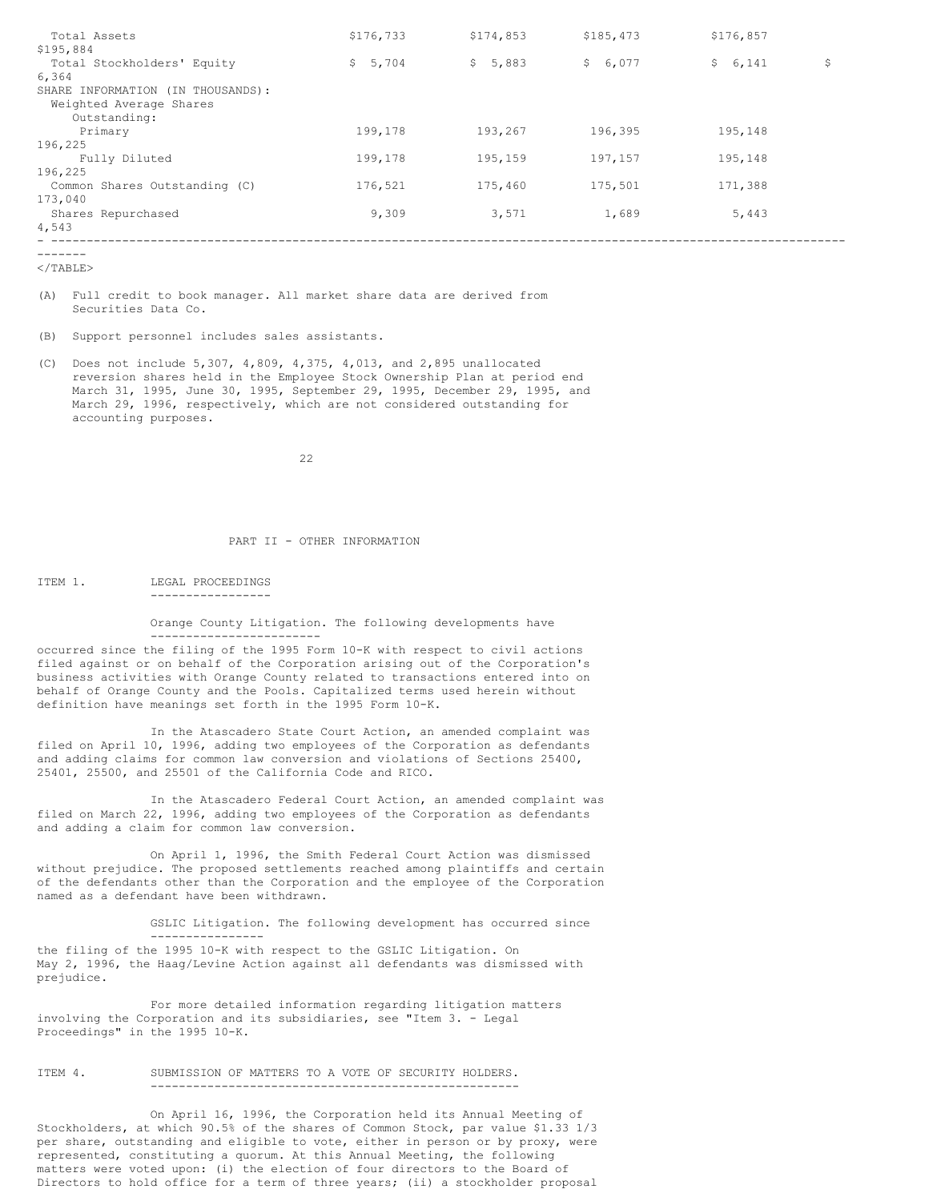| | | | | | |
|---|---|---|---|---|---|
| Total Assets | $176,733 | $174,853 | $185,473 | $176,857 | $195,884 |
| Total Stockholders' Equity | $ 5,704 | $ 5,883 | $ 6,077 | $ 6,141 | $ 6,364 |
| SHARE INFORMATION (IN THOUSANDS): | | | | | |
| Weighted Average Shares Outstanding: | | | | | |
| Primary | 199,178 | 193,267 | 196,395 | 195,148 | 196,225 |
| Fully Diluted | 199,178 | 195,159 | 197,157 | 195,148 | 196,225 |
| Common Shares Outstanding (C) | 176,521 | 175,460 | 175,501 | 171,388 | 173,040 |
| Shares Repurchased | 9,309 | 3,571 | 1,689 | 5,443 | 4,543 |

(A) Full credit to book manager. All market share data are derived from Securities Data Co.

(B) Support personnel includes sales assistants.

(C) Does not include 5,307, 4,809, 4,375, 4,013, and 2,895 unallocated reversion shares held in the Employee Stock Ownership Plan at period end March 31, 1995, June 30, 1995, September 29, 1995, December 29, 1995, and March 29, 1996, respectively, which are not considered outstanding for accounting purposes.

## PART II - OTHER INFORMATION

### ITEM 1. LEGAL PROCEEDINGS

Orange County Litigation. The following developments have occurred since the filing of the 1995 Form 10-K with respect to civil actions filed against or on behalf of the Corporation arising out of the Corporation's business activities with Orange County related to transactions entered into on behalf of Orange County and the Pools. Capitalized terms used herein without definition have meanings set forth in the 1995 Form 10-K.

In the Atascadero State Court Action, an amended complaint was filed on April 10, 1996, adding two employees of the Corporation as defendants and adding claims for common law conversion and violations of Sections 25400, 25401, 25500, and 25501 of the California Code and RICO.

In the Atascadero Federal Court Action, an amended complaint was filed on March 22, 1996, adding two employees of the Corporation as defendants and adding a claim for common law conversion.

On April 1, 1996, the Smith Federal Court Action was dismissed without prejudice. The proposed settlements reached among plaintiffs and certain of the defendants other than the Corporation and the employee of the Corporation named as a defendant have been withdrawn.

GSLIC Litigation. The following development has occurred since the filing of the 1995 10-K with respect to the GSLIC Litigation. On May 2, 1996, the Haag/Levine Action against all defendants was dismissed with prejudice.

For more detailed information regarding litigation matters involving the Corporation and its subsidiaries, see "Item 3. - Legal Proceedings" in the 1995 10-K.

### ITEM 4. SUBMISSION OF MATTERS TO A VOTE OF SECURITY HOLDERS.

On April 16, 1996, the Corporation held its Annual Meeting of Stockholders, at which 90.5% of the shares of Common Stock, par value $1.33 1/3 per share, outstanding and eligible to vote, either in person or by proxy, were represented, constituting a quorum. At this Annual Meeting, the following matters were voted upon: (i) the election of four directors to the Board of Directors to hold office for a term of three years; (ii) a stockholder proposal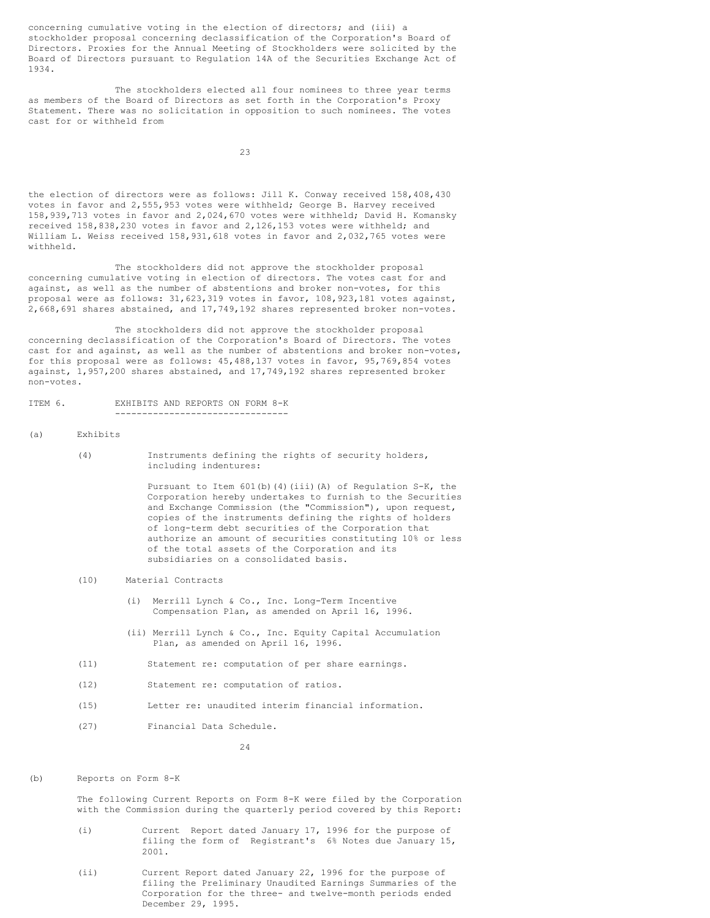concerning cumulative voting in the election of directors; and (iii) a stockholder proposal concerning declassification of the Corporation's Board of Directors. Proxies for the Annual Meeting of Stockholders were solicited by the Board of Directors pursuant to Regulation 14A of the Securities Exchange Act of 1934.

The stockholders elected all four nominees to three year terms as members of the Board of Directors as set forth in the Corporation's Proxy Statement. There was no solicitation in opposition to such nominees. The votes cast for or withheld from the election of directors were as follows: Jill K. Conway received 158,408,430 votes in favor and 2,555,953 votes were withheld; George B. Harvey received 158,939,713 votes in favor and 2,024,670 votes were withheld; David H. Komansky received 158,838,230 votes in favor and 2,126,153 votes were withheld; and William L. Weiss received 158,931,618 votes in favor and 2,032,765 votes were withheld.

The stockholders did not approve the stockholder proposal concerning cumulative voting in election of directors. The votes cast for and against, as well as the number of abstentions and broker non-votes, for this proposal were as follows: 31,623,319 votes in favor, 108,923,181 votes against, 2,668,691 shares abstained, and 17,749,192 shares represented broker non-votes.

The stockholders did not approve the stockholder proposal concerning declassification of the Corporation's Board of Directors. The votes cast for and against, as well as the number of abstentions and broker non-votes, for this proposal were as follows: 45,488,137 votes in favor, 95,769,854 votes against, 1,957,200 shares abstained, and 17,749,192 shares represented broker non-votes.

## ITEM 6. EXHIBITS AND REPORTS ON FORM 8-K

(a) Exhibits

(4) Instruments defining the rights of security holders, including indentures:

Pursuant to Item 601(b)(4)(iii)(A) of Regulation S-K, the Corporation hereby undertakes to furnish to the Securities and Exchange Commission (the "Commission"), upon request, copies of the instruments defining the rights of holders of long-term debt securities of the Corporation that authorize an amount of securities constituting 10% or less of the total assets of the Corporation and its subsidiaries on a consolidated basis.

(10) Material Contracts

(i) Merrill Lynch & Co., Inc. Long-Term Incentive Compensation Plan, as amended on April 16, 1996.

(ii) Merrill Lynch & Co., Inc. Equity Capital Accumulation Plan, as amended on April 16, 1996.

(11) Statement re: computation of per share earnings.

(12) Statement re: computation of ratios.

(15) Letter re: unaudited interim financial information.

(27) Financial Data Schedule.

(b) Reports on Form 8-K

The following Current Reports on Form 8-K were filed by the Corporation with the Commission during the quarterly period covered by this Report:

(i) Current Report dated January 17, 1996 for the purpose of filing the form of Registrant's 6% Notes due January 15, 2001.

(ii) Current Report dated January 22, 1996 for the purpose of filing the Preliminary Unaudited Earnings Summaries of the Corporation for the three- and twelve-month periods ended December 29, 1995.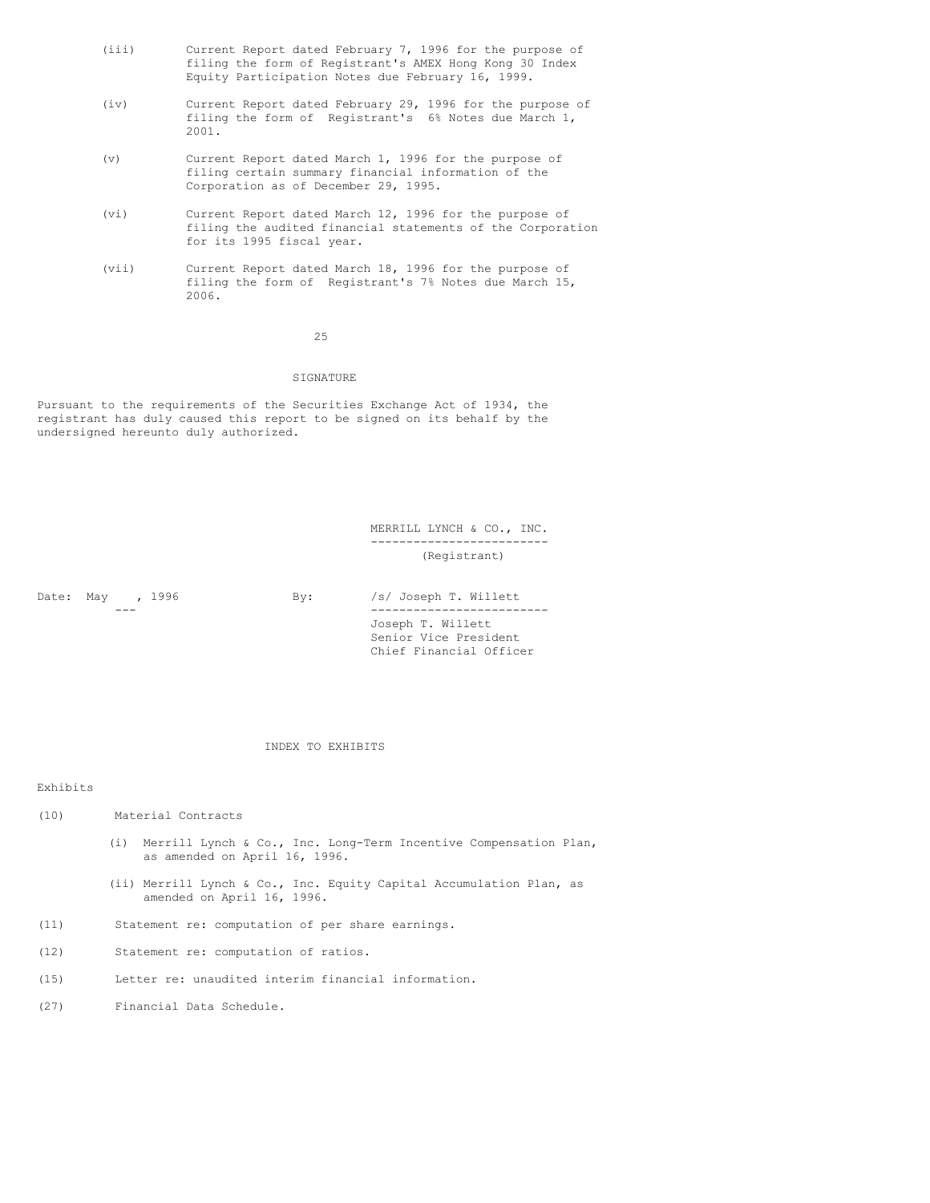(iii) Current Report dated February 7, 1996 for the purpose of filing the form of Registrant's AMEX Hong Kong 30 Index Equity Participation Notes due February 16, 1999.

(iv) Current Report dated February 29, 1996 for the purpose of filing the form of Registrant's 6% Notes due March 1, 2001.

(v) Current Report dated March 1, 1996 for the purpose of filing certain summary financial information of the Corporation as of December 29, 1995.

(vi) Current Report dated March 12, 1996 for the purpose of filing the audited financial statements of the Corporation for its 1995 fiscal year.

(vii) Current Report dated March 18, 1996 for the purpose of filing the form of Registrant's 7% Notes due March 15, 2006.

## SIGNATURE

Pursuant to the requirements of the Securities Exchange Act of 1934, the registrant has duly caused this report to be signed on its behalf by the undersigned hereunto duly authorized.

MERRILL LYNCH & CO., INC.
(Registrant)

Date: May ___, 1996

By: /s/ Joseph T. Willett
Joseph T. Willett
Senior Vice President
Chief Financial Officer

## INDEX TO EXHIBITS

Exhibits

(10) Material Contracts

- (i) Merrill Lynch & Co., Inc. Long-Term Incentive Compensation Plan, as amended on April 16, 1996.
- (ii) Merrill Lynch & Co., Inc. Equity Capital Accumulation Plan, as amended on April 16, 1996.

(11) Statement re: computation of per share earnings.

(12) Statement re: computation of ratios.

(15) Letter re: unaudited interim financial information.

(27) Financial Data Schedule.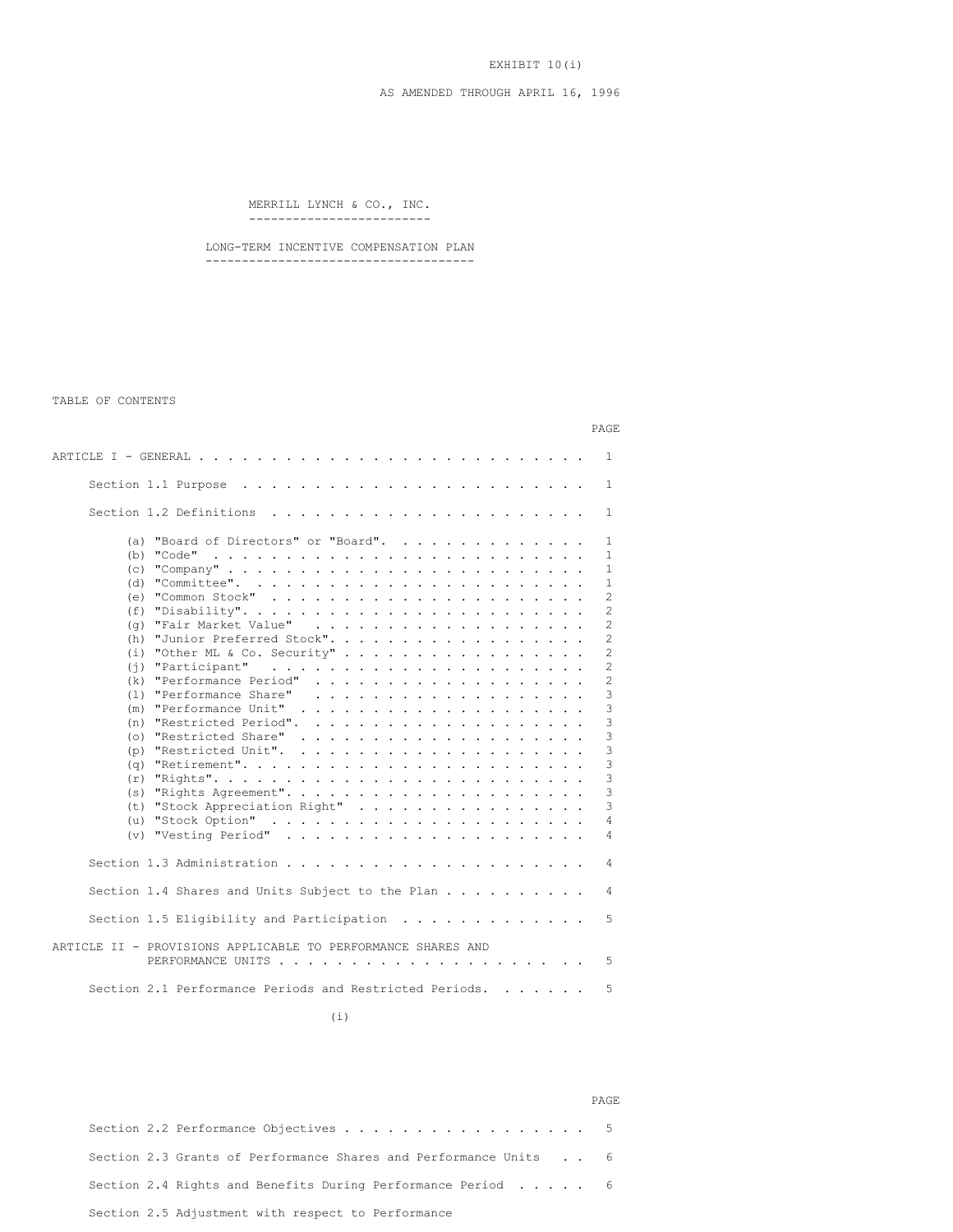EXHIBIT 10(i)

AS AMENDED THROUGH APRIL 16, 1996

# MERRILL LYNCH & CO., INC.

## LONG-TERM INCENTIVE COMPENSATION PLAN

TABLE OF CONTENTS

| | PAGE |
|---|---|
| ARTICLE I - GENERAL | 1 |
| Section 1.1 Purpose | 1 |
| Section 1.2 Definitions | 1 |
| (a) "Board of Directors" or "Board" | 1 |
| (b) "Code" | 1 |
| (c) "Company" | 1 |
| (d) "Committee" | 1 |
| (e) "Common Stock" | 2 |
| (f) "Disability" | 2 |
| (g) "Fair Market Value" | 2 |
| (h) "Junior Preferred Stock" | 2 |
| (i) "Other ML & Co. Security" | 2 |
| (j) "Participant" | 2 |
| (k) "Performance Period" | 2 |
| (l) "Performance Share" | 3 |
| (m) "Performance Unit" | 3 |
| (n) "Restricted Period" | 3 |
| (o) "Restricted Share" | 3 |
| (p) "Restricted Unit" | 3 |
| (q) "Retirement" | 3 |
| (r) "Rights" | 3 |
| (s) "Rights Agreement" | 3 |
| (t) "Stock Appreciation Right" | 3 |
| (u) "Stock Option" | 4 |
| (v) "Vesting Period" | 4 |
| Section 1.3 Administration | 4 |
| Section 1.4 Shares and Units Subject to the Plan | 4 |
| Section 1.5 Eligibility and Participation | 5 |
| ARTICLE II - PROVISIONS APPLICABLE TO PERFORMANCE SHARES AND PERFORMANCE UNITS | 5 |
| Section 2.1 Performance Periods and Restricted Periods | 5 |
| Section 2.2 Performance Objectives | 5 |
| Section 2.3 Grants of Performance Shares and Performance Units | 6 |
| Section 2.4 Rights and Benefits During Performance Period | 6 |
| Section 2.5 Adjustment with respect to Performance | |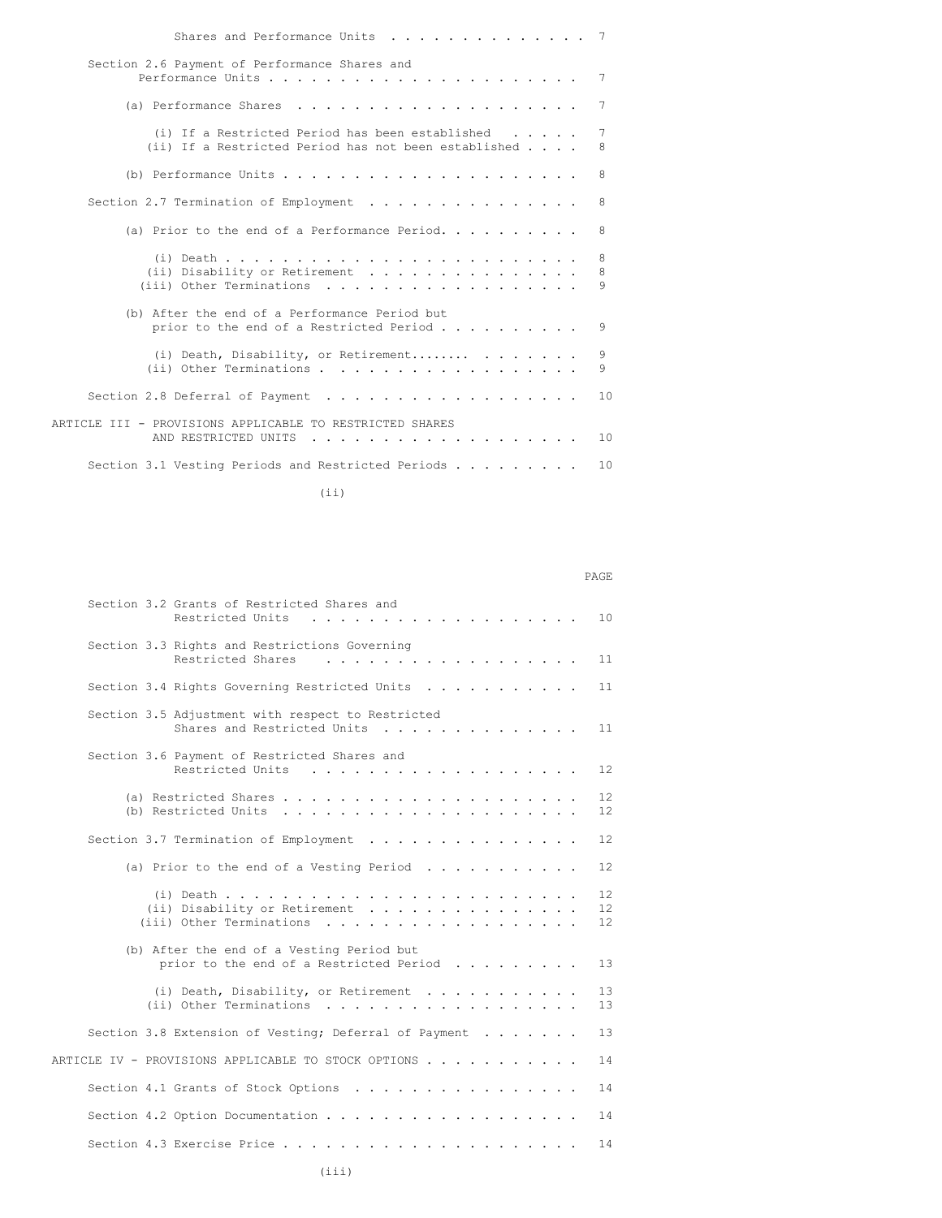| | |
|---|---|
| Shares and Performance Units | 7 |
| Section 2.6 Payment of Performance Shares and Performance Units | 7 |
| (a) Performance Shares | 7 |
| (i) If a Restricted Period has been established | 7 |
| (ii) If a Restricted Period has not been established | 8 |
| (b) Performance Units | 8 |
| Section 2.7 Termination of Employment | 8 |
| (a) Prior to the end of a Performance Period. | 8 |
| (i) Death | 8 |
| (ii) Disability or Retirement | 8 |
| (iii) Other Terminations | 9 |
| (b) After the end of a Performance Period but prior to the end of a Restricted Period | 9 |
| (i) Death, Disability, or Retirement | 9 |
| (ii) Other Terminations | 9 |
| Section 2.8 Deferral of Payment | 10 |
| ARTICLE III - PROVISIONS APPLICABLE TO RESTRICTED SHARES AND RESTRICTED UNITS | 10 |
| Section 3.1 Vesting Periods and Restricted Periods | 10 |

| | PAGE |
|---|---|
| Section 3.2 Grants of Restricted Shares and Restricted Units | 10 |
| Section 3.3 Rights and Restrictions Governing Restricted Shares | 11 |
| Section 3.4 Rights Governing Restricted Units | 11 |
| Section 3.5 Adjustment with respect to Restricted Shares and Restricted Units | 11 |
| Section 3.6 Payment of Restricted Shares and Restricted Units | 12 |
| (a) Restricted Shares | 12 |
| (b) Restricted Units | 12 |
| Section 3.7 Termination of Employment | 12 |
| (a) Prior to the end of a Vesting Period | 12 |
| (i) Death | 12 |
| (ii) Disability or Retirement | 12 |
| (iii) Other Terminations | 12 |
| (b) After the end of a Vesting Period but prior to the end of a Restricted Period | 13 |
| (i) Death, Disability, or Retirement | 13 |
| (ii) Other Terminations | 13 |
| Section 3.8 Extension of Vesting; Deferral of Payment | 13 |
| ARTICLE IV - PROVISIONS APPLICABLE TO STOCK OPTIONS | 14 |
| Section 4.1 Grants of Stock Options | 14 |
| Section 4.2 Option Documentation | 14 |
| Section 4.3 Exercise Price | 14 |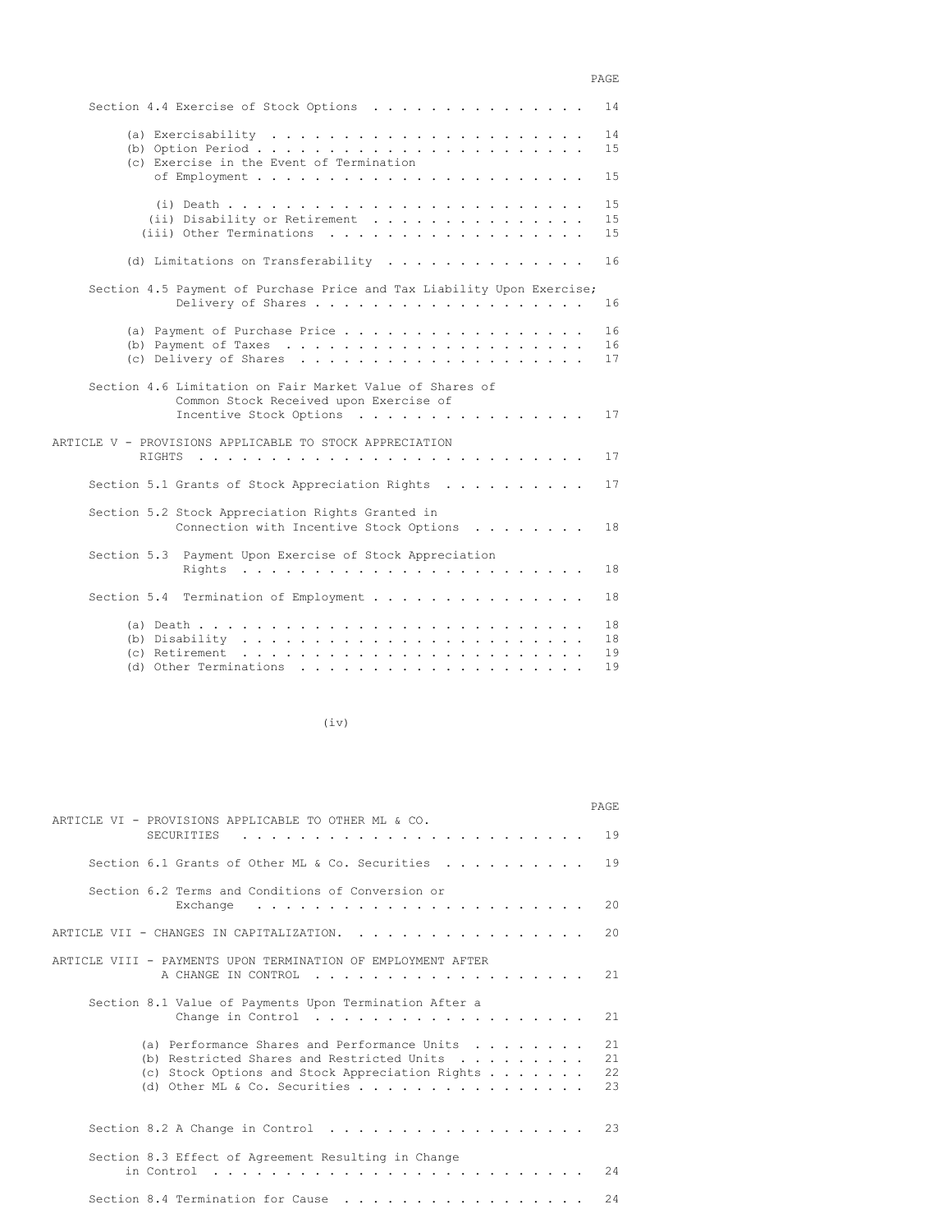| | PAGE |
|---|---|
| Section 4.4 Exercise of Stock Options | 14 |
| (a) Exercisability | 14 |
| (b) Option Period | 15 |
| (c) Exercise in the Event of Termination of Employment | 15 |
| (i) Death | 15 |
| (ii) Disability or Retirement | 15 |
| (iii) Other Terminations | 15 |
| (d) Limitations on Transferability | 16 |
| Section 4.5 Payment of Purchase Price and Tax Liability Upon Exercise; Delivery of Shares | 16 |
| (a) Payment of Purchase Price | 16 |
| (b) Payment of Taxes | 16 |
| (c) Delivery of Shares | 17 |
| Section 4.6 Limitation on Fair Market Value of Shares of Common Stock Received upon Exercise of Incentive Stock Options | 17 |
| ARTICLE V - PROVISIONS APPLICABLE TO STOCK APPRECIATION RIGHTS | 17 |
| Section 5.1 Grants of Stock Appreciation Rights | 17 |
| Section 5.2 Stock Appreciation Rights Granted in Connection with Incentive Stock Options | 18 |
| Section 5.3 Payment Upon Exercise of Stock Appreciation Rights | 18 |
| Section 5.4 Termination of Employment | 18 |
| (a) Death | 18 |
| (b) Disability | 18 |
| (c) Retirement | 19 |
| (d) Other Terminations | 19 |

(iv)

| | PAGE |
|---|---|
| ARTICLE VI - PROVISIONS APPLICABLE TO OTHER ML & CO. SECURITIES | 19 |
| Section 6.1 Grants of Other ML & Co. Securities | 19 |
| Section 6.2 Terms and Conditions of Conversion or Exchange | 20 |
| ARTICLE VII - CHANGES IN CAPITALIZATION. | 20 |
| ARTICLE VIII - PAYMENTS UPON TERMINATION OF EMPLOYMENT AFTER A CHANGE IN CONTROL | 21 |
| Section 8.1 Value of Payments Upon Termination After a Change in Control | 21 |
| (a) Performance Shares and Performance Units | 21 |
| (b) Restricted Shares and Restricted Units | 21 |
| (c) Stock Options and Stock Appreciation Rights | 22 |
| (d) Other ML & Co. Securities | 23 |
| Section 8.2 A Change in Control | 23 |
| Section 8.3 Effect of Agreement Resulting in Change in Control | 24 |
| Section 8.4 Termination for Cause | 24 |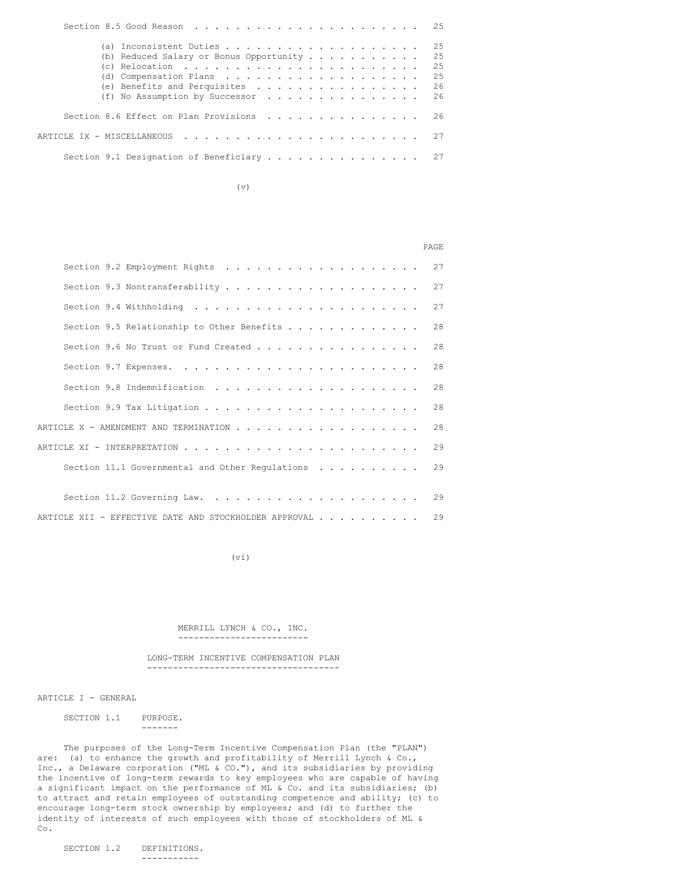| | |
|---|---|
| Section 8.5 Good Reason | 25 |
| (a) Inconsistent Duties | 25 |
| (b) Reduced Salary or Bonus Opportunity | 25 |
| (c) Relocation | 25 |
| (d) Compensation Plans | 25 |
| (e) Benefits and Perquisites | 26 |
| (f) No Assumption by Successor | 26 |
| Section 8.6 Effect on Plan Provisions | 26 |
| ARTICLE IX - MISCELLANEOUS | 27 |
| Section 9.1 Designation of Beneficiary | 27 |

| | PAGE |
|---|---|
| Section 9.2 Employment Rights | 27 |
| Section 9.3 Nontransferability | 27 |
| Section 9.4 Withholding | 27 |
| Section 9.5 Relationship to Other Benefits | 28 |
| Section 9.6 No Trust or Fund Created | 28 |
| Section 9.7 Expenses. | 28 |
| Section 9.8 Indemnification | 28 |
| Section 9.9 Tax Litigation | 28 |
| ARTICLE X - AMENDMENT AND TERMINATION | 28 |
| ARTICLE XI - INTERPRETATION | 29 |
| Section 11.1 Governmental and Other Regulations | 29 |
| Section 11.2 Governing Law. | 29 |
| ARTICLE XII - EFFECTIVE DATE AND STOCKHOLDER APPROVAL | 29 |

# MERRILL LYNCH & CO., INC.

## LONG-TERM INCENTIVE COMPENSATION PLAN

### ARTICLE I - GENERAL

SECTION 1.1 PURPOSE.

The purposes of the Long-Term Incentive Compensation Plan (the "PLAN") are: (a) to enhance the growth and profitability of Merrill Lynch & Co., Inc., a Delaware corporation ("ML & CO."), and its subsidiaries by providing the incentive of long-term rewards to key employees who are capable of having a significant impact on the performance of ML & Co. and its subsidiaries; (b) to attract and retain employees of outstanding competence and ability; (c) to encourage long-term stock ownership by employees; and (d) to further the identity of interests of such employees with those of stockholders of ML & Co.

SECTION 1.2 DEFINITIONS.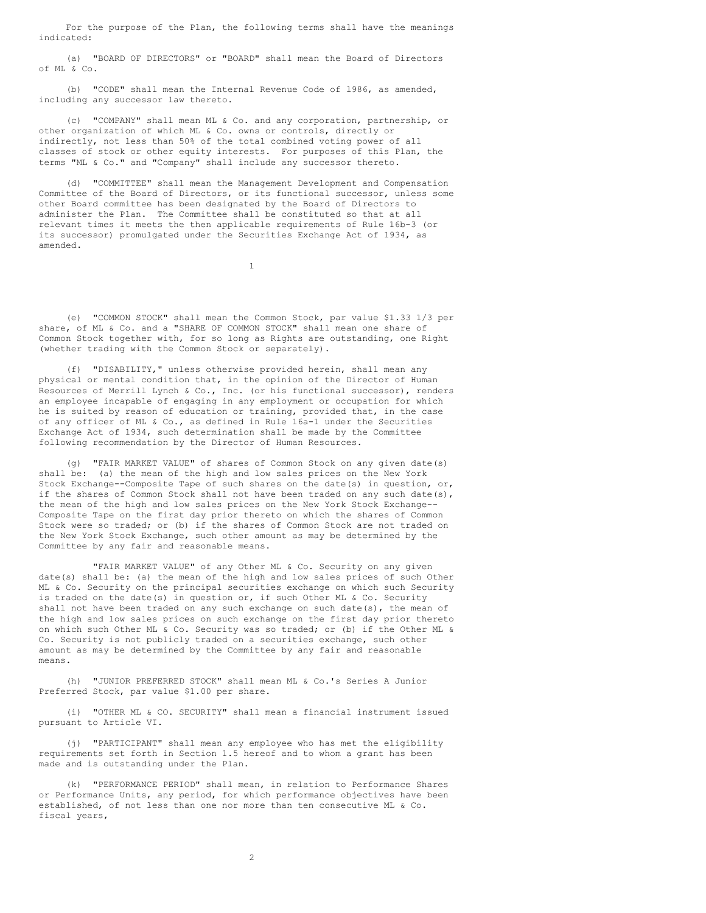For the purpose of the Plan, the following terms shall have the meanings indicated:

(a) "BOARD OF DIRECTORS" or "BOARD" shall mean the Board of Directors of ML & Co.

(b) "CODE" shall mean the Internal Revenue Code of 1986, as amended, including any successor law thereto.

(c) "COMPANY" shall mean ML & Co. and any corporation, partnership, or other organization of which ML & Co. owns or controls, directly or indirectly, not less than 50% of the total combined voting power of all classes of stock or other equity interests. For purposes of this Plan, the terms "ML & Co." and "Company" shall include any successor thereto.

(d) "COMMITTEE" shall mean the Management Development and Compensation Committee of the Board of Directors, or its functional successor, unless some other Board committee has been designated by the Board of Directors to administer the Plan. The Committee shall be constituted so that at all relevant times it meets the then applicable requirements of Rule 16b-3 (or its successor) promulgated under the Securities Exchange Act of 1934, as amended.

(e) "COMMON STOCK" shall mean the Common Stock, par value $1.33 1/3 per share, of ML & Co. and a "SHARE OF COMMON STOCK" shall mean one share of Common Stock together with, for so long as Rights are outstanding, one Right (whether trading with the Common Stock or separately).

(f) "DISABILITY," unless otherwise provided herein, shall mean any physical or mental condition that, in the opinion of the Director of Human Resources of Merrill Lynch & Co., Inc. (or his functional successor), renders an employee incapable of engaging in any employment or occupation for which he is suited by reason of education or training, provided that, in the case of any officer of ML & Co., as defined in Rule 16a-1 under the Securities Exchange Act of 1934, such determination shall be made by the Committee following recommendation by the Director of Human Resources.

(g) "FAIR MARKET VALUE" of shares of Common Stock on any given date(s) shall be: (a) the mean of the high and low sales prices on the New York Stock Exchange--Composite Tape of such shares on the date(s) in question, or, if the shares of Common Stock shall not have been traded on any such date(s), the mean of the high and low sales prices on the New York Stock Exchange--Composite Tape on the first day prior thereto on which the shares of Common Stock were so traded; or (b) if the shares of Common Stock are not traded on the New York Stock Exchange, such other amount as may be determined by the Committee by any fair and reasonable means.

"FAIR MARKET VALUE" of any Other ML & Co. Security on any given date(s) shall be: (a) the mean of the high and low sales prices of such Other ML & Co. Security on the principal securities exchange on which such Security is traded on the date(s) in question or, if such Other ML & Co. Security shall not have been traded on any such exchange on such date(s), the mean of the high and low sales prices on such exchange on the first day prior thereto on which such Other ML & Co. Security was so traded; or (b) if the Other ML & Co. Security is not publicly traded on a securities exchange, such other amount as may be determined by the Committee by any fair and reasonable means.

(h) "JUNIOR PREFERRED STOCK" shall mean ML & Co.'s Series A Junior Preferred Stock, par value $1.00 per share.

(i) "OTHER ML & CO. SECURITY" shall mean a financial instrument issued pursuant to Article VI.

(j) "PARTICIPANT" shall mean any employee who has met the eligibility requirements set forth in Section 1.5 hereof and to whom a grant has been made and is outstanding under the Plan.

(k) "PERFORMANCE PERIOD" shall mean, in relation to Performance Shares or Performance Units, any period, for which performance objectives have been established, of not less than one nor more than ten consecutive ML & Co. fiscal years,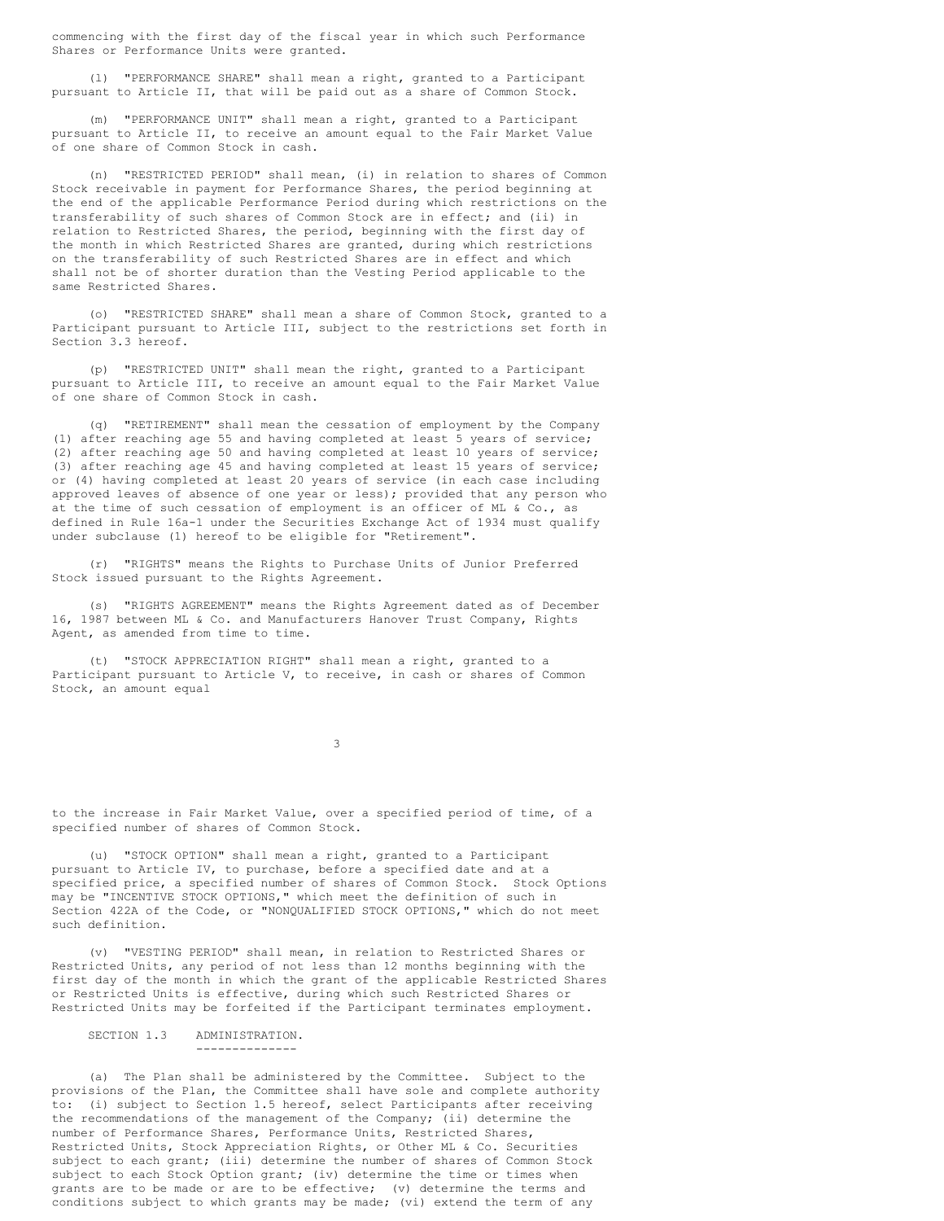commencing with the first day of the fiscal year in which such Performance Shares or Performance Units were granted.

(l) "PERFORMANCE SHARE" shall mean a right, granted to a Participant pursuant to Article II, that will be paid out as a share of Common Stock.

(m) "PERFORMANCE UNIT" shall mean a right, granted to a Participant pursuant to Article II, to receive an amount equal to the Fair Market Value of one share of Common Stock in cash.

(n) "RESTRICTED PERIOD" shall mean, (i) in relation to shares of Common Stock receivable in payment for Performance Shares, the period beginning at the end of the applicable Performance Period during which restrictions on the transferability of such shares of Common Stock are in effect; and (ii) in relation to Restricted Shares, the period, beginning with the first day of the month in which Restricted Shares are granted, during which restrictions on the transferability of such Restricted Shares are in effect and which shall not be of shorter duration than the Vesting Period applicable to the same Restricted Shares.

(o) "RESTRICTED SHARE" shall mean a share of Common Stock, granted to a Participant pursuant to Article III, subject to the restrictions set forth in Section 3.3 hereof.

(p) "RESTRICTED UNIT" shall mean the right, granted to a Participant pursuant to Article III, to receive an amount equal to the Fair Market Value of one share of Common Stock in cash.

(q) "RETIREMENT" shall mean the cessation of employment by the Company (1) after reaching age 55 and having completed at least 5 years of service; (2) after reaching age 50 and having completed at least 10 years of service; (3) after reaching age 45 and having completed at least 15 years of service; or (4) having completed at least 20 years of service (in each case including approved leaves of absence of one year or less); provided that any person who at the time of such cessation of employment is an officer of ML & Co., as defined in Rule 16a-1 under the Securities Exchange Act of 1934 must qualify under subclause (1) hereof to be eligible for "Retirement".

(r) "RIGHTS" means the Rights to Purchase Units of Junior Preferred Stock issued pursuant to the Rights Agreement.

(s) "RIGHTS AGREEMENT" means the Rights Agreement dated as of December 16, 1987 between ML & Co. and Manufacturers Hanover Trust Company, Rights Agent, as amended from time to time.

(t) "STOCK APPRECIATION RIGHT" shall mean a right, granted to a Participant pursuant to Article V, to receive, in cash or shares of Common Stock, an amount equal to the increase in Fair Market Value, over a specified period of time, of a specified number of shares of Common Stock.

(u) "STOCK OPTION" shall mean a right, granted to a Participant pursuant to Article IV, to purchase, before a specified date and at a specified price, a specified number of shares of Common Stock. Stock Options may be "INCENTIVE STOCK OPTIONS," which meet the definition of such in Section 422A of the Code, or "NONQUALIFIED STOCK OPTIONS," which do not meet such definition.

(v) "VESTING PERIOD" shall mean, in relation to Restricted Shares or Restricted Units, any period of not less than 12 months beginning with the first day of the month in which the grant of the applicable Restricted Shares or Restricted Units is effective, during which such Restricted Shares or Restricted Units may be forfeited if the Participant terminates employment.

SECTION 1.3 ADMINISTRATION.

(a) The Plan shall be administered by the Committee. Subject to the provisions of the Plan, the Committee shall have sole and complete authority to: (i) subject to Section 1.5 hereof, select Participants after receiving the recommendations of the management of the Company; (ii) determine the number of Performance Shares, Performance Units, Restricted Shares, Restricted Units, Stock Appreciation Rights, or Other ML & Co. Securities subject to each grant; (iii) determine the number of shares of Common Stock subject to each Stock Option grant; (iv) determine the time or times when grants are to be made or are to be effective; (v) determine the terms and conditions subject to which grants may be made; (vi) extend the term of any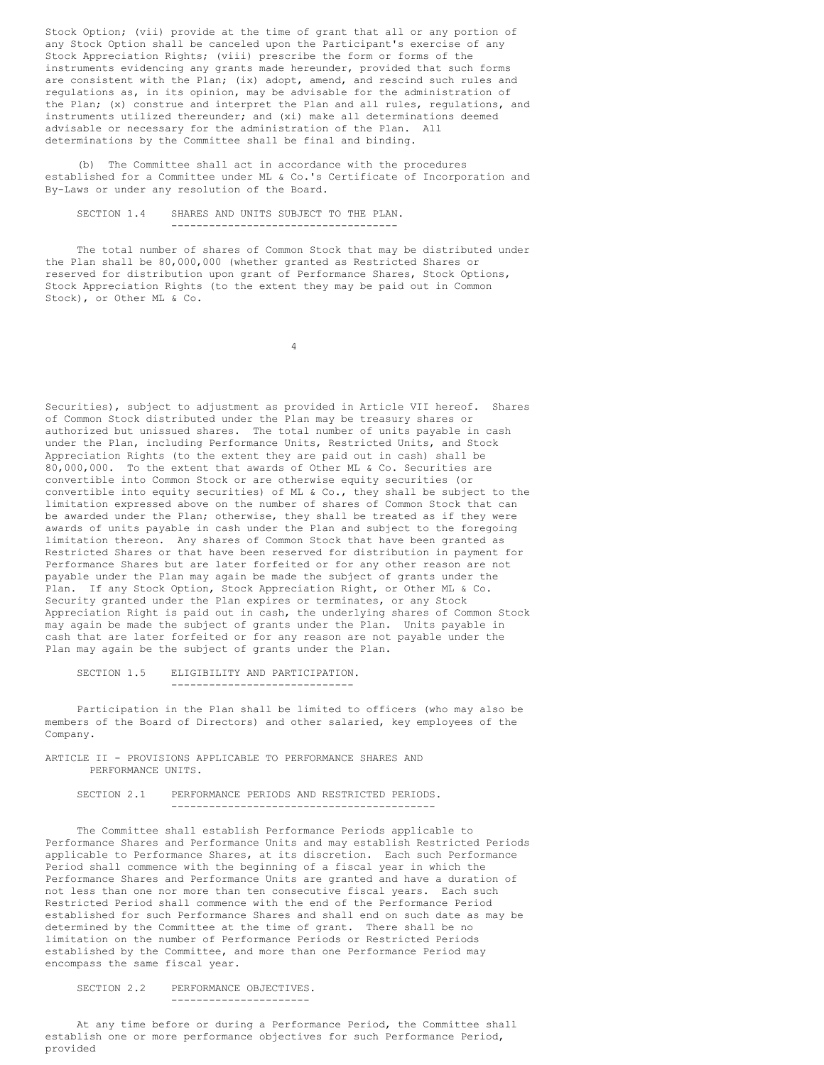Stock Option; (vii) provide at the time of grant that all or any portion of any Stock Option shall be canceled upon the Participant's exercise of any Stock Appreciation Rights; (viii) prescribe the form or forms of the instruments evidencing any grants made hereunder, provided that such forms are consistent with the Plan; (ix) adopt, amend, and rescind such rules and regulations as, in its opinion, may be advisable for the administration of the Plan; (x) construe and interpret the Plan and all rules, regulations, and instruments utilized thereunder; and (xi) make all determinations deemed advisable or necessary for the administration of the Plan. All determinations by the Committee shall be final and binding.

(b) The Committee shall act in accordance with the procedures established for a Committee under ML & Co.'s Certificate of Incorporation and By-Laws or under any resolution of the Board.

SECTION 1.4 SHARES AND UNITS SUBJECT TO THE PLAN.

The total number of shares of Common Stock that may be distributed under the Plan shall be 80,000,000 (whether granted as Restricted Shares or reserved for distribution upon grant of Performance Shares, Stock Options, Stock Appreciation Rights (to the extent they may be paid out in Common Stock), or Other ML & Co. Securities), subject to adjustment as provided in Article VII hereof. Shares of Common Stock distributed under the Plan may be treasury shares or authorized but unissued shares. The total number of units payable in cash under the Plan, including Performance Units, Restricted Units, and Stock Appreciation Rights (to the extent they are paid out in cash) shall be 80,000,000. To the extent that awards of Other ML & Co. Securities are convertible into Common Stock or are otherwise equity securities (or convertible into equity securities) of ML & Co., they shall be subject to the limitation expressed above on the number of shares of Common Stock that can be awarded under the Plan; otherwise, they shall be treated as if they were awards of units payable in cash under the Plan and subject to the foregoing limitation thereon. Any shares of Common Stock that have been granted as Restricted Shares or that have been reserved for distribution in payment for Performance Shares but are later forfeited or for any other reason are not payable under the Plan may again be made the subject of grants under the Plan. If any Stock Option, Stock Appreciation Right, or Other ML & Co. Security granted under the Plan expires or terminates, or any Stock Appreciation Right is paid out in cash, the underlying shares of Common Stock may again be made the subject of grants under the Plan. Units payable in cash that are later forfeited or for any reason are not payable under the Plan may again be the subject of grants under the Plan.

SECTION 1.5 ELIGIBILITY AND PARTICIPATION.

Participation in the Plan shall be limited to officers (who may also be members of the Board of Directors) and other salaried, key employees of the Company.

ARTICLE II - PROVISIONS APPLICABLE TO PERFORMANCE SHARES AND PERFORMANCE UNITS.

SECTION 2.1 PERFORMANCE PERIODS AND RESTRICTED PERIODS.

The Committee shall establish Performance Periods applicable to Performance Shares and Performance Units and may establish Restricted Periods applicable to Performance Shares, at its discretion. Each such Performance Period shall commence with the beginning of a fiscal year in which the Performance Shares and Performance Units are granted and have a duration of not less than one nor more than ten consecutive fiscal years. Each such Restricted Period shall commence with the end of the Performance Period established for such Performance Shares and shall end on such date as may be determined by the Committee at the time of grant. There shall be no limitation on the number of Performance Periods or Restricted Periods established by the Committee, and more than one Performance Period may encompass the same fiscal year.

SECTION 2.2 PERFORMANCE OBJECTIVES.

At any time before or during a Performance Period, the Committee shall establish one or more performance objectives for such Performance Period, provided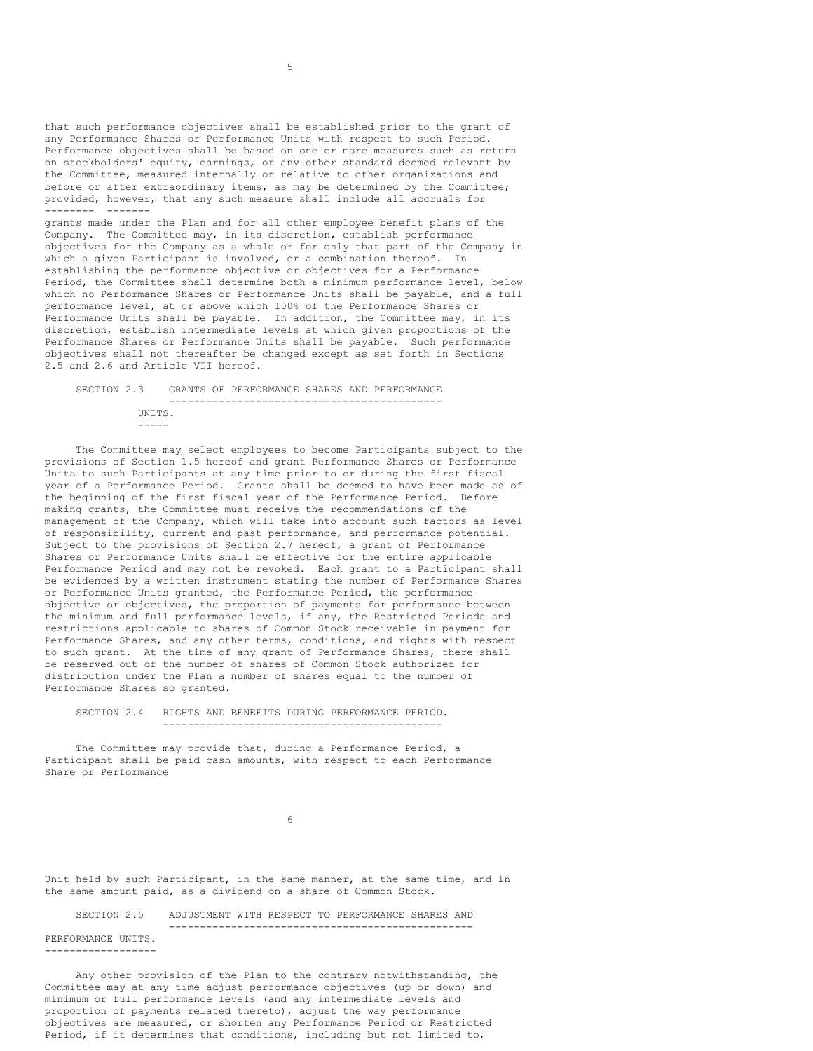that such performance objectives shall be established prior to the grant of any Performance Shares or Performance Units with respect to such Period. Performance objectives shall be based on one or more measures such as return on stockholders' equity, earnings, or any other standard deemed relevant by the Committee, measured internally or relative to other organizations and before or after extraordinary items, as may be determined by the Committee; *provided, however*, that any such measure shall include all accruals for grants made under the Plan and for all other employee benefit plans of the Company. The Committee may, in its discretion, establish performance objectives for the Company as a whole or for only that part of the Company in which a given Participant is involved, or a combination thereof. In establishing the performance objective or objectives for a Performance Period, the Committee shall determine both a minimum performance level, below which no Performance Shares or Performance Units shall be payable, and a full performance level, at or above which 100% of the Performance Shares or Performance Units shall be payable. In addition, the Committee may, in its discretion, establish intermediate levels at which given proportions of the Performance Shares or Performance Units shall be payable. Such performance objectives shall not thereafter be changed except as set forth in Sections 2.5 and 2.6 and Article VII hereof.

SECTION 2.3 GRANTS OF PERFORMANCE SHARES AND PERFORMANCE UNITS.

The Committee may select employees to become Participants subject to the provisions of Section 1.5 hereof and grant Performance Shares or Performance Units to such Participants at any time prior to or during the first fiscal year of a Performance Period. Grants shall be deemed to have been made as of the beginning of the first fiscal year of the Performance Period. Before making grants, the Committee must receive the recommendations of the management of the Company, which will take into account such factors as level of responsibility, current and past performance, and performance potential. Subject to the provisions of Section 2.7 hereof, a grant of Performance Shares or Performance Units shall be effective for the entire applicable Performance Period and may not be revoked. Each grant to a Participant shall be evidenced by a written instrument stating the number of Performance Shares or Performance Units granted, the Performance Period, the performance objective or objectives, the proportion of payments for performance between the minimum and full performance levels, if any, the Restricted Periods and restrictions applicable to shares of Common Stock receivable in payment for Performance Shares, and any other terms, conditions, and rights with respect to such grant. At the time of any grant of Performance Shares, there shall be reserved out of the number of shares of Common Stock authorized for distribution under the Plan a number of shares equal to the number of Performance Shares so granted.

SECTION 2.4 RIGHTS AND BENEFITS DURING PERFORMANCE PERIOD.

The Committee may provide that, during a Performance Period, a Participant shall be paid cash amounts, with respect to each Performance Share or Performance Unit held by such Participant, in the same manner, at the same time, and in the same amount paid, as a dividend on a share of Common Stock.

SECTION 2.5 ADJUSTMENT WITH RESPECT TO PERFORMANCE SHARES AND PERFORMANCE UNITS.

Any other provision of the Plan to the contrary notwithstanding, the Committee may at any time adjust performance objectives (up or down) and minimum or full performance levels (and any intermediate levels and proportion of payments related thereto), adjust the way performance objectives are measured, or shorten any Performance Period or Restricted Period, if it determines that conditions, including but not limited to,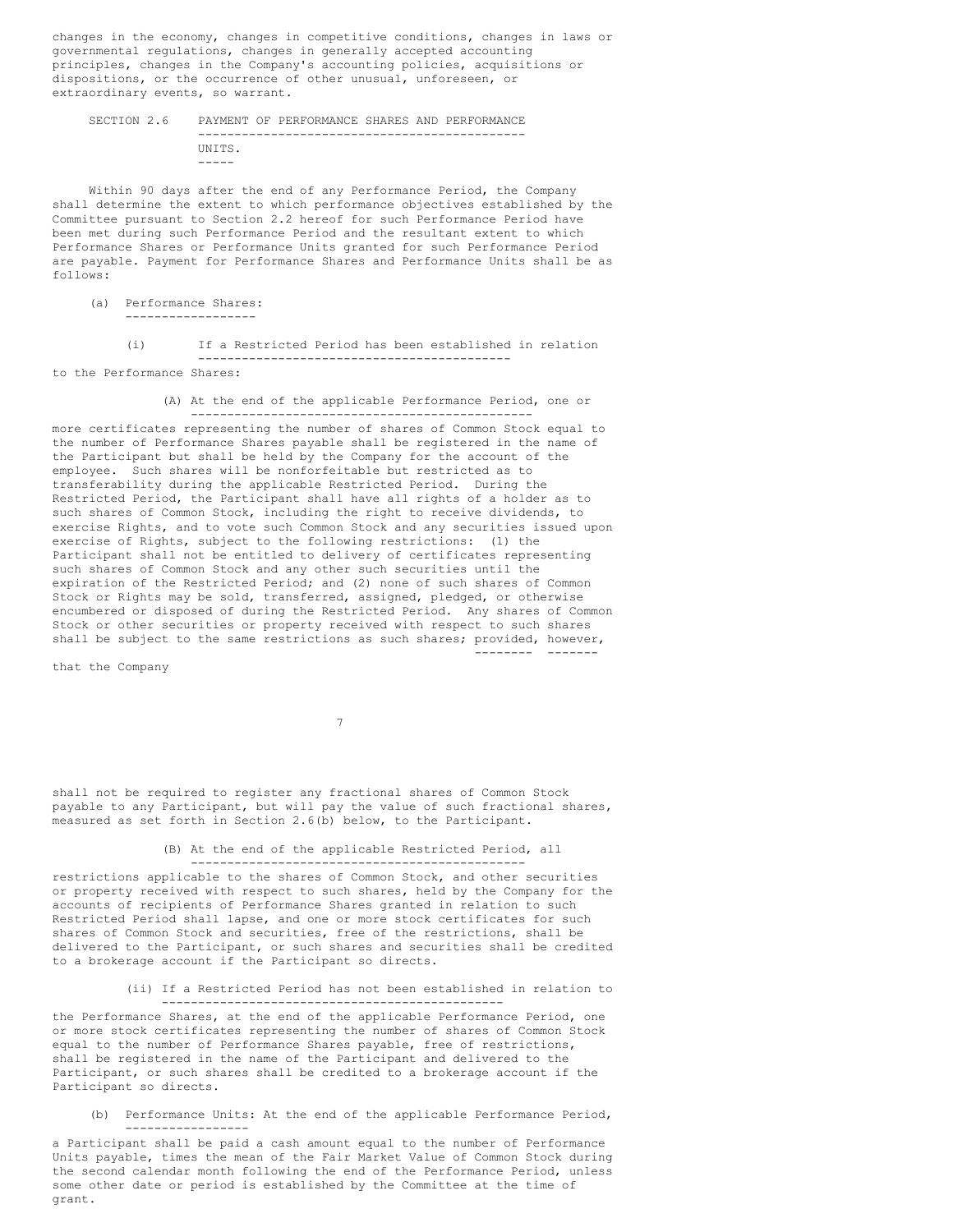changes in the economy, changes in competitive conditions, changes in laws or governmental regulations, changes in generally accepted accounting principles, changes in the Company's accounting policies, acquisitions or dispositions, or the occurrence of other unusual, unforeseen, or extraordinary events, so warrant.

SECTION 2.6 PAYMENT OF PERFORMANCE SHARES AND PERFORMANCE UNITS.

Within 90 days after the end of any Performance Period, the Company shall determine the extent to which performance objectives established by the Committee pursuant to Section 2.2 hereof for such Performance Period have been met during such Performance Period and the resultant extent to which Performance Shares or Performance Units granted for such Performance Period are payable. Payment for Performance Shares and Performance Units shall be as follows:

(a) Performance Shares:

(i) If a Restricted Period has been established in relation to the Performance Shares:

(A) At the end of the applicable Performance Period, one or more certificates representing the number of shares of Common Stock equal to the number of Performance Shares payable shall be registered in the name of the Participant but shall be held by the Company for the account of the employee. Such shares will be nonforfeitable but restricted as to transferability during the applicable Restricted Period. During the Restricted Period, the Participant shall have all rights of a holder as to such shares of Common Stock, including the right to receive dividends, to exercise Rights, and to vote such Common Stock and any securities issued upon exercise of Rights, subject to the following restrictions: (1) the Participant shall not be entitled to delivery of certificates representing such shares of Common Stock and any other such securities until the expiration of the Restricted Period; and (2) none of such shares of Common Stock or Rights may be sold, transferred, assigned, pledged, or otherwise encumbered or disposed of during the Restricted Period. Any shares of Common Stock or other securities or property received with respect to such shares shall be subject to the same restrictions as such shares; *provided, however*, that the Company shall not be required to register any fractional shares of Common Stock payable to any Participant, but will pay the value of such fractional shares, measured as set forth in Section 2.6(b) below, to the Participant.

(B) At the end of the applicable Restricted Period, all restrictions applicable to the shares of Common Stock, and other securities or property received with respect to such shares, held by the Company for the accounts of recipients of Performance Shares granted in relation to such Restricted Period shall lapse, and one or more stock certificates for such shares of Common Stock and securities, free of the restrictions, shall be delivered to the Participant, or such shares and securities shall be credited to a brokerage account if the Participant so directs.

(ii) If a Restricted Period has not been established in relation to the Performance Shares, at the end of the applicable Performance Period, one or more stock certificates representing the number of shares of Common Stock equal to the number of Performance Shares payable, free of restrictions, shall be registered in the name of the Participant and delivered to the Participant, or such shares shall be credited to a brokerage account if the Participant so directs.

(b) Performance Units: At the end of the applicable Performance Period, a Participant shall be paid a cash amount equal to the number of Performance Units payable, times the mean of the Fair Market Value of Common Stock during the second calendar month following the end of the Performance Period, unless some other date or period is established by the Committee at the time of grant.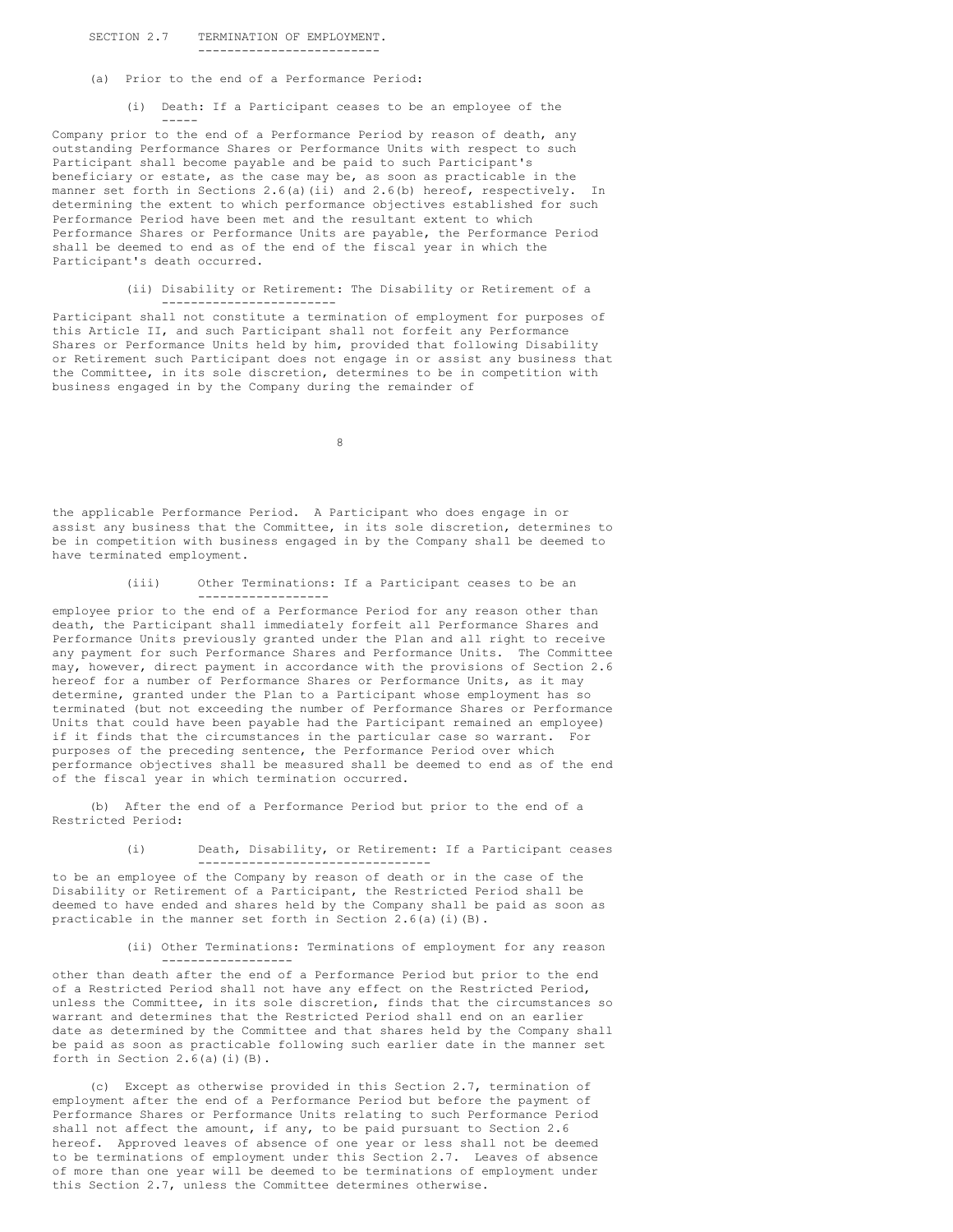## SECTION 2.7 TERMINATION OF EMPLOYMENT.

(a) Prior to the end of a Performance Period:

(i) Death: If a Participant ceases to be an employee of the Company prior to the end of a Performance Period by reason of death, any outstanding Performance Shares or Performance Units with respect to such Participant shall become payable and be paid to such Participant's beneficiary or estate, as the case may be, as soon as practicable in the manner set forth in Sections 2.6(a)(ii) and 2.6(b) hereof, respectively. In determining the extent to which performance objectives established for such Performance Period have been met and the resultant extent to which Performance Shares or Performance Units are payable, the Performance Period shall be deemed to end as of the end of the fiscal year in which the Participant's death occurred.

(ii) Disability or Retirement: The Disability or Retirement of a Participant shall not constitute a termination of employment for purposes of this Article II, and such Participant shall not forfeit any Performance Shares or Performance Units held by him, provided that following Disability or Retirement such Participant does not engage in or assist any business that the Committee, in its sole discretion, determines to be in competition with business engaged in by the Company during the remainder of the applicable Performance Period. A Participant who does engage in or assist any business that the Committee, in its sole discretion, determines to be in competition with business engaged in by the Company shall be deemed to have terminated employment.

(iii) Other Terminations: If a Participant ceases to be an employee prior to the end of a Performance Period for any reason other than death, the Participant shall immediately forfeit all Performance Shares and Performance Units previously granted under the Plan and all right to receive any payment for such Performance Shares and Performance Units. The Committee may, however, direct payment in accordance with the provisions of Section 2.6 hereof for a number of Performance Shares or Performance Units, as it may determine, granted under the Plan to a Participant whose employment has so terminated (but not exceeding the number of Performance Shares or Performance Units that could have been payable had the Participant remained an employee) if it finds that the circumstances in the particular case so warrant. For purposes of the preceding sentence, the Performance Period over which performance objectives shall be measured shall be deemed to end as of the end of the fiscal year in which termination occurred.

(b) After the end of a Performance Period but prior to the end of a Restricted Period:

(i) Death, Disability, or Retirement: If a Participant ceases to be an employee of the Company by reason of death or in the case of the Disability or Retirement of a Participant, the Restricted Period shall be deemed to have ended and shares held by the Company shall be paid as soon as practicable in the manner set forth in Section 2.6(a)(i)(B).

(ii) Other Terminations: Terminations of employment for any reason other than death after the end of a Performance Period but prior to the end of a Restricted Period shall not have any effect on the Restricted Period, unless the Committee, in its sole discretion, finds that the circumstances so warrant and determines that the Restricted Period shall end on an earlier date as determined by the Committee and that shares held by the Company shall be paid as soon as practicable following such earlier date in the manner set forth in Section 2.6(a)(i)(B).

(c) Except as otherwise provided in this Section 2.7, termination of employment after the end of a Performance Period but before the payment of Performance Shares or Performance Units relating to such Performance Period shall not affect the amount, if any, to be paid pursuant to Section 2.6 hereof. Approved leaves of absence of one year or less shall not be deemed to be terminations of employment under this Section 2.7. Leaves of absence of more than one year will be deemed to be terminations of employment under this Section 2.7, unless the Committee determines otherwise.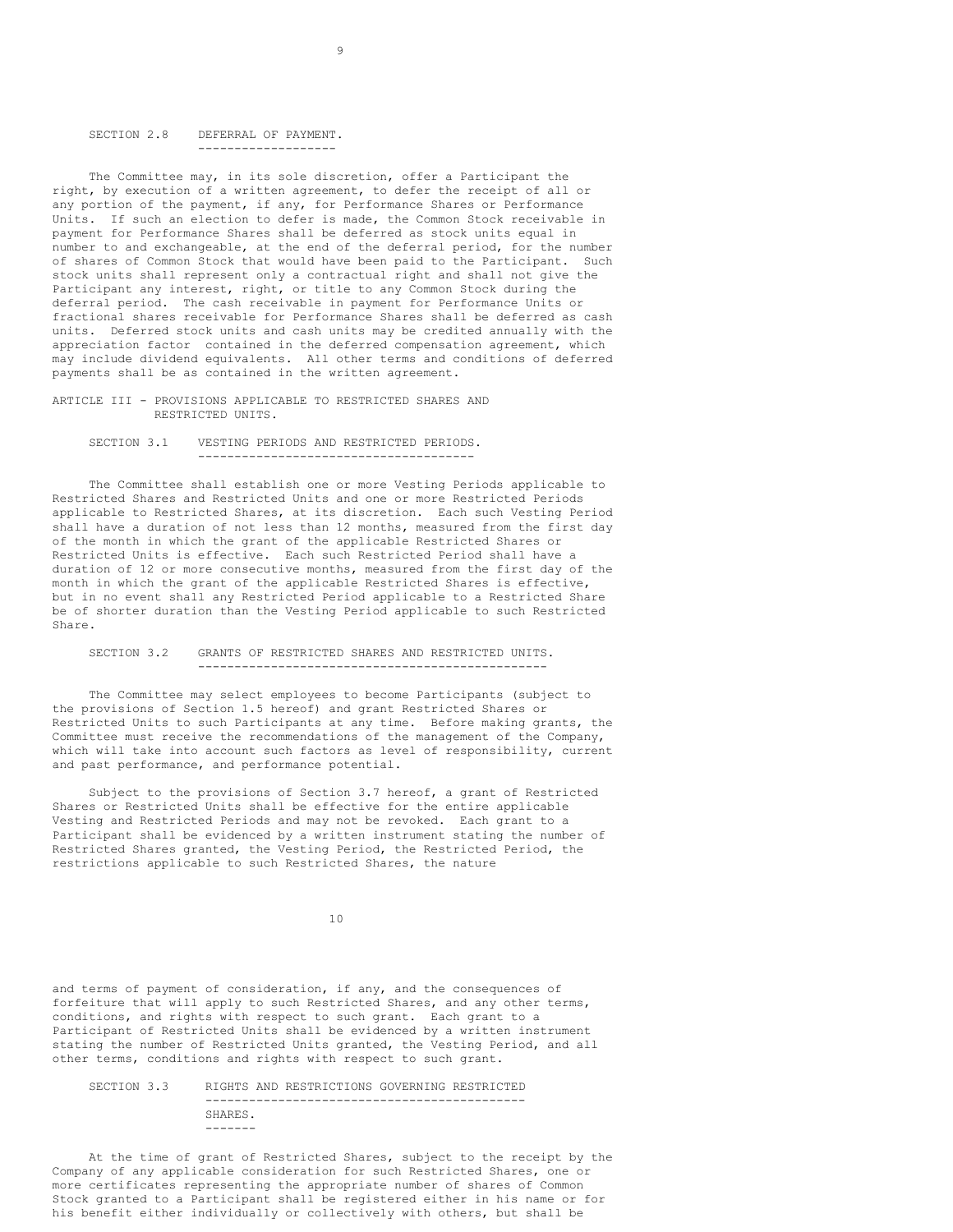### SECTION 2.8 DEFERRAL OF PAYMENT.

The Committee may, in its sole discretion, offer a Participant the right, by execution of a written agreement, to defer the receipt of all or any portion of the payment, if any, for Performance Shares or Performance Units. If such an election to defer is made, the Common Stock receivable in payment for Performance Shares shall be deferred as stock units equal in number to and exchangeable, at the end of the deferral period, for the number of shares of Common Stock that would have been paid to the Participant. Such stock units shall represent only a contractual right and shall not give the Participant any interest, right, or title to any Common Stock during the deferral period. The cash receivable in payment for Performance Units or fractional shares receivable for Performance Shares shall be deferred as cash units. Deferred stock units and cash units may be credited annually with the appreciation factor contained in the deferred compensation agreement, which may include dividend equivalents. All other terms and conditions of deferred payments shall be as contained in the written agreement.

## ARTICLE III - PROVISIONS APPLICABLE TO RESTRICTED SHARES AND RESTRICTED UNITS.

### SECTION 3.1 VESTING PERIODS AND RESTRICTED PERIODS.

The Committee shall establish one or more Vesting Periods applicable to Restricted Shares and Restricted Units and one or more Restricted Periods applicable to Restricted Shares, at its discretion. Each such Vesting Period shall have a duration of not less than 12 months, measured from the first day of the month in which the grant of the applicable Restricted Shares or Restricted Units is effective. Each such Restricted Period shall have a duration of 12 or more consecutive months, measured from the first day of the month in which the grant of the applicable Restricted Shares is effective, but in no event shall any Restricted Period applicable to a Restricted Share be of shorter duration than the Vesting Period applicable to such Restricted Share.

### SECTION 3.2 GRANTS OF RESTRICTED SHARES AND RESTRICTED UNITS.

The Committee may select employees to become Participants (subject to the provisions of Section 1.5 hereof) and grant Restricted Shares or Restricted Units to such Participants at any time. Before making grants, the Committee must receive the recommendations of the management of the Company, which will take into account such factors as level of responsibility, current and past performance, and performance potential.

Subject to the provisions of Section 3.7 hereof, a grant of Restricted Shares or Restricted Units shall be effective for the entire applicable Vesting and Restricted Periods and may not be revoked. Each grant to a Participant shall be evidenced by a written instrument stating the number of Restricted Shares granted, the Vesting Period, the Restricted Period, the restrictions applicable to such Restricted Shares, the nature and terms of payment of consideration, if any, and the consequences of forfeiture that will apply to such Restricted Shares, and any other terms, conditions, and rights with respect to such grant. Each grant to a Participant of Restricted Units shall be evidenced by a written instrument stating the number of Restricted Units granted, the Vesting Period, and all other terms, conditions and rights with respect to such grant.

### SECTION 3.3 RIGHTS AND RESTRICTIONS GOVERNING RESTRICTED SHARES.

At the time of grant of Restricted Shares, subject to the receipt by the Company of any applicable consideration for such Restricted Shares, one or more certificates representing the appropriate number of shares of Common Stock granted to a Participant shall be registered either in his name or for his benefit either individually or collectively with others, but shall be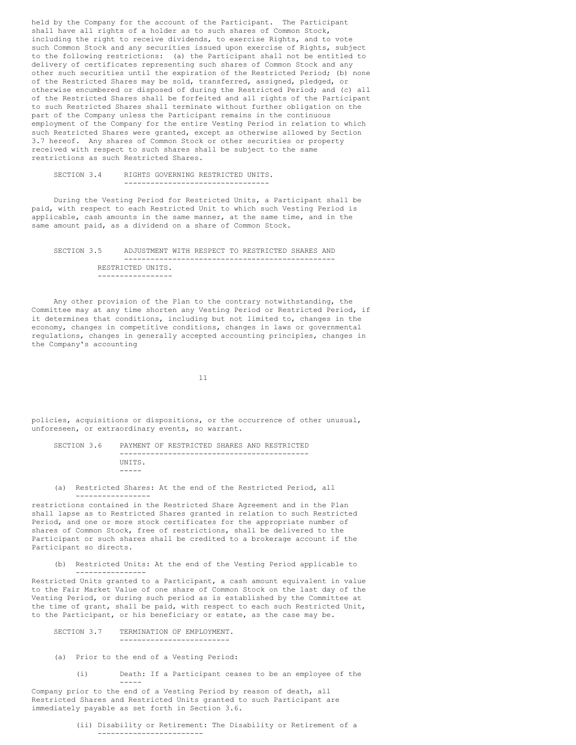held by the Company for the account of the Participant. The Participant shall have all rights of a holder as to such shares of Common Stock, including the right to receive dividends, to exercise Rights, and to vote such Common Stock and any securities issued upon exercise of Rights, subject to the following restrictions: (a) the Participant shall not be entitled to delivery of certificates representing such shares of Common Stock and any other such securities until the expiration of the Restricted Period; (b) none of the Restricted Shares may be sold, transferred, assigned, pledged, or otherwise encumbered or disposed of during the Restricted Period; and (c) all of the Restricted Shares shall be forfeited and all rights of the Participant to such Restricted Shares shall terminate without further obligation on the part of the Company unless the Participant remains in the continuous employment of the Company for the entire Vesting Period in relation to which such Restricted Shares were granted, except as otherwise allowed by Section 3.7 hereof. Any shares of Common Stock or other securities or property received with respect to such shares shall be subject to the same restrictions as such Restricted Shares.

SECTION 3.4 RIGHTS GOVERNING RESTRICTED UNITS.

During the Vesting Period for Restricted Units, a Participant shall be paid, with respect to each Restricted Unit to which such Vesting Period is applicable, cash amounts in the same manner, at the same time, and in the same amount paid, as a dividend on a share of Common Stock.

SECTION 3.5 ADJUSTMENT WITH RESPECT TO RESTRICTED SHARES AND RESTRICTED UNITS.

Any other provision of the Plan to the contrary notwithstanding, the Committee may at any time shorten any Vesting Period or Restricted Period, if it determines that conditions, including but not limited to, changes in the economy, changes in competitive conditions, changes in laws or governmental regulations, changes in generally accepted accounting principles, changes in the Company's accounting policies, acquisitions or dispositions, or the occurrence of other unusual, unforeseen, or extraordinary events, so warrant.

SECTION 3.6 PAYMENT OF RESTRICTED SHARES AND RESTRICTED UNITS.

(a) Restricted Shares: At the end of the Restricted Period, all restrictions contained in the Restricted Share Agreement and in the Plan shall lapse as to Restricted Shares granted in relation to such Restricted Period, and one or more stock certificates for the appropriate number of shares of Common Stock, free of restrictions, shall be delivered to the Participant or such shares shall be credited to a brokerage account if the Participant so directs.

(b) Restricted Units: At the end of the Vesting Period applicable to Restricted Units granted to a Participant, a cash amount equivalent in value to the Fair Market Value of one share of Common Stock on the last day of the Vesting Period, or during such period as is established by the Committee at the time of grant, shall be paid, with respect to each such Restricted Unit, to the Participant, or his beneficiary or estate, as the case may be.

SECTION 3.7 TERMINATION OF EMPLOYMENT.

(a) Prior to the end of a Vesting Period:

(i) Death: If a Participant ceases to be an employee of the Company prior to the end of a Vesting Period by reason of death, all Restricted Shares and Restricted Units granted to such Participant are immediately payable as set forth in Section 3.6.

(ii) Disability or Retirement: The Disability or Retirement of a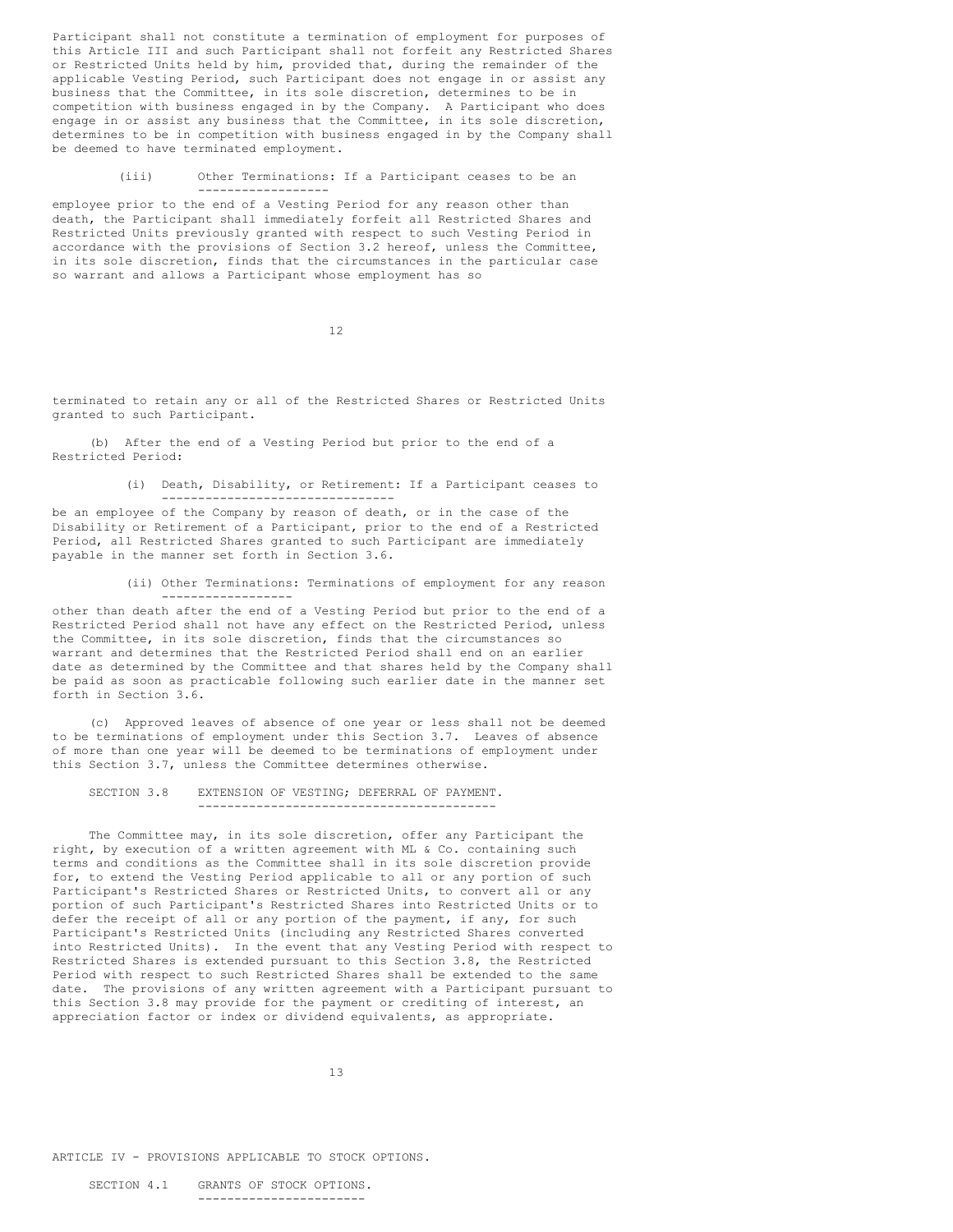Participant shall not constitute a termination of employment for purposes of this Article III and such Participant shall not forfeit any Restricted Shares or Restricted Units held by him, provided that, during the remainder of the applicable Vesting Period, such Participant does not engage in or assist any business that the Committee, in its sole discretion, determines to be in competition with business engaged in by the Company. A Participant who does engage in or assist any business that the Committee, in its sole discretion, determines to be in competition with business engaged in by the Company shall be deemed to have terminated employment.

(iii) Other Terminations: If a Participant ceases to be an employee prior to the end of a Vesting Period for any reason other than death, the Participant shall immediately forfeit all Restricted Shares and Restricted Units previously granted with respect to such Vesting Period in accordance with the provisions of Section 3.2 hereof, unless the Committee, in its sole discretion, finds that the circumstances in the particular case so warrant and allows a Participant whose employment has so terminated to retain any or all of the Restricted Shares or Restricted Units granted to such Participant.

(b) After the end of a Vesting Period but prior to the end of a Restricted Period:

(i) Death, Disability, or Retirement: If a Participant ceases to be an employee of the Company by reason of death, or in the case of the Disability or Retirement of a Participant, prior to the end of a Restricted Period, all Restricted Shares granted to such Participant are immediately payable in the manner set forth in Section 3.6.

(ii) Other Terminations: Terminations of employment for any reason other than death after the end of a Vesting Period but prior to the end of a Restricted Period shall not have any effect on the Restricted Period, unless the Committee, in its sole discretion, finds that the circumstances so warrant and determines that the Restricted Period shall end on an earlier date as determined by the Committee and that shares held by the Company shall be paid as soon as practicable following such earlier date in the manner set forth in Section 3.6.

(c) Approved leaves of absence of one year or less shall not be deemed to be terminations of employment under this Section 3.7. Leaves of absence of more than one year will be deemed to be terminations of employment under this Section 3.7, unless the Committee determines otherwise.

SECTION 3.8 EXTENSION OF VESTING; DEFERRAL OF PAYMENT.

The Committee may, in its sole discretion, offer any Participant the right, by execution of a written agreement with ML & Co. containing such terms and conditions as the Committee shall in its sole discretion provide for, to extend the Vesting Period applicable to all or any portion of such Participant's Restricted Shares or Restricted Units, to convert all or any portion of such Participant's Restricted Shares into Restricted Units or to defer the receipt of all or any portion of the payment, if any, for such Participant's Restricted Units (including any Restricted Shares converted into Restricted Units). In the event that any Vesting Period with respect to Restricted Shares is extended pursuant to this Section 3.8, the Restricted Period with respect to such Restricted Shares shall be extended to the same date. The provisions of any written agreement with a Participant pursuant to this Section 3.8 may provide for the payment or crediting of interest, an appreciation factor or index or dividend equivalents, as appropriate.

ARTICLE IV - PROVISIONS APPLICABLE TO STOCK OPTIONS.

SECTION 4.1 GRANTS OF STOCK OPTIONS.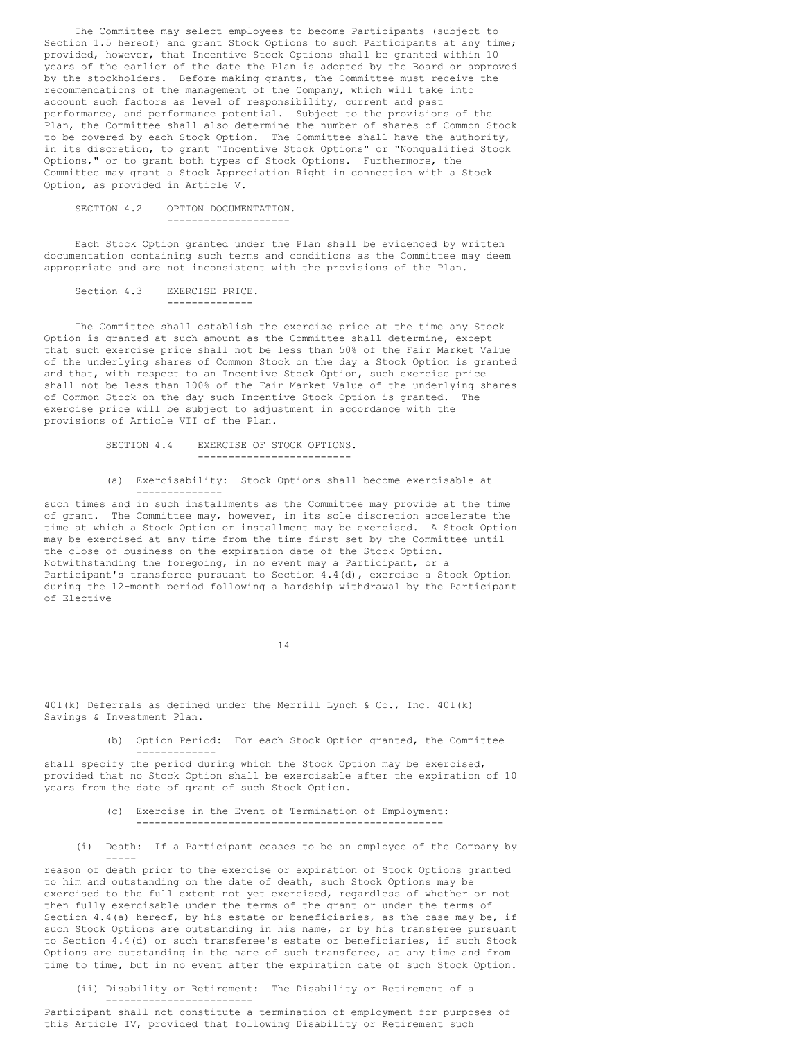The Committee may select employees to become Participants (subject to Section 1.5 hereof) and grant Stock Options to such Participants at any time; provided, however, that Incentive Stock Options shall be granted within 10 years of the earlier of the date the Plan is adopted by the Board or approved by the stockholders. Before making grants, the Committee must receive the recommendations of the management of the Company, which will take into account such factors as level of responsibility, current and past performance, and performance potential. Subject to the provisions of the Plan, the Committee shall also determine the number of shares of Common Stock to be covered by each Stock Option. The Committee shall have the authority, in its discretion, to grant "Incentive Stock Options" or "Nonqualified Stock Options," or to grant both types of Stock Options. Furthermore, the Committee may grant a Stock Appreciation Right in connection with a Stock Option, as provided in Article V.

SECTION 4.2 OPTION DOCUMENTATION.

Each Stock Option granted under the Plan shall be evidenced by written documentation containing such terms and conditions as the Committee may deem appropriate and are not inconsistent with the provisions of the Plan.

Section 4.3 EXERCISE PRICE.

The Committee shall establish the exercise price at the time any Stock Option is granted at such amount as the Committee shall determine, except that such exercise price shall not be less than 50% of the Fair Market Value of the underlying shares of Common Stock on the day a Stock Option is granted and that, with respect to an Incentive Stock Option, such exercise price shall not be less than 100% of the Fair Market Value of the underlying shares of Common Stock on the day such Incentive Stock Option is granted. The exercise price will be subject to adjustment in accordance with the provisions of Article VII of the Plan.

SECTION 4.4 EXERCISE OF STOCK OPTIONS.

(a) Exercisability: Stock Options shall become exercisable at such times and in such installments as the Committee may provide at the time of grant. The Committee may, however, in its sole discretion accelerate the time at which a Stock Option or installment may be exercised. A Stock Option may be exercised at any time from the time first set by the Committee until the close of business on the expiration date of the Stock Option. Notwithstanding the foregoing, in no event may a Participant, or a Participant's transferee pursuant to Section 4.4(d), exercise a Stock Option during the 12-month period following a hardship withdrawal by the Participant of Elective 401(k) Deferrals as defined under the Merrill Lynch & Co., Inc. 401(k) Savings & Investment Plan.

(b) Option Period: For each Stock Option granted, the Committee shall specify the period during which the Stock Option may be exercised, provided that no Stock Option shall be exercisable after the expiration of 10 years from the date of grant of such Stock Option.

(c) Exercise in the Event of Termination of Employment:

(i) Death: If a Participant ceases to be an employee of the Company by reason of death prior to the exercise or expiration of Stock Options granted to him and outstanding on the date of death, such Stock Options may be exercised to the full extent not yet exercised, regardless of whether or not then fully exercisable under the terms of the grant or under the terms of Section 4.4(a) hereof, by his estate or beneficiaries, as the case may be, if such Stock Options are outstanding in his name, or by his transferee pursuant to Section 4.4(d) or such transferee's estate or beneficiaries, if such Stock Options are outstanding in the name of such transferee, at any time and from time to time, but in no event after the expiration date of such Stock Option.

(ii) Disability or Retirement: The Disability or Retirement of a Participant shall not constitute a termination of employment for purposes of this Article IV, provided that following Disability or Retirement such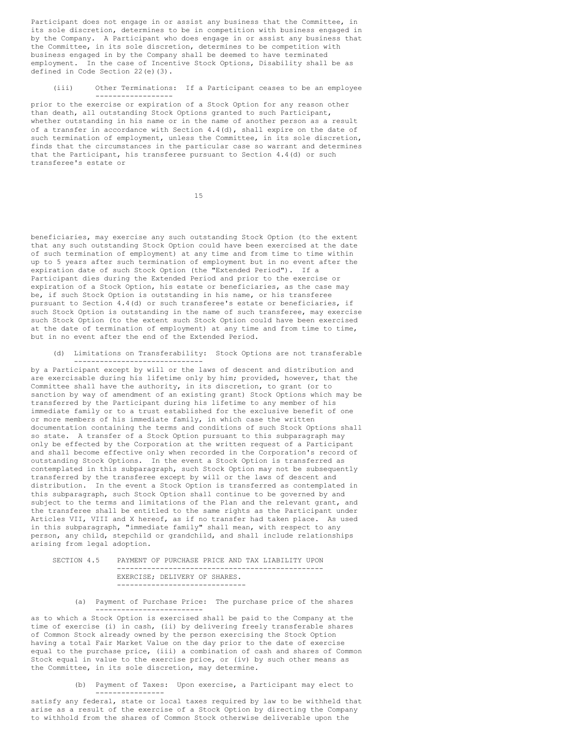Participant does not engage in or assist any business that the Committee, in its sole discretion, determines to be in competition with business engaged in by the Company. A Participant who does engage in or assist any business that the Committee, in its sole discretion, determines to be competition with business engaged in by the Company shall be deemed to have terminated employment. In the case of Incentive Stock Options, Disability shall be as defined in Code Section 22(e)(3).

(iii) Other Terminations: If a Participant ceases to be an employee prior to the exercise or expiration of a Stock Option for any reason other than death, all outstanding Stock Options granted to such Participant, whether outstanding in his name or in the name of another person as a result of a transfer in accordance with Section 4.4(d), shall expire on the date of such termination of employment, unless the Committee, in its sole discretion, finds that the circumstances in the particular case so warrant and determines that the Participant, his transferee pursuant to Section 4.4(d) or such transferee's estate or beneficiaries, may exercise any such outstanding Stock Option (to the extent that any such outstanding Stock Option could have been exercised at the date of such termination of employment) at any time and from time to time within up to 5 years after such termination of employment but in no event after the expiration date of such Stock Option (the "Extended Period"). If a Participant dies during the Extended Period and prior to the exercise or expiration of a Stock Option, his estate or beneficiaries, as the case may be, if such Stock Option is outstanding in his name, or his transferee pursuant to Section 4.4(d) or such transferee's estate or beneficiaries, if such Stock Option is outstanding in the name of such transferee, may exercise such Stock Option (to the extent such Stock Option could have been exercised at the date of termination of employment) at any time and from time to time, but in no event after the end of the Extended Period.

(d) Limitations on Transferability: Stock Options are not transferable by a Participant except by will or the laws of descent and distribution and are exercisable during his lifetime only by him; provided, however, that the Committee shall have the authority, in its discretion, to grant (or to sanction by way of amendment of an existing grant) Stock Options which may be transferred by the Participant during his lifetime to any member of his immediate family or to a trust established for the exclusive benefit of one or more members of his immediate family, in which case the written documentation containing the terms and conditions of such Stock Options shall so state. A transfer of a Stock Option pursuant to this subparagraph may only be effected by the Corporation at the written request of a Participant and shall become effective only when recorded in the Corporation's record of outstanding Stock Options. In the event a Stock Option is transferred as contemplated in this subparagraph, such Stock Option may not be subsequently transferred by the transferee except by will or the laws of descent and distribution. In the event a Stock Option is transferred as contemplated in this subparagraph, such Stock Option shall continue to be governed by and subject to the terms and limitations of the Plan and the relevant grant, and the transferee shall be entitled to the same rights as the Participant under Articles VII, VIII and X hereof, as if no transfer had taken place. As used in this subparagraph, "immediate family" shall mean, with respect to any person, any child, stepchild or grandchild, and shall include relationships arising from legal adoption.

SECTION 4.5 PAYMENT OF PURCHASE PRICE AND TAX LIABILITY UPON EXERCISE; DELIVERY OF SHARES.

(a) Payment of Purchase Price: The purchase price of the shares as to which a Stock Option is exercised shall be paid to the Company at the time of exercise (i) in cash, (ii) by delivering freely transferable shares of Common Stock already owned by the person exercising the Stock Option having a total Fair Market Value on the day prior to the date of exercise equal to the purchase price, (iii) a combination of cash and shares of Common Stock equal in value to the exercise price, or (iv) by such other means as the Committee, in its sole discretion, may determine.

(b) Payment of Taxes: Upon exercise, a Participant may elect to satisfy any federal, state or local taxes required by law to be withheld that arise as a result of the exercise of a Stock Option by directing the Company to withhold from the shares of Common Stock otherwise deliverable upon the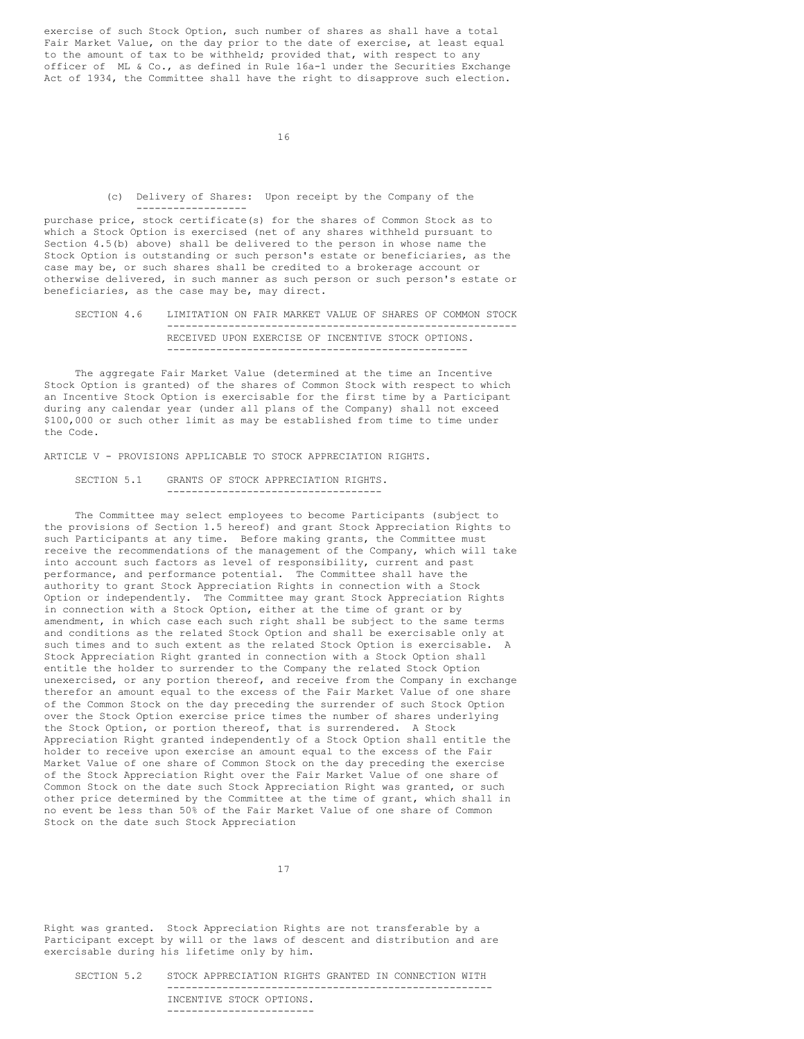exercise of such Stock Option, such number of shares as shall have a total Fair Market Value, on the day prior to the date of exercise, at least equal to the amount of tax to be withheld; provided that, with respect to any officer of ML & Co., as defined in Rule 16a-1 under the Securities Exchange Act of 1934, the Committee shall have the right to disapprove such election.

(c) Delivery of Shares: Upon receipt by the Company of the purchase price, stock certificate(s) for the shares of Common Stock as to which a Stock Option is exercised (net of any shares withheld pursuant to Section 4.5(b) above) shall be delivered to the person in whose name the Stock Option is outstanding or such person's estate or beneficiaries, as the case may be, or such shares shall be credited to a brokerage account or otherwise delivered, in such manner as such person or such person's estate or beneficiaries, as the case may be, may direct.

SECTION 4.6 LIMITATION ON FAIR MARKET VALUE OF SHARES OF COMMON STOCK RECEIVED UPON EXERCISE OF INCENTIVE STOCK OPTIONS.

The aggregate Fair Market Value (determined at the time an Incentive Stock Option is granted) of the shares of Common Stock with respect to which an Incentive Stock Option is exercisable for the first time by a Participant during any calendar year (under all plans of the Company) shall not exceed $100,000 or such other limit as may be established from time to time under the Code.

ARTICLE V - PROVISIONS APPLICABLE TO STOCK APPRECIATION RIGHTS.

SECTION 5.1 GRANTS OF STOCK APPRECIATION RIGHTS.

The Committee may select employees to become Participants (subject to the provisions of Section 1.5 hereof) and grant Stock Appreciation Rights to such Participants at any time. Before making grants, the Committee must receive the recommendations of the management of the Company, which will take into account such factors as level of responsibility, current and past performance, and performance potential. The Committee shall have the authority to grant Stock Appreciation Rights in connection with a Stock Option or independently. The Committee may grant Stock Appreciation Rights in connection with a Stock Option, either at the time of grant or by amendment, in which case each such right shall be subject to the same terms and conditions as the related Stock Option and shall be exercisable only at such times and to such extent as the related Stock Option is exercisable. A Stock Appreciation Right granted in connection with a Stock Option shall entitle the holder to surrender to the Company the related Stock Option unexercised, or any portion thereof, and receive from the Company in exchange therefor an amount equal to the excess of the Fair Market Value of one share of the Common Stock on the day preceding the surrender of such Stock Option over the Stock Option exercise price times the number of shares underlying the Stock Option, or portion thereof, that is surrendered. A Stock Appreciation Right granted independently of a Stock Option shall entitle the holder to receive upon exercise an amount equal to the excess of the Fair Market Value of one share of Common Stock on the day preceding the exercise of the Stock Appreciation Right over the Fair Market Value of one share of Common Stock on the date such Stock Appreciation Right was granted, or such other price determined by the Committee at the time of grant, which shall in no event be less than 50% of the Fair Market Value of one share of Common Stock on the date such Stock Appreciation Right was granted. Stock Appreciation Rights are not transferable by a Participant except by will or the laws of descent and distribution and are exercisable during his lifetime only by him.

SECTION 5.2 STOCK APPRECIATION RIGHTS GRANTED IN CONNECTION WITH INCENTIVE STOCK OPTIONS.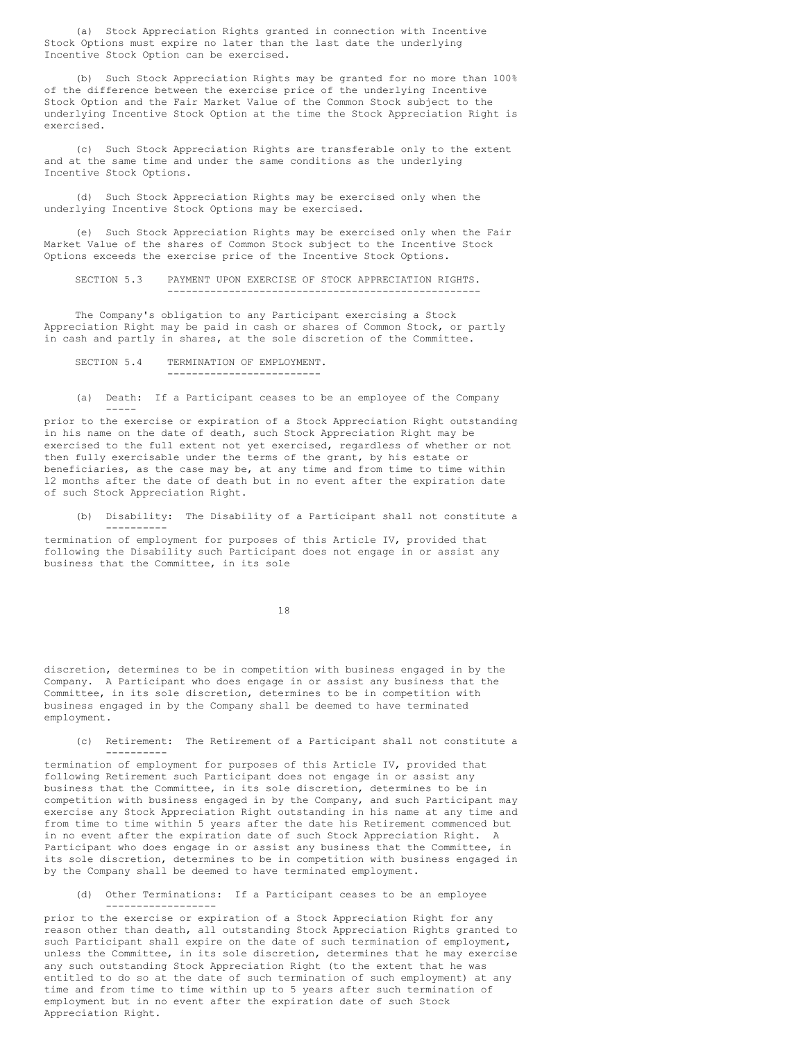(a) Stock Appreciation Rights granted in connection with Incentive Stock Options must expire no later than the last date the underlying Incentive Stock Option can be exercised.

(b) Such Stock Appreciation Rights may be granted for no more than 100% of the difference between the exercise price of the underlying Incentive Stock Option and the Fair Market Value of the Common Stock subject to the underlying Incentive Stock Option at the time the Stock Appreciation Right is exercised.

(c) Such Stock Appreciation Rights are transferable only to the extent and at the same time and under the same conditions as the underlying Incentive Stock Options.

(d) Such Stock Appreciation Rights may be exercised only when the underlying Incentive Stock Options may be exercised.

(e) Such Stock Appreciation Rights may be exercised only when the Fair Market Value of the shares of Common Stock subject to the Incentive Stock Options exceeds the exercise price of the Incentive Stock Options.

SECTION 5.3 PAYMENT UPON EXERCISE OF STOCK APPRECIATION RIGHTS.

The Company's obligation to any Participant exercising a Stock Appreciation Right may be paid in cash or shares of Common Stock, or partly in cash and partly in shares, at the sole discretion of the Committee.

SECTION 5.4 TERMINATION OF EMPLOYMENT.

(a) Death: If a Participant ceases to be an employee of the Company prior to the exercise or expiration of a Stock Appreciation Right outstanding in his name on the date of death, such Stock Appreciation Right may be exercised to the full extent not yet exercised, regardless of whether or not then fully exercisable under the terms of the grant, by his estate or beneficiaries, as the case may be, at any time and from time to time within 12 months after the date of death but in no event after the expiration date of such Stock Appreciation Right.

(b) Disability: The Disability of a Participant shall not constitute a termination of employment for purposes of this Article IV, provided that following the Disability such Participant does not engage in or assist any business that the Committee, in its sole discretion, determines to be in competition with business engaged in by the Company. A Participant who does engage in or assist any business that the Committee, in its sole discretion, determines to be in competition with business engaged in by the Company shall be deemed to have terminated employment.

(c) Retirement: The Retirement of a Participant shall not constitute a termination of employment for purposes of this Article IV, provided that following Retirement such Participant does not engage in or assist any business that the Committee, in its sole discretion, determines to be in competition with business engaged in by the Company, and such Participant may exercise any Stock Appreciation Right outstanding in his name at any time and from time to time within 5 years after the date his Retirement commenced but in no event after the expiration date of such Stock Appreciation Right. A Participant who does engage in or assist any business that the Committee, in its sole discretion, determines to be in competition with business engaged in by the Company shall be deemed to have terminated employment.

(d) Other Terminations: If a Participant ceases to be an employee prior to the exercise or expiration of a Stock Appreciation Right for any reason other than death, all outstanding Stock Appreciation Rights granted to such Participant shall expire on the date of such termination of employment, unless the Committee, in its sole discretion, determines that he may exercise any such outstanding Stock Appreciation Right (to the extent that he was entitled to do so at the date of such termination of such employment) at any time and from time to time within up to 5 years after such termination of employment but in no event after the expiration date of such Stock Appreciation Right.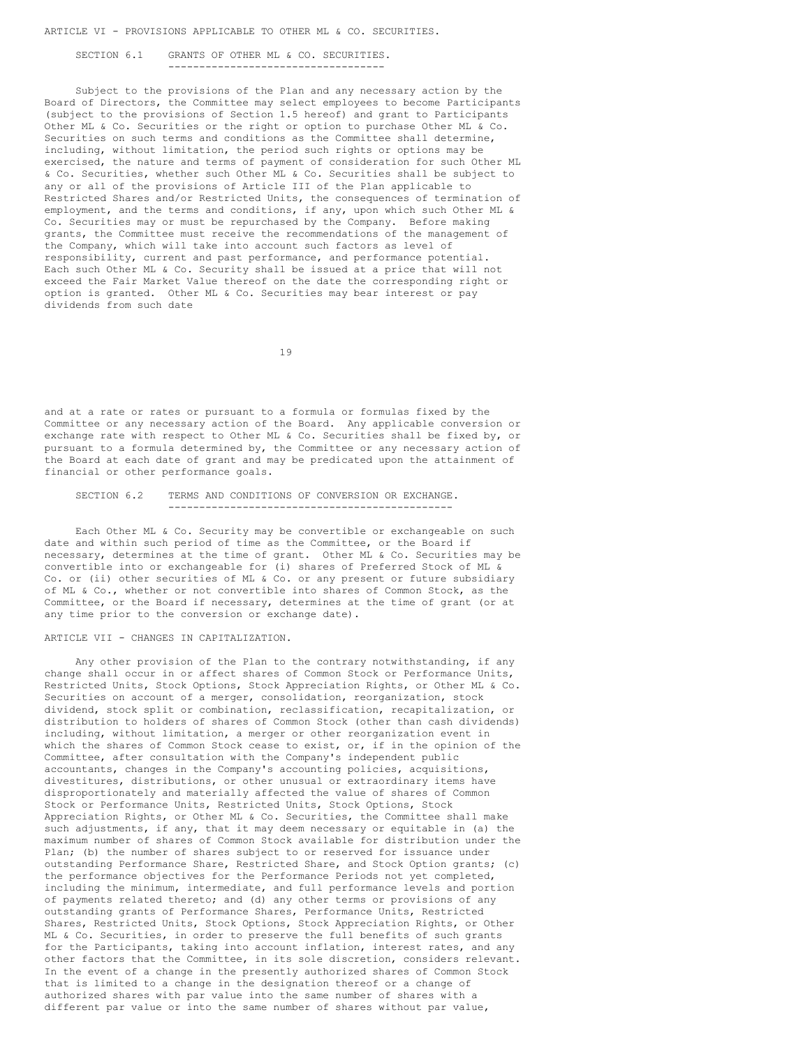## ARTICLE VI - PROVISIONS APPLICABLE TO OTHER ML & CO. SECURITIES.

### SECTION 6.1 GRANTS OF OTHER ML & CO. SECURITIES.

Subject to the provisions of the Plan and any necessary action by the Board of Directors, the Committee may select employees to become Participants (subject to the provisions of Section 1.5 hereof) and grant to Participants Other ML & Co. Securities or the right or option to purchase Other ML & Co. Securities on such terms and conditions as the Committee shall determine, including, without limitation, the period such rights or options may be exercised, the nature and terms of payment of consideration for such Other ML & Co. Securities, whether such Other ML & Co. Securities shall be subject to any or all of the provisions of Article III of the Plan applicable to Restricted Shares and/or Restricted Units, the consequences of termination of employment, and the terms and conditions, if any, upon which such Other ML & Co. Securities may or must be repurchased by the Company. Before making grants, the Committee must receive the recommendations of the management of the Company, which will take into account such factors as level of responsibility, current and past performance, and performance potential. Each such Other ML & Co. Security shall be issued at a price that will not exceed the Fair Market Value thereof on the date the corresponding right or option is granted. Other ML & Co. Securities may bear interest or pay dividends from such date and at a rate or rates or pursuant to a formula or formulas fixed by the Committee or any necessary action of the Board. Any applicable conversion or exchange rate with respect to Other ML & Co. Securities shall be fixed by, or pursuant to a formula determined by, the Committee or any necessary action of the Board at each date of grant and may be predicated upon the attainment of financial or other performance goals.

### SECTION 6.2 TERMS AND CONDITIONS OF CONVERSION OR EXCHANGE.

Each Other ML & Co. Security may be convertible or exchangeable on such date and within such period of time as the Committee, or the Board if necessary, determines at the time of grant. Other ML & Co. Securities may be convertible into or exchangeable for (i) shares of Preferred Stock of ML & Co. or (ii) other securities of ML & Co. or any present or future subsidiary of ML & Co., whether or not convertible into shares of Common Stock, as the Committee, or the Board if necessary, determines at the time of grant (or at any time prior to the conversion or exchange date).

## ARTICLE VII - CHANGES IN CAPITALIZATION.

Any other provision of the Plan to the contrary notwithstanding, if any change shall occur in or affect shares of Common Stock or Performance Units, Restricted Units, Stock Options, Stock Appreciation Rights, or Other ML & Co. Securities on account of a merger, consolidation, reorganization, stock dividend, stock split or combination, reclassification, recapitalization, or distribution to holders of shares of Common Stock (other than cash dividends) including, without limitation, a merger or other reorganization event in which the shares of Common Stock cease to exist, or, if in the opinion of the Committee, after consultation with the Company's independent public accountants, changes in the Company's accounting policies, acquisitions, divestitures, distributions, or other unusual or extraordinary items have disproportionately and materially affected the value of shares of Common Stock or Performance Units, Restricted Units, Stock Options, Stock Appreciation Rights, or Other ML & Co. Securities, the Committee shall make such adjustments, if any, that it may deem necessary or equitable in (a) the maximum number of shares of Common Stock available for distribution under the Plan; (b) the number of shares subject to or reserved for issuance under outstanding Performance Share, Restricted Share, and Stock Option grants; (c) the performance objectives for the Performance Periods not yet completed, including the minimum, intermediate, and full performance levels and portion of payments related thereto; and (d) any other terms or provisions of any outstanding grants of Performance Shares, Performance Units, Restricted Shares, Restricted Units, Stock Options, Stock Appreciation Rights, or Other ML & Co. Securities, in order to preserve the full benefits of such grants for the Participants, taking into account inflation, interest rates, and any other factors that the Committee, in its sole discretion, considers relevant. In the event of a change in the presently authorized shares of Common Stock that is limited to a change in the designation thereof or a change of authorized shares with par value into the same number of shares with a different par value or into the same number of shares without par value,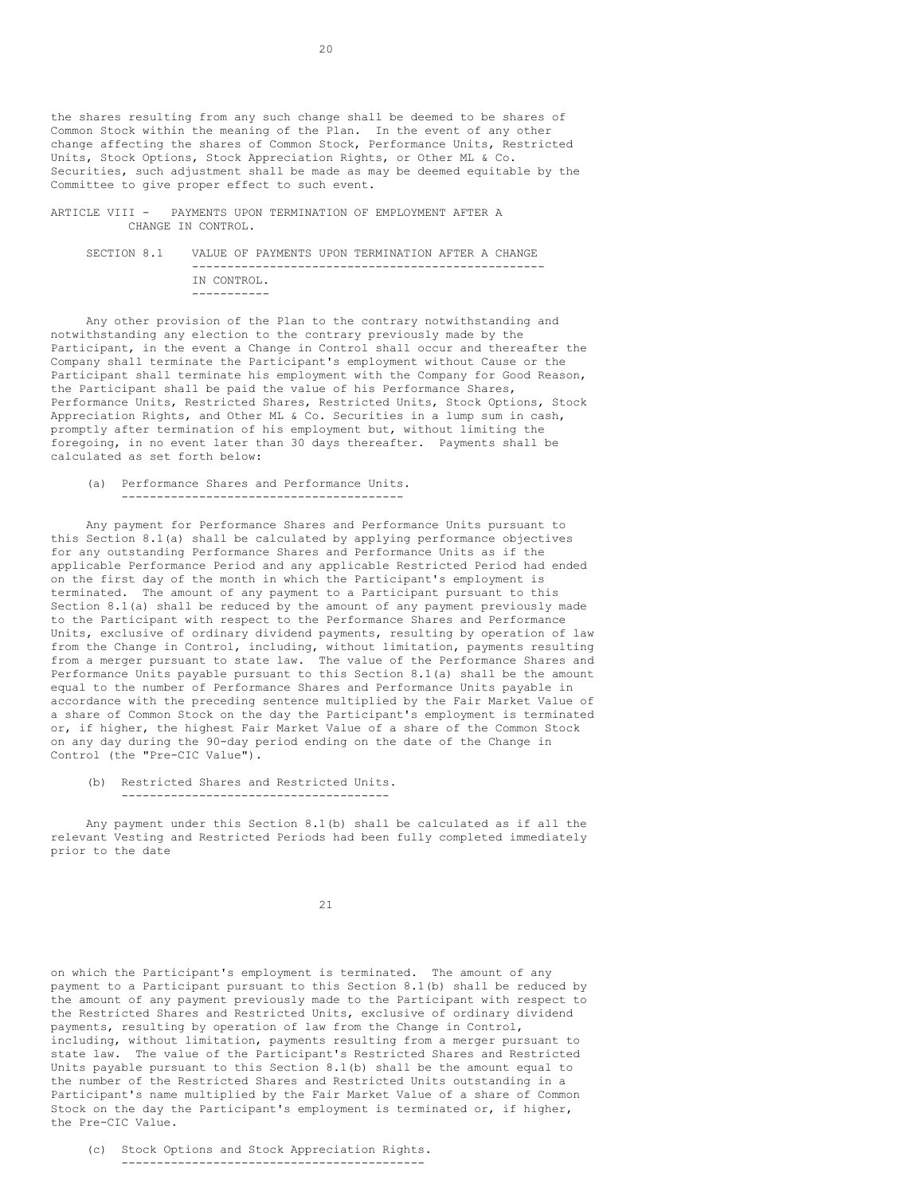the shares resulting from any such change shall be deemed to be shares of Common Stock within the meaning of the Plan. In the event of any other change affecting the shares of Common Stock, Performance Units, Restricted Units, Stock Options, Stock Appreciation Rights, or Other ML & Co. Securities, such adjustment shall be made as may be deemed equitable by the Committee to give proper effect to such event.

## ARTICLE VIII - PAYMENTS UPON TERMINATION OF EMPLOYMENT AFTER A CHANGE IN CONTROL.

### SECTION 8.1 VALUE OF PAYMENTS UPON TERMINATION AFTER A CHANGE IN CONTROL.

Any other provision of the Plan to the contrary notwithstanding and notwithstanding any election to the contrary previously made by the Participant, in the event a Change in Control shall occur and thereafter the Company shall terminate the Participant's employment without Cause or the Participant shall terminate his employment with the Company for Good Reason, the Participant shall be paid the value of his Performance Shares, Performance Units, Restricted Shares, Restricted Units, Stock Options, Stock Appreciation Rights, and Other ML & Co. Securities in a lump sum in cash, promptly after termination of his employment but, without limiting the foregoing, in no event later than 30 days thereafter. Payments shall be calculated as set forth below:

(a) Performance Shares and Performance Units.

Any payment for Performance Shares and Performance Units pursuant to this Section 8.1(a) shall be calculated by applying performance objectives for any outstanding Performance Shares and Performance Units as if the applicable Performance Period and any applicable Restricted Period had ended on the first day of the month in which the Participant's employment is terminated. The amount of any payment to a Participant pursuant to this Section 8.1(a) shall be reduced by the amount of any payment previously made to the Participant with respect to the Performance Shares and Performance Units, exclusive of ordinary dividend payments, resulting by operation of law from the Change in Control, including, without limitation, payments resulting from a merger pursuant to state law. The value of the Performance Shares and Performance Units payable pursuant to this Section 8.1(a) shall be the amount equal to the number of Performance Shares and Performance Units payable in accordance with the preceding sentence multiplied by the Fair Market Value of a share of Common Stock on the day the Participant's employment is terminated or, if higher, the highest Fair Market Value of a share of the Common Stock on any day during the 90-day period ending on the date of the Change in Control (the "Pre-CIC Value").

(b) Restricted Shares and Restricted Units.

Any payment under this Section 8.1(b) shall be calculated as if all the relevant Vesting and Restricted Periods had been fully completed immediately prior to the date on which the Participant's employment is terminated. The amount of any payment to a Participant pursuant to this Section 8.1(b) shall be reduced by the amount of any payment previously made to the Participant with respect to the Restricted Shares and Restricted Units, exclusive of ordinary dividend payments, resulting by operation of law from the Change in Control, including, without limitation, payments resulting from a merger pursuant to state law. The value of the Participant's Restricted Shares and Restricted Units payable pursuant to this Section 8.1(b) shall be the amount equal to the number of the Restricted Shares and Restricted Units outstanding in a Participant's name multiplied by the Fair Market Value of a share of Common Stock on the day the Participant's employment is terminated or, if higher, the Pre-CIC Value.

(c) Stock Options and Stock Appreciation Rights.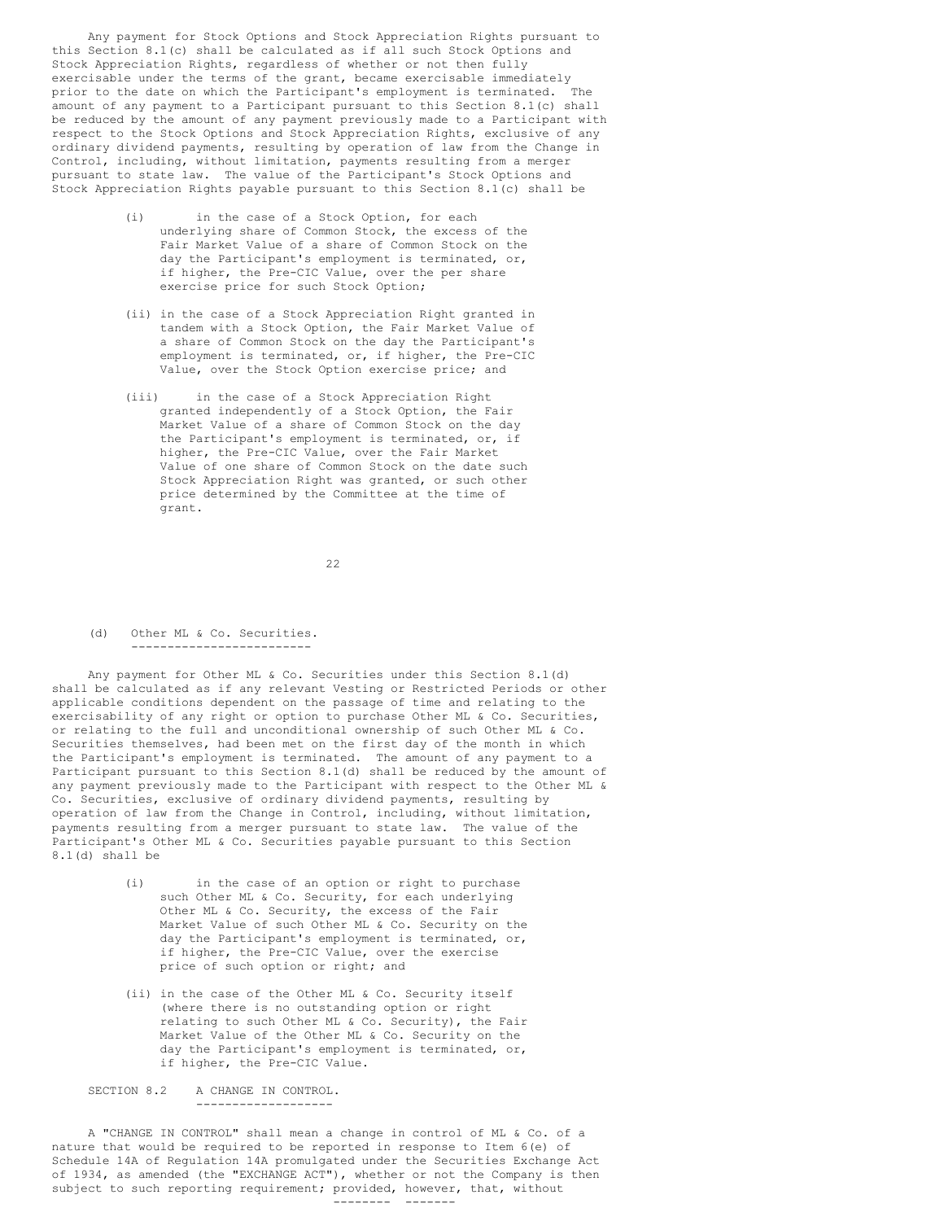Any payment for Stock Options and Stock Appreciation Rights pursuant to this Section 8.1(c) shall be calculated as if all such Stock Options and Stock Appreciation Rights, regardless of whether or not then fully exercisable under the terms of the grant, became exercisable immediately prior to the date on which the Participant's employment is terminated. The amount of any payment to a Participant pursuant to this Section 8.1(c) shall be reduced by the amount of any payment previously made to a Participant with respect to the Stock Options and Stock Appreciation Rights, exclusive of any ordinary dividend payments, resulting by operation of law from the Change in Control, including, without limitation, payments resulting from a merger pursuant to state law. The value of the Participant's Stock Options and Stock Appreciation Rights payable pursuant to this Section 8.1(c) shall be

(i) in the case of a Stock Option, for each underlying share of Common Stock, the excess of the Fair Market Value of a share of Common Stock on the day the Participant's employment is terminated, or, if higher, the Pre-CIC Value, over the per share exercise price for such Stock Option;

(ii) in the case of a Stock Appreciation Right granted in tandem with a Stock Option, the Fair Market Value of a share of Common Stock on the day the Participant's employment is terminated, or, if higher, the Pre-CIC Value, over the Stock Option exercise price; and

(iii) in the case of a Stock Appreciation Right granted independently of a Stock Option, the Fair Market Value of a share of Common Stock on the day the Participant's employment is terminated, or, if higher, the Pre-CIC Value, over the Fair Market Value of one share of Common Stock on the date such Stock Appreciation Right was granted, or such other price determined by the Committee at the time of grant.

(d) Other ML & Co. Securities.

Any payment for Other ML & Co. Securities under this Section 8.1(d) shall be calculated as if any relevant Vesting or Restricted Periods or other applicable conditions dependent on the passage of time and relating to the exercisability of any right or option to purchase Other ML & Co. Securities, or relating to the full and unconditional ownership of such Other ML & Co. Securities themselves, had been met on the first day of the month in which the Participant's employment is terminated. The amount of any payment to a Participant pursuant to this Section 8.1(d) shall be reduced by the amount of any payment previously made to the Participant with respect to the Other ML & Co. Securities, exclusive of ordinary dividend payments, resulting by operation of law from the Change in Control, including, without limitation, payments resulting from a merger pursuant to state law. The value of the Participant's Other ML & Co. Securities payable pursuant to this Section 8.1(d) shall be

(i) in the case of an option or right to purchase such Other ML & Co. Security, for each underlying Other ML & Co. Security, the excess of the Fair Market Value of such Other ML & Co. Security on the day the Participant's employment is terminated, or, if higher, the Pre-CIC Value, over the exercise price of such option or right; and

(ii) in the case of the Other ML & Co. Security itself (where there is no outstanding option or right relating to such Other ML & Co. Security), the Fair Market Value of the Other ML & Co. Security on the day the Participant's employment is terminated, or, if higher, the Pre-CIC Value.

SECTION 8.2 A CHANGE IN CONTROL.

A "CHANGE IN CONTROL" shall mean a change in control of ML & Co. of a nature that would be required to be reported in response to Item 6(e) of Schedule 14A of Regulation 14A promulgated under the Securities Exchange Act of 1934, as amended (the "EXCHANGE ACT"), whether or not the Company is then subject to such reporting requirement; *provided, however*, that, without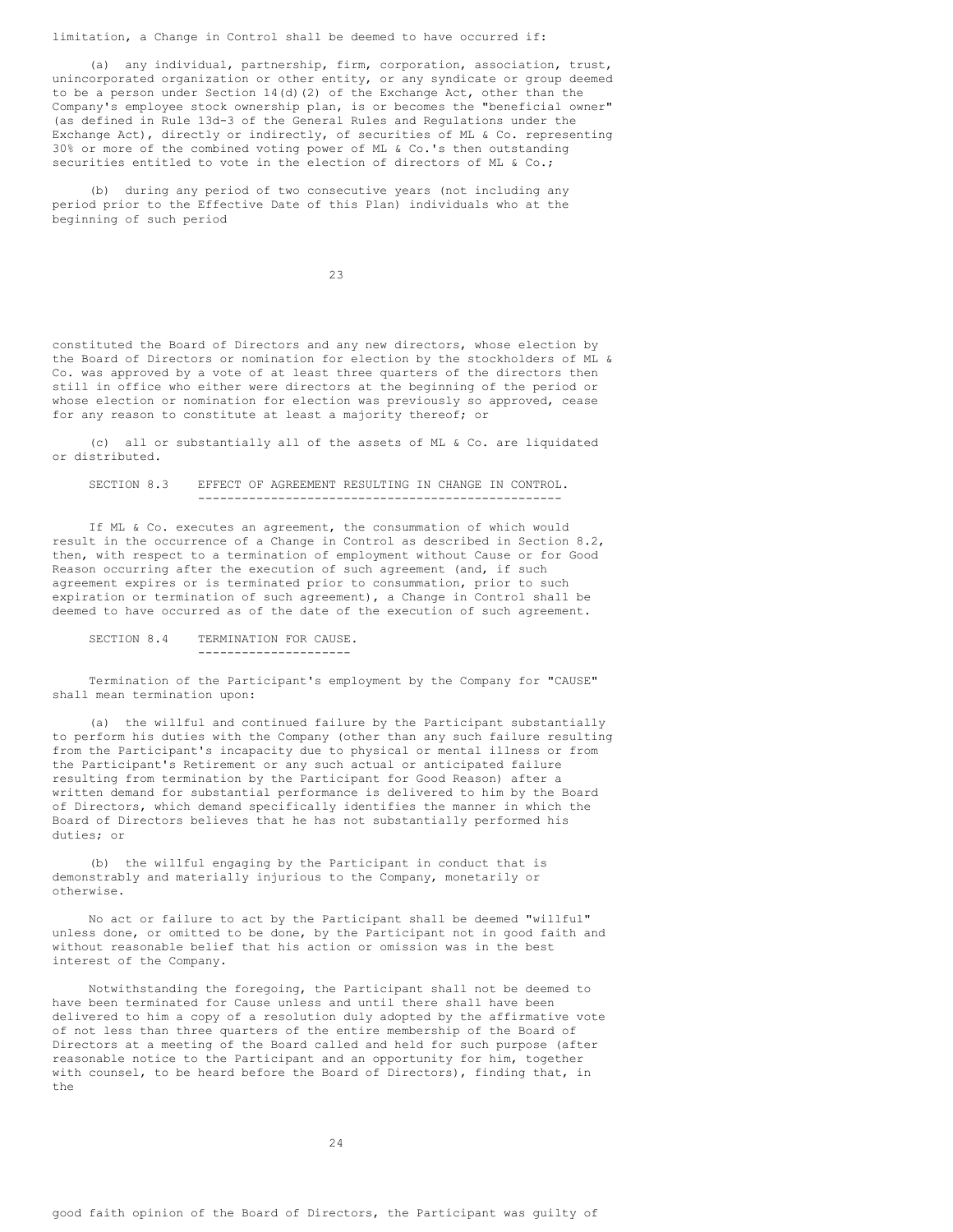limitation, a Change in Control shall be deemed to have occurred if:

(a) any individual, partnership, firm, corporation, association, trust, unincorporated organization or other entity, or any syndicate or group deemed to be a person under Section 14(d)(2) of the Exchange Act, other than the Company's employee stock ownership plan, is or becomes the "beneficial owner" (as defined in Rule 13d-3 of the General Rules and Regulations under the Exchange Act), directly or indirectly, of securities of ML & Co. representing 30% or more of the combined voting power of ML & Co.'s then outstanding securities entitled to vote in the election of directors of ML & Co.;

(b) during any period of two consecutive years (not including any period prior to the Effective Date of this Plan) individuals who at the beginning of such period constituted the Board of Directors and any new directors, whose election by the Board of Directors or nomination for election by the stockholders of ML & Co. was approved by a vote of at least three quarters of the directors then still in office who either were directors at the beginning of the period or whose election or nomination for election was previously so approved, cease for any reason to constitute at least a majority thereof; or

(c) all or substantially all of the assets of ML & Co. are liquidated or distributed.

SECTION 8.3 EFFECT OF AGREEMENT RESULTING IN CHANGE IN CONTROL.

If ML & Co. executes an agreement, the consummation of which would result in the occurrence of a Change in Control as described in Section 8.2, then, with respect to a termination of employment without Cause or for Good Reason occurring after the execution of such agreement (and, if such agreement expires or is terminated prior to consummation, prior to such expiration or termination of such agreement), a Change in Control shall be deemed to have occurred as of the date of the execution of such agreement.

SECTION 8.4 TERMINATION FOR CAUSE.

Termination of the Participant's employment by the Company for "CAUSE" shall mean termination upon:

(a) the willful and continued failure by the Participant substantially to perform his duties with the Company (other than any such failure resulting from the Participant's incapacity due to physical or mental illness or from the Participant's Retirement or any such actual or anticipated failure resulting from termination by the Participant for Good Reason) after a written demand for substantial performance is delivered to him by the Board of Directors, which demand specifically identifies the manner in which the Board of Directors believes that he has not substantially performed his duties; or

(b) the willful engaging by the Participant in conduct that is demonstrably and materially injurious to the Company, monetarily or otherwise.

No act or failure to act by the Participant shall be deemed "willful" unless done, or omitted to be done, by the Participant not in good faith and without reasonable belief that his action or omission was in the best interest of the Company.

Notwithstanding the foregoing, the Participant shall not be deemed to have been terminated for Cause unless and until there shall have been delivered to him a copy of a resolution duly adopted by the affirmative vote of not less than three quarters of the entire membership of the Board of Directors at a meeting of the Board called and held for such purpose (after reasonable notice to the Participant and an opportunity for him, together with counsel, to be heard before the Board of Directors), finding that, in the good faith opinion of the Board of Directors, the Participant was guilty of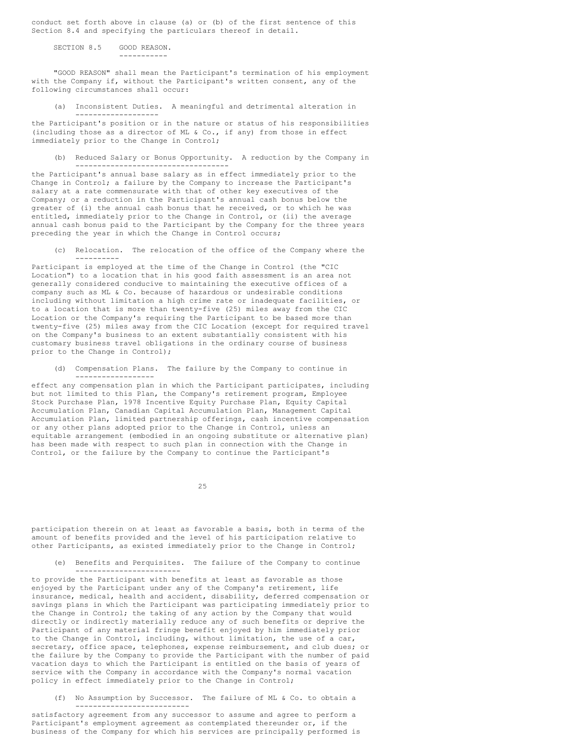conduct set forth above in clause (a) or (b) of the first sentence of this Section 8.4 and specifying the particulars thereof in detail.

SECTION 8.5 GOOD REASON.

"GOOD REASON" shall mean the Participant's termination of his employment with the Company if, without the Participant's written consent, any of the following circumstances shall occur:

(a) Inconsistent Duties. A meaningful and detrimental alteration in the Participant's position or in the nature or status of his responsibilities (including those as a director of ML & Co., if any) from those in effect immediately prior to the Change in Control;

(b) Reduced Salary or Bonus Opportunity. A reduction by the Company in the Participant's annual base salary as in effect immediately prior to the Change in Control; a failure by the Company to increase the Participant's salary at a rate commensurate with that of other key executives of the Company; or a reduction in the Participant's annual cash bonus below the greater of (i) the annual cash bonus that he received, or to which he was entitled, immediately prior to the Change in Control, or (ii) the average annual cash bonus paid to the Participant by the Company for the three years preceding the year in which the Change in Control occurs;

(c) Relocation. The relocation of the office of the Company where the Participant is employed at the time of the Change in Control (the "CIC Location") to a location that in his good faith assessment is an area not generally considered conducive to maintaining the executive offices of a company such as ML & Co. because of hazardous or undesirable conditions including without limitation a high crime rate or inadequate facilities, or to a location that is more than twenty-five (25) miles away from the CIC Location or the Company's requiring the Participant to be based more than twenty-five (25) miles away from the CIC Location (except for required travel on the Company's business to an extent substantially consistent with his customary business travel obligations in the ordinary course of business prior to the Change in Control);

(d) Compensation Plans. The failure by the Company to continue in effect any compensation plan in which the Participant participates, including but not limited to this Plan, the Company's retirement program, Employee Stock Purchase Plan, 1978 Incentive Equity Purchase Plan, Equity Capital Accumulation Plan, Canadian Capital Accumulation Plan, Management Capital Accumulation Plan, limited partnership offerings, cash incentive compensation or any other plans adopted prior to the Change in Control, unless an equitable arrangement (embodied in an ongoing substitute or alternative plan) has been made with respect to such plan in connection with the Change in Control, or the failure by the Company to continue the Participant's participation therein on at least as favorable a basis, both in terms of the amount of benefits provided and the level of his participation relative to other Participants, as existed immediately prior to the Change in Control;

(e) Benefits and Perquisites. The failure of the Company to continue to provide the Participant with benefits at least as favorable as those enjoyed by the Participant under any of the Company's retirement, life insurance, medical, health and accident, disability, deferred compensation or savings plans in which the Participant was participating immediately prior to the Change in Control; the taking of any action by the Company that would directly or indirectly materially reduce any of such benefits or deprive the Participant of any material fringe benefit enjoyed by him immediately prior to the Change in Control, including, without limitation, the use of a car, secretary, office space, telephones, expense reimbursement, and club dues; or the failure by the Company to provide the Participant with the number of paid vacation days to which the Participant is entitled on the basis of years of service with the Company in accordance with the Company's normal vacation policy in effect immediately prior to the Change in Control;

(f) No Assumption by Successor. The failure of ML & Co. to obtain a satisfactory agreement from any successor to assume and agree to perform a Participant's employment agreement as contemplated thereunder or, if the business of the Company for which his services are principally performed is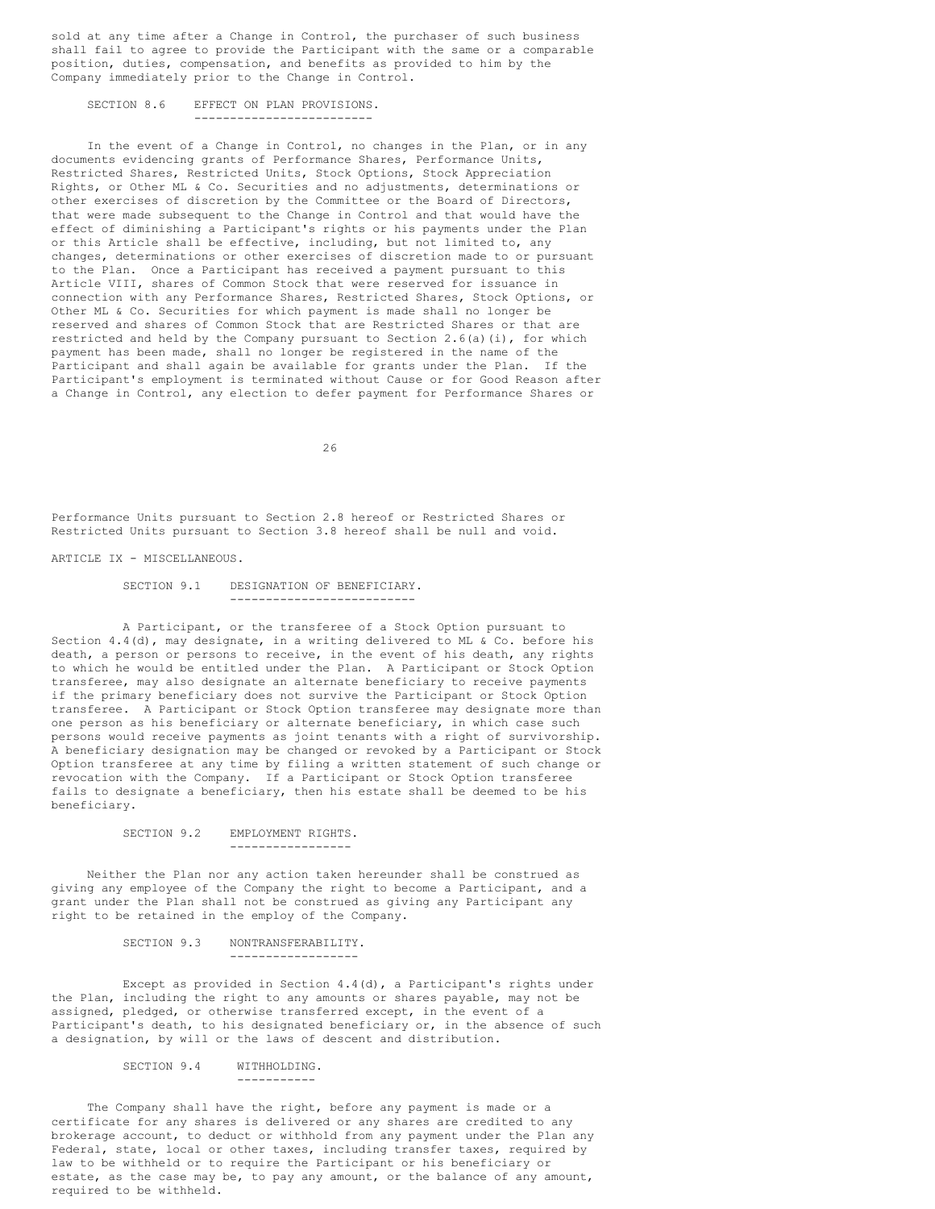sold at any time after a Change in Control, the purchaser of such business shall fail to agree to provide the Participant with the same or a comparable position, duties, compensation, and benefits as provided to him by the Company immediately prior to the Change in Control.

#### SECTION 8.6 EFFECT ON PLAN PROVISIONS.

In the event of a Change in Control, no changes in the Plan, or in any documents evidencing grants of Performance Shares, Performance Units, Restricted Shares, Restricted Units, Stock Options, Stock Appreciation Rights, or Other ML & Co. Securities and no adjustments, determinations or other exercises of discretion by the Committee or the Board of Directors, that were made subsequent to the Change in Control and that would have the effect of diminishing a Participant's rights or his payments under the Plan or this Article shall be effective, including, but not limited to, any changes, determinations or other exercises of discretion made to or pursuant to the Plan. Once a Participant has received a payment pursuant to this Article VIII, shares of Common Stock that were reserved for issuance in connection with any Performance Shares, Restricted Shares, Stock Options, or Other ML & Co. Securities for which payment is made shall no longer be reserved and shares of Common Stock that are Restricted Shares or that are restricted and held by the Company pursuant to Section 2.6(a)(i), for which payment has been made, shall no longer be registered in the name of the Participant and shall again be available for grants under the Plan. If the Participant's employment is terminated without Cause or for Good Reason after a Change in Control, any election to defer payment for Performance Shares or Performance Units pursuant to Section 2.8 hereof or Restricted Shares or Restricted Units pursuant to Section 3.8 hereof shall be null and void.

## ARTICLE IX - MISCELLANEOUS.

#### SECTION 9.1 DESIGNATION OF BENEFICIARY.

A Participant, or the transferee of a Stock Option pursuant to Section 4.4(d), may designate, in a writing delivered to ML & Co. before his death, a person or persons to receive, in the event of his death, any rights to which he would be entitled under the Plan. A Participant or Stock Option transferee, may also designate an alternate beneficiary to receive payments if the primary beneficiary does not survive the Participant or Stock Option transferee. A Participant or Stock Option transferee may designate more than one person as his beneficiary or alternate beneficiary, in which case such persons would receive payments as joint tenants with a right of survivorship. A beneficiary designation may be changed or revoked by a Participant or Stock Option transferee at any time by filing a written statement of such change or revocation with the Company. If a Participant or Stock Option transferee fails to designate a beneficiary, then his estate shall be deemed to be his beneficiary.

#### SECTION 9.2 EMPLOYMENT RIGHTS.

Neither the Plan nor any action taken hereunder shall be construed as giving any employee of the Company the right to become a Participant, and a grant under the Plan shall not be construed as giving any Participant any right to be retained in the employ of the Company.

#### SECTION 9.3 NONTRANSFERABILITY.

Except as provided in Section 4.4(d), a Participant's rights under the Plan, including the right to any amounts or shares payable, may not be assigned, pledged, or otherwise transferred except, in the event of a Participant's death, to his designated beneficiary or, in the absence of such a designation, by will or the laws of descent and distribution.

#### SECTION 9.4 WITHHOLDING.

The Company shall have the right, before any payment is made or a certificate for any shares is delivered or any shares are credited to any brokerage account, to deduct or withhold from any payment under the Plan any Federal, state, local or other taxes, including transfer taxes, required by law to be withheld or to require the Participant or his beneficiary or estate, as the case may be, to pay any amount, or the balance of any amount, required to be withheld.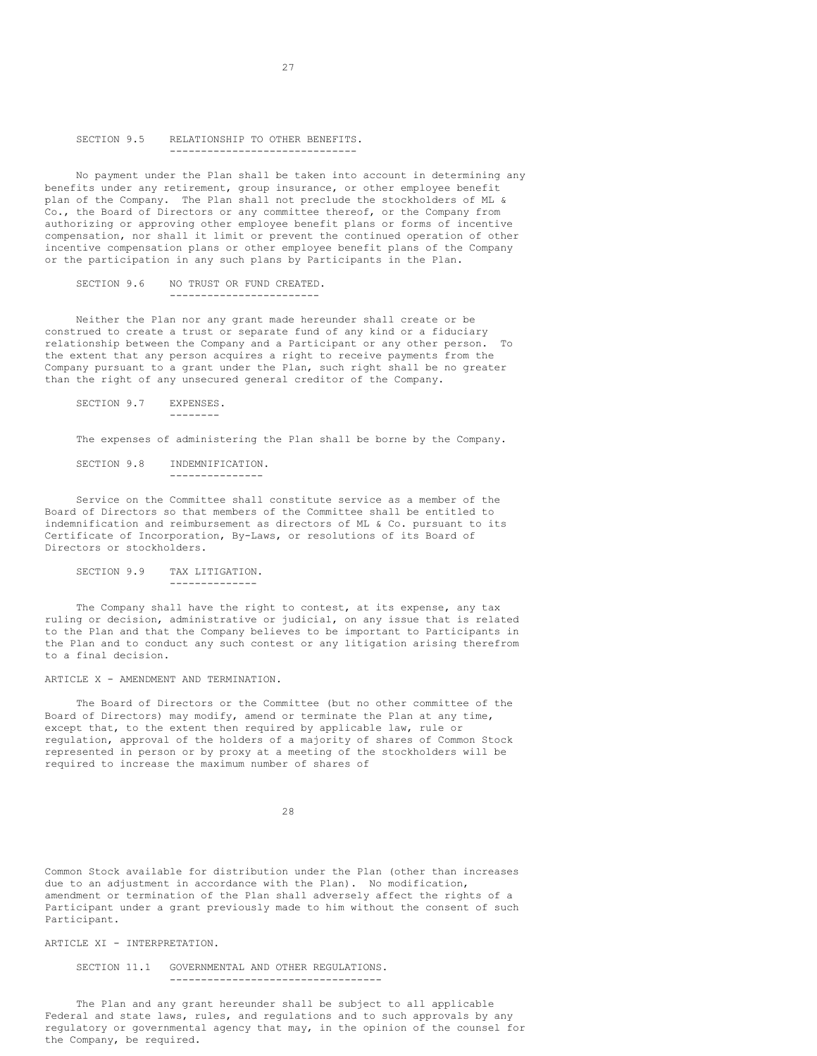SECTION 9.5 RELATIONSHIP TO OTHER BENEFITS.

No payment under the Plan shall be taken into account in determining any benefits under any retirement, group insurance, or other employee benefit plan of the Company. The Plan shall not preclude the stockholders of ML & Co., the Board of Directors or any committee thereof, or the Company from authorizing or approving other employee benefit plans or forms of incentive compensation, nor shall it limit or prevent the continued operation of other incentive compensation plans or other employee benefit plans of the Company or the participation in any such plans by Participants in the Plan.

SECTION 9.6 NO TRUST OR FUND CREATED.

Neither the Plan nor any grant made hereunder shall create or be construed to create a trust or separate fund of any kind or a fiduciary relationship between the Company and a Participant or any other person. To the extent that any person acquires a right to receive payments from the Company pursuant to a grant under the Plan, such right shall be no greater than the right of any unsecured general creditor of the Company.

SECTION 9.7 EXPENSES.

The expenses of administering the Plan shall be borne by the Company.

SECTION 9.8 INDEMNIFICATION.

Service on the Committee shall constitute service as a member of the Board of Directors so that members of the Committee shall be entitled to indemnification and reimbursement as directors of ML & Co. pursuant to its Certificate of Incorporation, By-Laws, or resolutions of its Board of Directors or stockholders.

SECTION 9.9 TAX LITIGATION.

The Company shall have the right to contest, at its expense, any tax ruling or decision, administrative or judicial, on any issue that is related to the Plan and that the Company believes to be important to Participants in the Plan and to conduct any such contest or any litigation arising therefrom to a final decision.

ARTICLE X - AMENDMENT AND TERMINATION.

The Board of Directors or the Committee (but no other committee of the Board of Directors) may modify, amend or terminate the Plan at any time, except that, to the extent then required by applicable law, rule or regulation, approval of the holders of a majority of shares of Common Stock represented in person or by proxy at a meeting of the stockholders will be required to increase the maximum number of shares of Common Stock available for distribution under the Plan (other than increases due to an adjustment in accordance with the Plan). No modification, amendment or termination of the Plan shall adversely affect the rights of a Participant under a grant previously made to him without the consent of such Participant.

ARTICLE XI - INTERPRETATION.

SECTION 11.1 GOVERNMENTAL AND OTHER REGULATIONS.

The Plan and any grant hereunder shall be subject to all applicable Federal and state laws, rules, and regulations and to such approvals by any regulatory or governmental agency that may, in the opinion of the counsel for the Company, be required.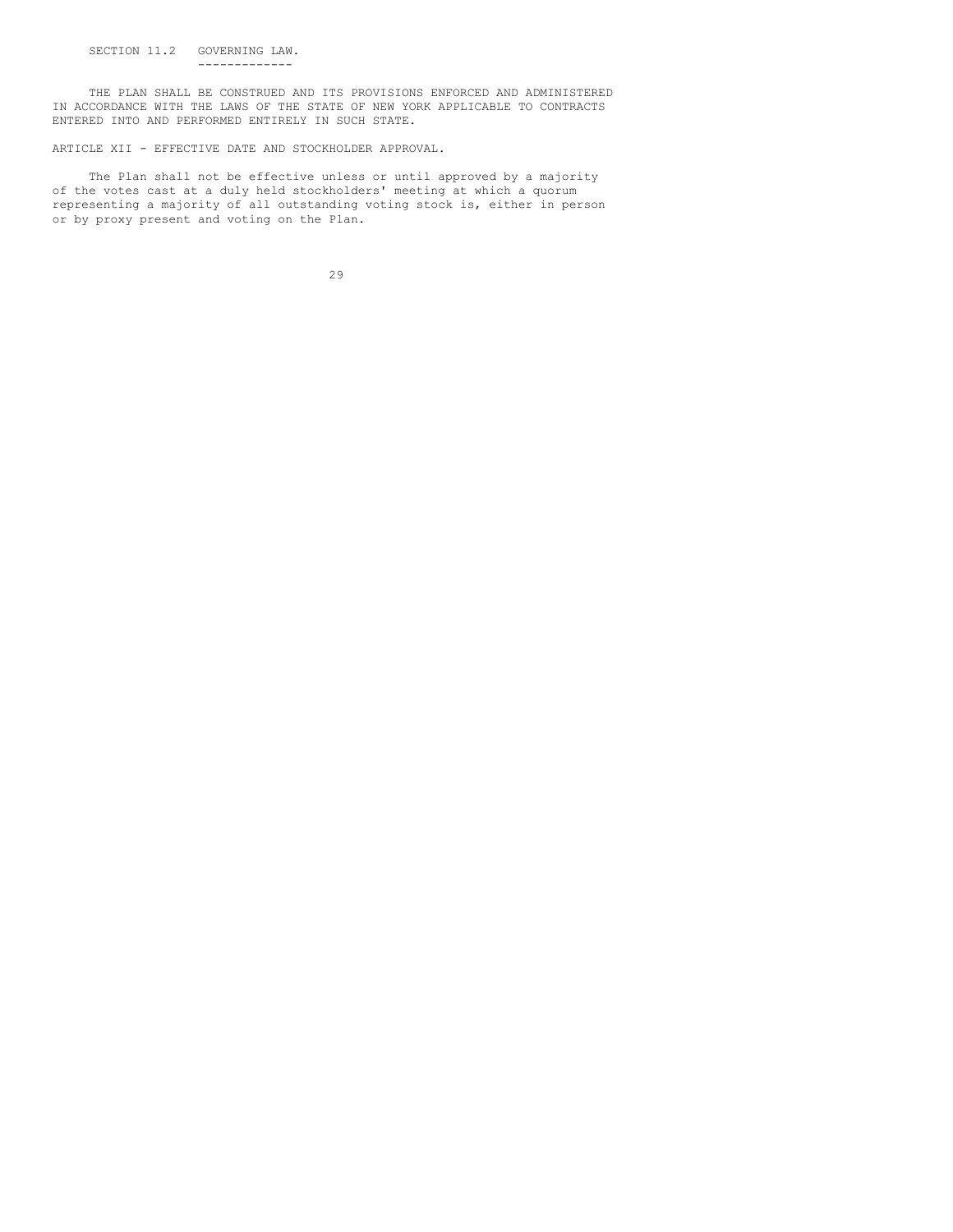### SECTION 11.2 GOVERNING LAW.

THE PLAN SHALL BE CONSTRUED AND ITS PROVISIONS ENFORCED AND ADMINISTERED IN ACCORDANCE WITH THE LAWS OF THE STATE OF NEW YORK APPLICABLE TO CONTRACTS ENTERED INTO AND PERFORMED ENTIRELY IN SUCH STATE.

## ARTICLE XII - EFFECTIVE DATE AND STOCKHOLDER APPROVAL.

The Plan shall not be effective unless or until approved by a majority of the votes cast at a duly held stockholders' meeting at which a quorum representing a majority of all outstanding voting stock is, either in person or by proxy present and voting on the Plan.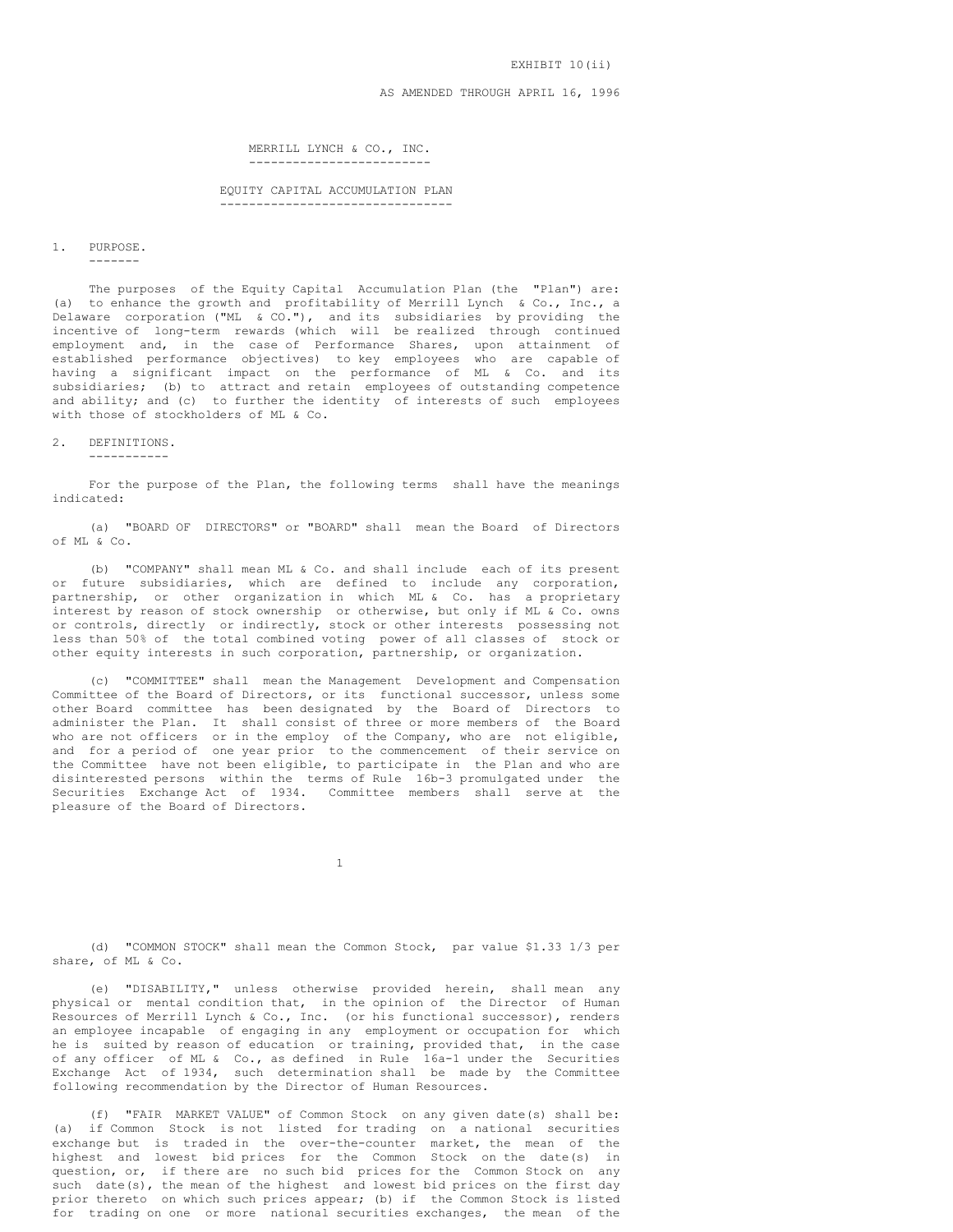EXHIBIT 10(ii)

AS AMENDED THROUGH APRIL 16, 1996

# MERRILL LYNCH & CO., INC.

## EQUITY CAPITAL ACCUMULATION PLAN

### 1. PURPOSE.

The purposes of the Equity Capital Accumulation Plan (the "Plan") are: (a) to enhance the growth and profitability of Merrill Lynch & Co., Inc., a Delaware corporation ("ML & CO."), and its subsidiaries by providing the incentive of long-term rewards (which will be realized through continued employment and, in the case of Performance Shares, upon attainment of established performance objectives) to key employees who are capable of having a significant impact on the performance of ML & Co. and its subsidiaries; (b) to attract and retain employees of outstanding competence and ability; and (c) to further the identity of interests of such employees with those of stockholders of ML & Co.

### 2. DEFINITIONS.

For the purpose of the Plan, the following terms shall have the meanings indicated:

(a) "BOARD OF DIRECTORS" or "BOARD" shall mean the Board of Directors of ML & Co.

(b) "COMPANY" shall mean ML & Co. and shall include each of its present or future subsidiaries, which are defined to include any corporation, partnership, or other organization in which ML & Co. has a proprietary interest by reason of stock ownership or otherwise, but only if ML & Co. owns or controls, directly or indirectly, stock or other interests possessing not less than 50% of the total combined voting power of all classes of stock or other equity interests in such corporation, partnership, or organization.

(c) "COMMITTEE" shall mean the Management Development and Compensation Committee of the Board of Directors, or its functional successor, unless some other Board committee has been designated by the Board of Directors to administer the Plan. It shall consist of three or more members of the Board who are not officers or in the employ of the Company, who are not eligible, and for a period of one year prior to the commencement of their service on the Committee have not been eligible, to participate in the Plan and who are disinterested persons within the terms of Rule 16b-3 promulgated under the Securities Exchange Act of 1934. Committee members shall serve at the pleasure of the Board of Directors.

(d) "COMMON STOCK" shall mean the Common Stock, par value $1.33 1/3 per share, of ML & Co.

(e) "DISABILITY," unless otherwise provided herein, shall mean any physical or mental condition that, in the opinion of the Director of Human Resources of Merrill Lynch & Co., Inc. (or his functional successor), renders an employee incapable of engaging in any employment or occupation for which he is suited by reason of education or training, provided that, in the case of any officer of ML & Co., as defined in Rule 16a-1 under the Securities Exchange Act of 1934, such determination shall be made by the Committee following recommendation by the Director of Human Resources.

(f) "FAIR MARKET VALUE" of Common Stock on any given date(s) shall be: (a) if Common Stock is not listed for trading on a national securities exchange but is traded in the over-the-counter market, the mean of the highest and lowest bid prices for the Common Stock on the date(s) in question, or, if there are no such bid prices for the Common Stock on any such date(s), the mean of the highest and lowest bid prices on the first day prior thereto on which such prices appear; (b) if the Common Stock is listed for trading on one or more national securities exchanges, the mean of the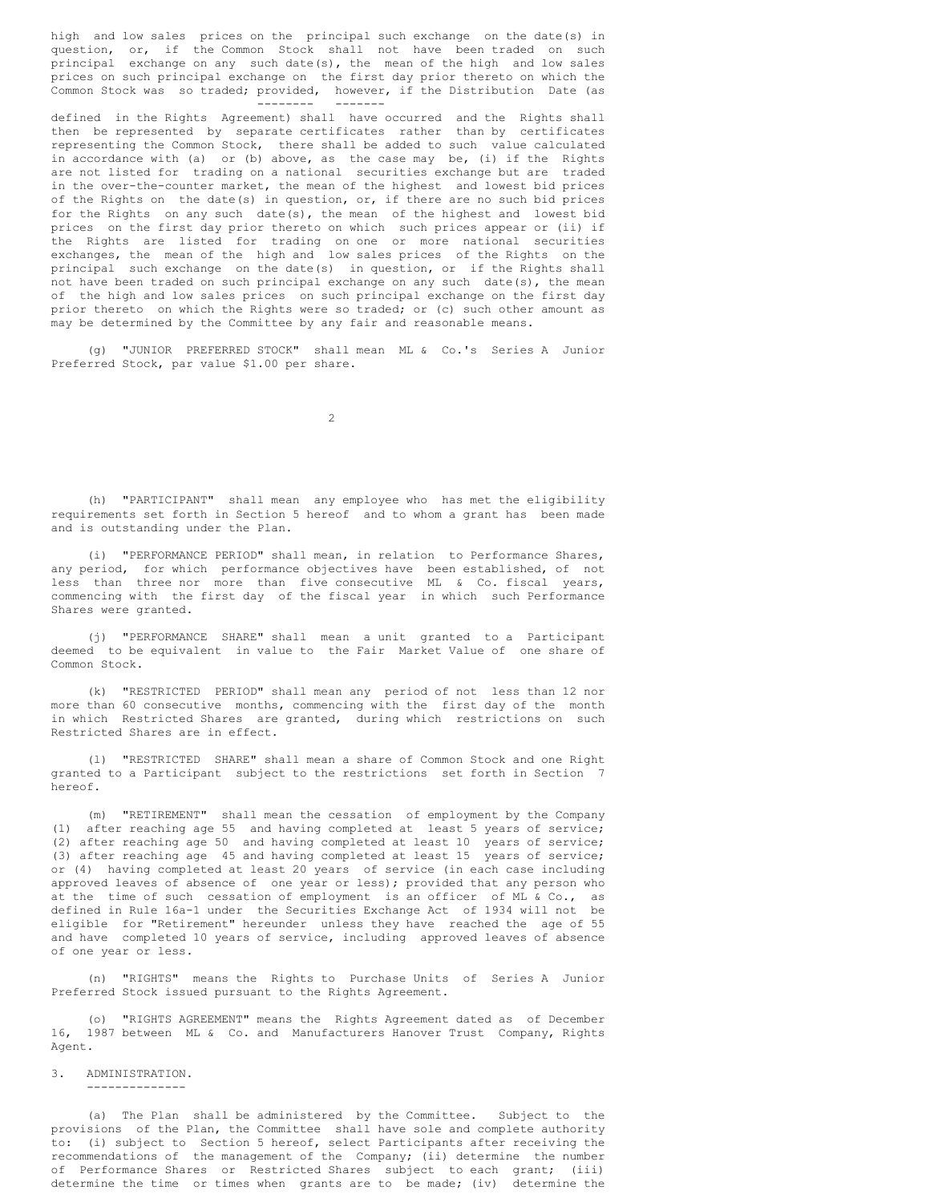high and low sales prices on the principal such exchange on the date(s) in question, or, if the Common Stock shall not have been traded on such principal exchange on any such date(s), the mean of the high and low sales prices on such principal exchange on the first day prior thereto on which the Common Stock was so traded; *provided, however*, if the Distribution Date (as defined in the Rights Agreement) shall have occurred and the Rights shall then be represented by separate certificates rather than by certificates representing the Common Stock, there shall be added to such value calculated in accordance with (a) or (b) above, as the case may be, (i) if the Rights are not listed for trading on a national securities exchange but are traded in the over-the-counter market, the mean of the highest and lowest bid prices of the Rights on the date(s) in question, or, if there are no such bid prices for the Rights on any such date(s), the mean of the highest and lowest bid prices on the first day prior thereto on which such prices appear or (ii) if the Rights are listed for trading on one or more national securities exchanges, the mean of the high and low sales prices of the Rights on the principal such exchange on the date(s) in question, or if the Rights shall not have been traded on such principal exchange on any such date(s), the mean of the high and low sales prices on such principal exchange on the first day prior thereto on which the Rights were so traded; or (c) such other amount as may be determined by the Committee by any fair and reasonable means.

(g) "JUNIOR PREFERRED STOCK" shall mean ML & Co.'s Series A Junior Preferred Stock, par value $1.00 per share.

(h) "PARTICIPANT" shall mean any employee who has met the eligibility requirements set forth in Section 5 hereof and to whom a grant has been made and is outstanding under the Plan.

(i) "PERFORMANCE PERIOD" shall mean, in relation to Performance Shares, any period, for which performance objectives have been established, of not less than three nor more than five consecutive ML & Co. fiscal years, commencing with the first day of the fiscal year in which such Performance Shares were granted.

(j) "PERFORMANCE SHARE" shall mean a unit granted to a Participant deemed to be equivalent in value to the Fair Market Value of one share of Common Stock.

(k) "RESTRICTED PERIOD" shall mean any period of not less than 12 nor more than 60 consecutive months, commencing with the first day of the month in which Restricted Shares are granted, during which restrictions on such Restricted Shares are in effect.

(l) "RESTRICTED SHARE" shall mean a share of Common Stock and one Right granted to a Participant subject to the restrictions set forth in Section 7 hereof.

(m) "RETIREMENT" shall mean the cessation of employment by the Company (1) after reaching age 55 and having completed at least 5 years of service; (2) after reaching age 50 and having completed at least 10 years of service; (3) after reaching age 45 and having completed at least 15 years of service; or (4) having completed at least 20 years of service (in each case including approved leaves of absence of one year or less); provided that any person who at the time of such cessation of employment is an officer of ML & Co., as defined in Rule 16a-1 under the Securities Exchange Act of 1934 will not be eligible for "Retirement" hereunder unless they have reached the age of 55 and have completed 10 years of service, including approved leaves of absence of one year or less.

(n) "RIGHTS" means the Rights to Purchase Units of Series A Junior Preferred Stock issued pursuant to the Rights Agreement.

(o) "RIGHTS AGREEMENT" means the Rights Agreement dated as of December 16, 1987 between ML & Co. and Manufacturers Hanover Trust Company, Rights Agent.

## 3. ADMINISTRATION.

(a) The Plan shall be administered by the Committee. Subject to the provisions of the Plan, the Committee shall have sole and complete authority to: (i) subject to Section 5 hereof, select Participants after receiving the recommendations of the management of the Company; (ii) determine the number of Performance Shares or Restricted Shares subject to each grant; (iii) determine the time or times when grants are to be made; (iv) determine the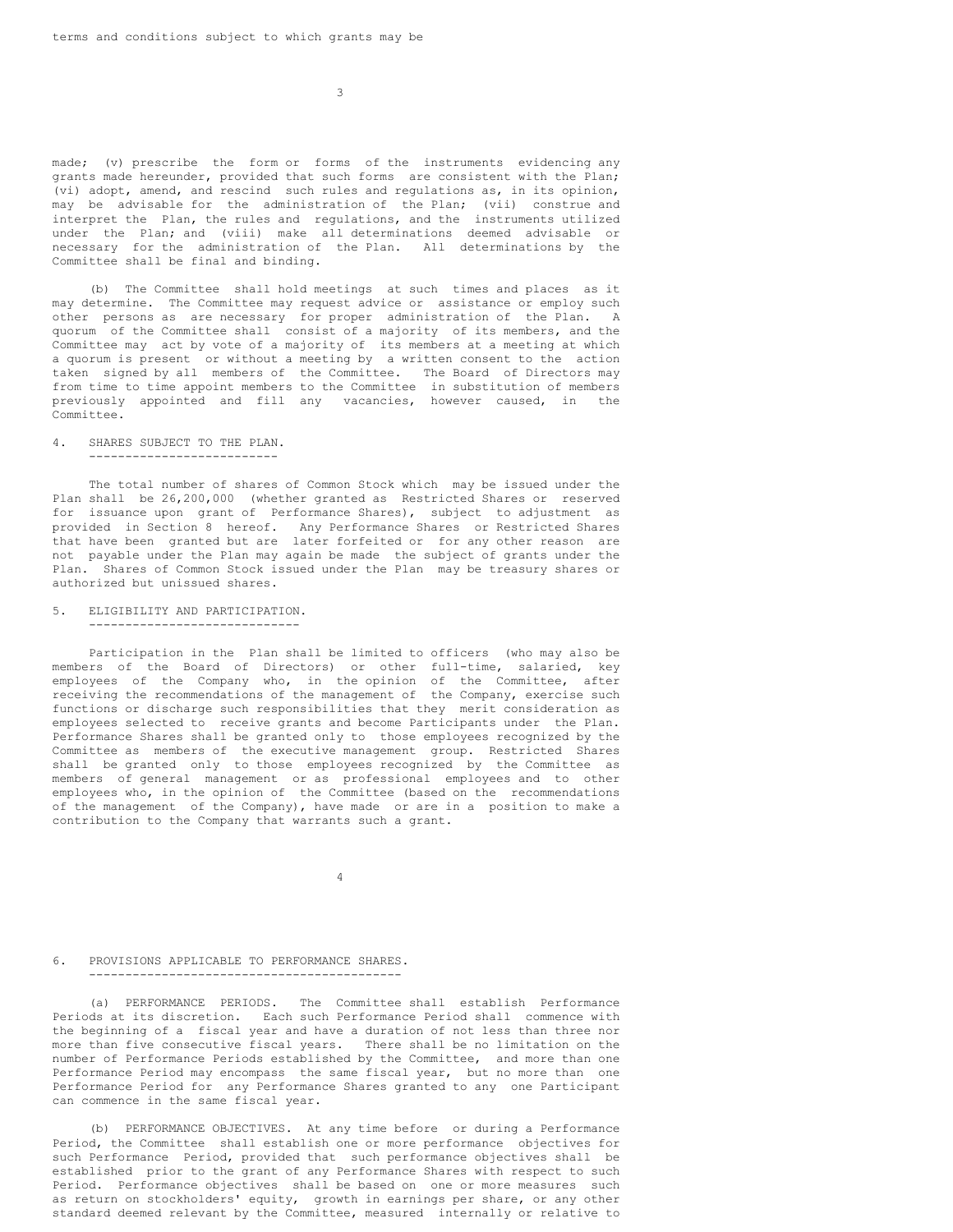terms and conditions subject to which grants may be made; (v) prescribe the form or forms of the instruments evidencing any grants made hereunder, provided that such forms are consistent with the Plan; (vi) adopt, amend, and rescind such rules and regulations as, in its opinion, may be advisable for the administration of the Plan; (vii) construe and interpret the Plan, the rules and regulations, and the instruments utilized under the Plan; and (viii) make all determinations deemed advisable or necessary for the administration of the Plan. All determinations by the Committee shall be final and binding.

(b) The Committee shall hold meetings at such times and places as it may determine. The Committee may request advice or assistance or employ such other persons as are necessary for proper administration of the Plan. A quorum of the Committee shall consist of a majority of its members, and the Committee may act by vote of a majority of its members at a meeting at which a quorum is present or without a meeting by a written consent to the action taken signed by all members of the Committee. The Board of Directors may from time to time appoint members to the Committee in substitution of members previously appointed and fill any vacancies, however caused, in the Committee.

## 4. SHARES SUBJECT TO THE PLAN.

The total number of shares of Common Stock which may be issued under the Plan shall be 26,200,000 (whether granted as Restricted Shares or reserved for issuance upon grant of Performance Shares), subject to adjustment as provided in Section 8 hereof. Any Performance Shares or Restricted Shares that have been granted but are later forfeited or for any other reason are not payable under the Plan may again be made the subject of grants under the Plan. Shares of Common Stock issued under the Plan may be treasury shares or authorized but unissued shares.

## 5. ELIGIBILITY AND PARTICIPATION.

Participation in the Plan shall be limited to officers (who may also be members of the Board of Directors) or other full-time, salaried, key employees of the Company who, in the opinion of the Committee, after receiving the recommendations of the management of the Company, exercise such functions or discharge such responsibilities that they merit consideration as employees selected to receive grants and become Participants under the Plan. Performance Shares shall be granted only to those employees recognized by the Committee as members of the executive management group. Restricted Shares shall be granted only to those employees recognized by the Committee as members of general management or as professional employees and to other employees who, in the opinion of the Committee (based on the recommendations of the management of the Company), have made or are in a position to make a contribution to the Company that warrants such a grant.

## 6. PROVISIONS APPLICABLE TO PERFORMANCE SHARES.

(a) PERFORMANCE PERIODS. The Committee shall establish Performance Periods at its discretion. Each such Performance Period shall commence with the beginning of a fiscal year and have a duration of not less than three nor more than five consecutive fiscal years. There shall be no limitation on the number of Performance Periods established by the Committee, and more than one Performance Period may encompass the same fiscal year, but no more than one Performance Period for any Performance Shares granted to any one Participant can commence in the same fiscal year.

(b) PERFORMANCE OBJECTIVES. At any time before or during a Performance Period, the Committee shall establish one or more performance objectives for such Performance Period, provided that such performance objectives shall be established prior to the grant of any Performance Shares with respect to such Period. Performance objectives shall be based on one or more measures such as return on stockholders' equity, growth in earnings per share, or any other standard deemed relevant by the Committee, measured internally or relative to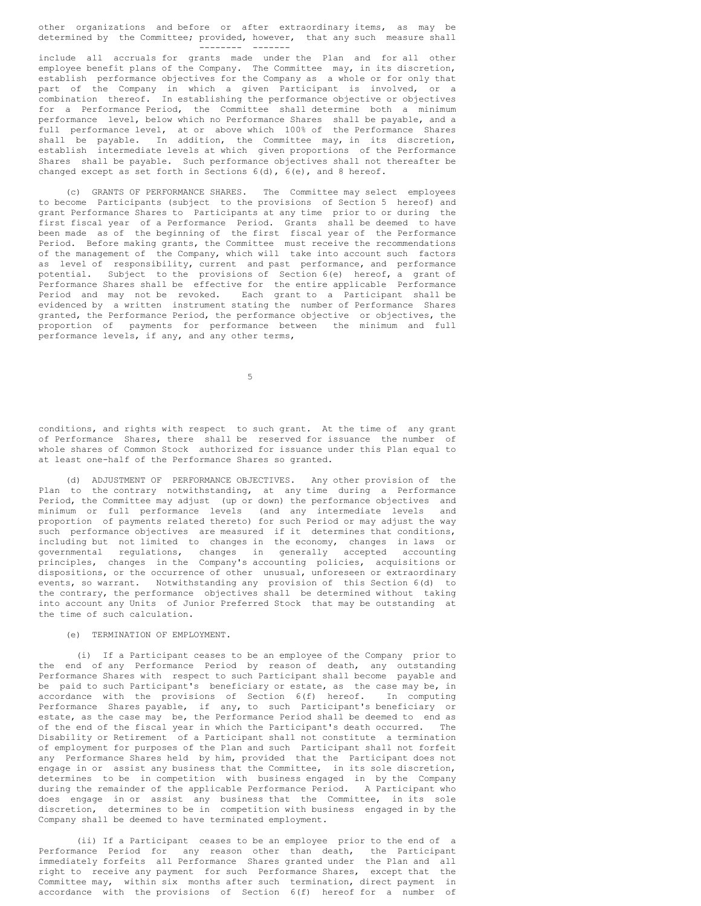other organizations and before or after extraordinary items, as may be determined by the Committee; _provided, however_, that any such measure shall include all accruals for grants made under the Plan and for all other employee benefit plans of the Company. The Committee may, in its discretion, establish performance objectives for the Company as a whole or for only that part of the Company in which a given Participant is involved, or a combination thereof. In establishing the performance objective or objectives for a Performance Period, the Committee shall determine both a minimum performance level, below which no Performance Shares shall be payable, and a full performance level, at or above which 100% of the Performance Shares shall be payable. In addition, the Committee may, in its discretion, establish intermediate levels at which given proportions of the Performance Shares shall be payable. Such performance objectives shall not thereafter be changed except as set forth in Sections 6(d), 6(e), and 8 hereof.

(c) GRANTS OF PERFORMANCE SHARES. The Committee may select employees to become Participants (subject to the provisions of Section 5 hereof) and grant Performance Shares to Participants at any time prior to or during the first fiscal year of a Performance Period. Grants shall be deemed to have been made as of the beginning of the first fiscal year of the Performance Period. Before making grants, the Committee must receive the recommendations of the management of the Company, which will take into account such factors as level of responsibility, current and past performance, and performance potential. Subject to the provisions of Section 6(e) hereof, a grant of Performance Shares shall be effective for the entire applicable Performance Period and may not be revoked. Each grant to a Participant shall be evidenced by a written instrument stating the number of Performance Shares granted, the Performance Period, the performance objective or objectives, the proportion of payments for performance between the minimum and full performance levels, if any, and any other terms, conditions, and rights with respect to such grant. At the time of any grant of Performance Shares, there shall be reserved for issuance the number of whole shares of Common Stock authorized for issuance under this Plan equal to at least one-half of the Performance Shares so granted.

(d) ADJUSTMENT OF PERFORMANCE OBJECTIVES. Any other provision of the Plan to the contrary notwithstanding, at any time during a Performance Period, the Committee may adjust (up or down) the performance objectives and minimum or full performance levels (and any intermediate levels and proportion of payments related thereto) for such Period or may adjust the way such performance objectives are measured if it determines that conditions, including but not limited to changes in the economy, changes in laws or governmental regulations, changes in generally accepted accounting principles, changes in the Company's accounting policies, acquisitions or dispositions, or the occurrence of other unusual, unforeseen or extraordinary events, so warrant. Notwithstanding any provision of this Section 6(d) to the contrary, the performance objectives shall be determined without taking into account any Units of Junior Preferred Stock that may be outstanding at the time of such calculation.

(e) TERMINATION OF EMPLOYMENT.

(i) If a Participant ceases to be an employee of the Company prior to the end of any Performance Period by reason of death, any outstanding Performance Shares with respect to such Participant shall become payable and be paid to such Participant's beneficiary or estate, as the case may be, in accordance with the provisions of Section 6(f) hereof. In computing Performance Shares payable, if any, to such Participant's beneficiary or estate, as the case may be, the Performance Period shall be deemed to end as of the end of the fiscal year in which the Participant's death occurred. The Disability or Retirement of a Participant shall not constitute a termination of employment for purposes of the Plan and such Participant shall not forfeit any Performance Shares held by him, provided that the Participant does not engage in or assist any business that the Committee, in its sole discretion, determines to be in competition with business engaged in by the Company during the remainder of the applicable Performance Period. A Participant who does engage in or assist any business that the Committee, in its sole discretion, determines to be in competition with business engaged in by the Company shall be deemed to have terminated employment.

(ii) If a Participant ceases to be an employee prior to the end of a Performance Period for any reason other than death, the Participant immediately forfeits all Performance Shares granted under the Plan and all right to receive any payment for such Performance Shares, except that the Committee may, within six months after such termination, direct payment in accordance with the provisions of Section 6(f) hereof for a number of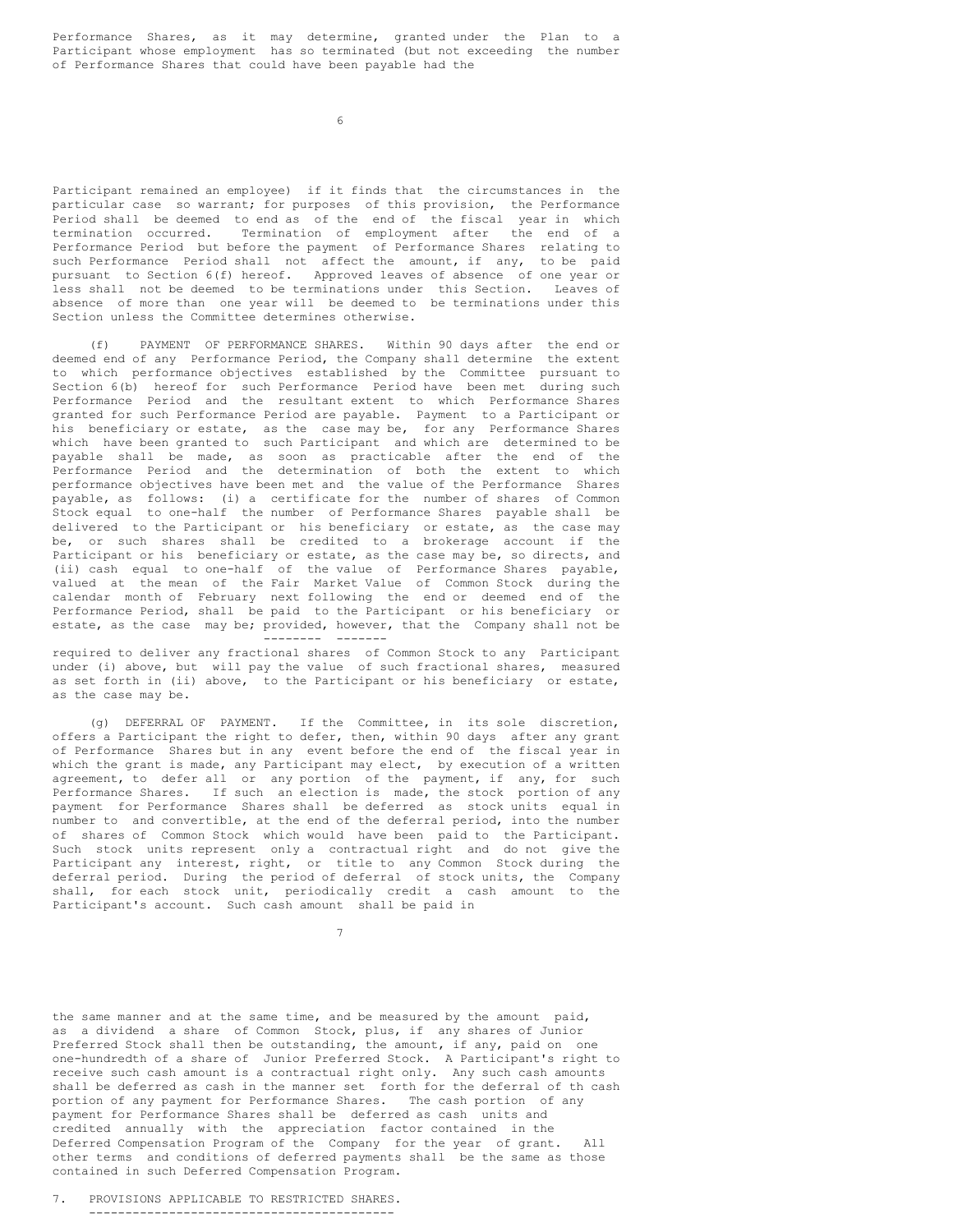Performance Shares, as it may determine, granted under the Plan to a Participant whose employment has so terminated (but not exceeding the number of Performance Shares that could have been payable had the Participant remained an employee) if it finds that the circumstances in the particular case so warrant; for purposes of this provision, the Performance Period shall be deemed to end as of the end of the fiscal year in which termination occurred. Termination of employment after the end of a Performance Period but before the payment of Performance Shares relating to such Performance Period shall not affect the amount, if any, to be paid pursuant to Section 6(f) hereof. Approved leaves of absence of one year or less shall not be deemed to be terminations under this Section. Leaves of absence of more than one year will be deemed to be terminations under this Section unless the Committee determines otherwise.

(f) PAYMENT OF PERFORMANCE SHARES. Within 90 days after the end or deemed end of any Performance Period, the Company shall determine the extent to which performance objectives established by the Committee pursuant to Section 6(b) hereof for such Performance Period have been met during such Performance Period and the resultant extent to which Performance Shares granted for such Performance Period are payable. Payment to a Participant or his beneficiary or estate, as the case may be, for any Performance Shares which have been granted to such Participant and which are determined to be payable shall be made, as soon as practicable after the end of the Performance Period and the determination of both the extent to which performance objectives have been met and the value of the Performance Shares payable, as follows: (i) a certificate for the number of shares of Common Stock equal to one-half the number of Performance Shares payable shall be delivered to the Participant or his beneficiary or estate, as the case may be, or such shares shall be credited to a brokerage account if the Participant or his beneficiary or estate, as the case may be, so directs, and (ii) cash equal to one-half of the value of Performance Shares payable, valued at the mean of the Fair Market Value of Common Stock during the calendar month of February next following the end or deemed end of the Performance Period, shall be paid to the Participant or his beneficiary or estate, as the case may be; provided, however, that the Company shall not be required to deliver any fractional shares of Common Stock to any Participant under (i) above, but will pay the value of such fractional shares, measured as set forth in (ii) above, to the Participant or his beneficiary or estate, as the case may be.

(g) DEFERRAL OF PAYMENT. If the Committee, in its sole discretion, offers a Participant the right to defer, then, within 90 days after any grant of Performance Shares but in any event before the end of the fiscal year in which the grant is made, any Participant may elect, by execution of a written agreement, to defer all or any portion of the payment, if any, for such Performance Shares. If such an election is made, the stock portion of any payment for Performance Shares shall be deferred as stock units equal in number to and convertible, at the end of the deferral period, into the number of shares of Common Stock which would have been paid to the Participant. Such stock units represent only a contractual right and do not give the Participant any interest, right, or title to any Common Stock during the deferral period. During the period of deferral of stock units, the Company shall, for each stock unit, periodically credit a cash amount to the Participant's account. Such cash amount shall be paid in the same manner and at the same time, and be measured by the amount paid, as a dividend a share of Common Stock, plus, if any shares of Junior Preferred Stock shall then be outstanding, the amount, if any, paid on one one-hundredth of a share of Junior Preferred Stock. A Participant's right to receive such cash amount is a contractual right only. Any such cash amounts shall be deferred as cash in the manner set forth for the deferral of th cash portion of any payment for Performance Shares. The cash portion of any payment for Performance Shares shall be deferred as cash units and credited annually with the appreciation factor contained in the Deferred Compensation Program of the Company for the year of grant. All other terms and conditions of deferred payments shall be the same as those contained in such Deferred Compensation Program.

## 7. PROVISIONS APPLICABLE TO RESTRICTED SHARES.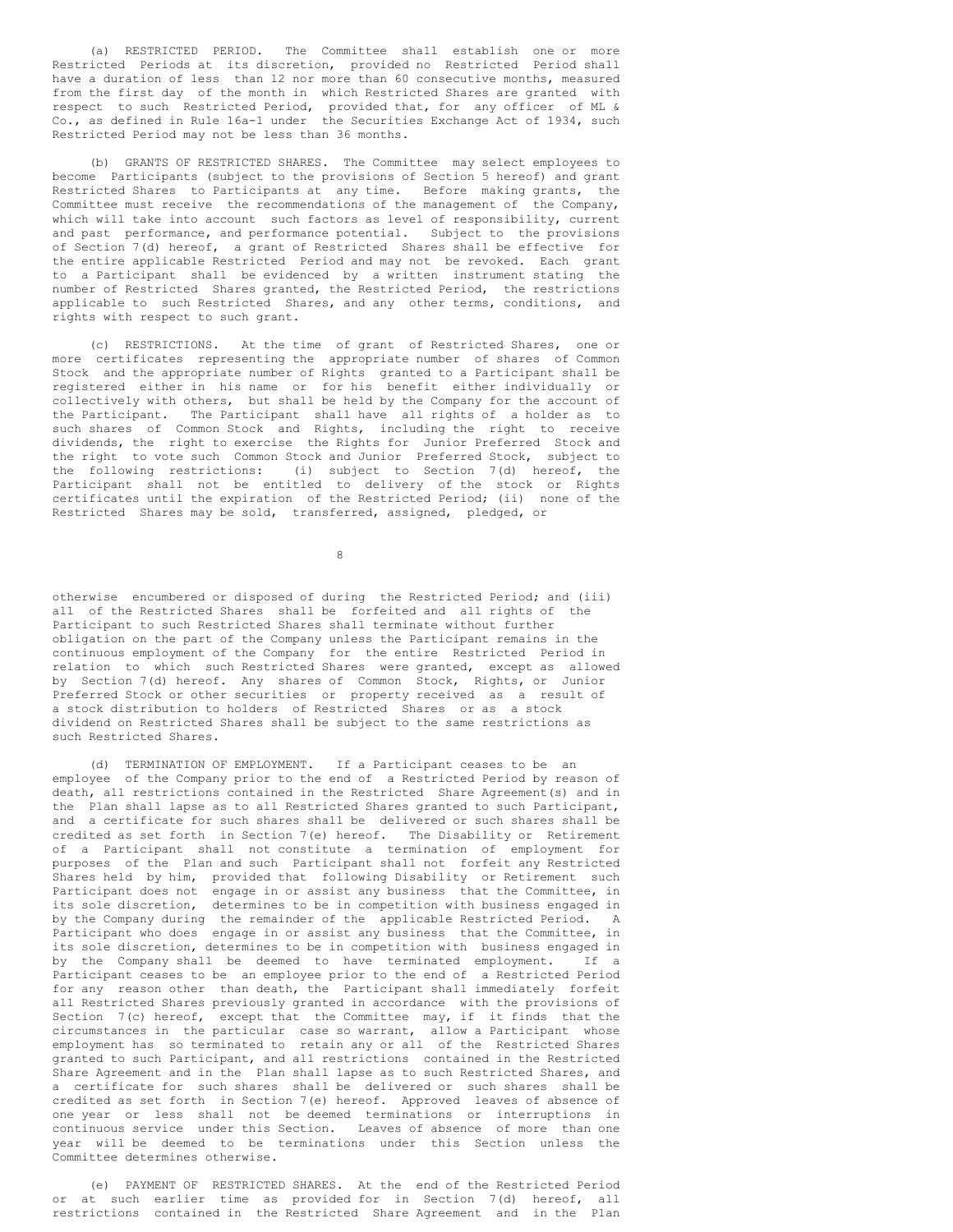(a) RESTRICTED PERIOD. The Committee shall establish one or more Restricted Periods at its discretion, provided no Restricted Period shall have a duration of less than 12 nor more than 60 consecutive months, measured from the first day of the month in which Restricted Shares are granted with respect to such Restricted Period, provided that, for any officer of ML & Co., as defined in Rule 16a-1 under the Securities Exchange Act of 1934, such Restricted Period may not be less than 36 months.

(b) GRANTS OF RESTRICTED SHARES. The Committee may select employees to become Participants (subject to the provisions of Section 5 hereof) and grant Restricted Shares to Participants at any time. Before making grants, the Committee must receive the recommendations of the management of the Company, which will take into account such factors as level of responsibility, current and past performance, and performance potential. Subject to the provisions of Section 7(d) hereof, a grant of Restricted Shares shall be effective for the entire applicable Restricted Period and may not be revoked. Each grant to a Participant shall be evidenced by a written instrument stating the number of Restricted Shares granted, the Restricted Period, the restrictions applicable to such Restricted Shares, and any other terms, conditions, and rights with respect to such grant.

(c) RESTRICTIONS. At the time of grant of Restricted Shares, one or more certificates representing the appropriate number of shares of Common Stock and the appropriate number of Rights granted to a Participant shall be registered either in his name or for his benefit either individually or collectively with others, but shall be held by the Company for the account of the Participant. The Participant shall have all rights of a holder as to such shares of Common Stock and Rights, including the right to receive dividends, the right to exercise the Rights for Junior Preferred Stock and the right to vote such Common Stock and Junior Preferred Stock, subject to the following restrictions: (i) subject to Section 7(d) hereof, the Participant shall not be entitled to delivery of the stock or Rights certificates until the expiration of the Restricted Period; (ii) none of the Restricted Shares may be sold, transferred, assigned, pledged, or otherwise encumbered or disposed of during the Restricted Period; and (iii) all of the Restricted Shares shall be forfeited and all rights of the Participant to such Restricted Shares shall terminate without further obligation on the part of the Company unless the Participant remains in the continuous employment of the Company for the entire Restricted Period in relation to which such Restricted Shares were granted, except as allowed by Section 7(d) hereof. Any shares of Common Stock, Rights, or Junior Preferred Stock or other securities or property received as a result of a stock distribution to holders of Restricted Shares or as a stock dividend on Restricted Shares shall be subject to the same restrictions as such Restricted Shares.

(d) TERMINATION OF EMPLOYMENT. If a Participant ceases to be an employee of the Company prior to the end of a Restricted Period by reason of death, all restrictions contained in the Restricted Share Agreement(s) and in the Plan shall lapse as to all Restricted Shares granted to such Participant, and a certificate for such shares shall be delivered or such shares shall be credited as set forth in Section 7(e) hereof. The Disability or Retirement of a Participant shall not constitute a termination of employment for purposes of the Plan and such Participant shall not forfeit any Restricted Shares held by him, provided that following Disability or Retirement such Participant does not engage in or assist any business that the Committee, in its sole discretion, determines to be in competition with business engaged in by the Company during the remainder of the applicable Restricted Period. A Participant who does engage in or assist any business that the Committee, in its sole discretion, determines to be in competition with business engaged in by the Company shall be deemed to have terminated employment. If a Participant ceases to be an employee prior to the end of a Restricted Period for any reason other than death, the Participant shall immediately forfeit all Restricted Shares previously granted in accordance with the provisions of Section 7(c) hereof, except that the Committee may, if it finds that the circumstances in the particular case so warrant, allow a Participant whose employment has so terminated to retain any or all of the Restricted Shares granted to such Participant, and all restrictions contained in the Restricted Share Agreement and in the Plan shall lapse as to such Restricted Shares, and a certificate for such shares shall be delivered or such shares shall be credited as set forth in Section 7(e) hereof. Approved leaves of absence of one year or less shall not be deemed terminations or interruptions in continuous service under this Section. Leaves of absence of more than one year will be deemed to be terminations under this Section unless the Committee determines otherwise.

(e) PAYMENT OF RESTRICTED SHARES. At the end of the Restricted Period or at such earlier time as provided for in Section 7(d) hereof, all restrictions contained in the Restricted Share Agreement and in the Plan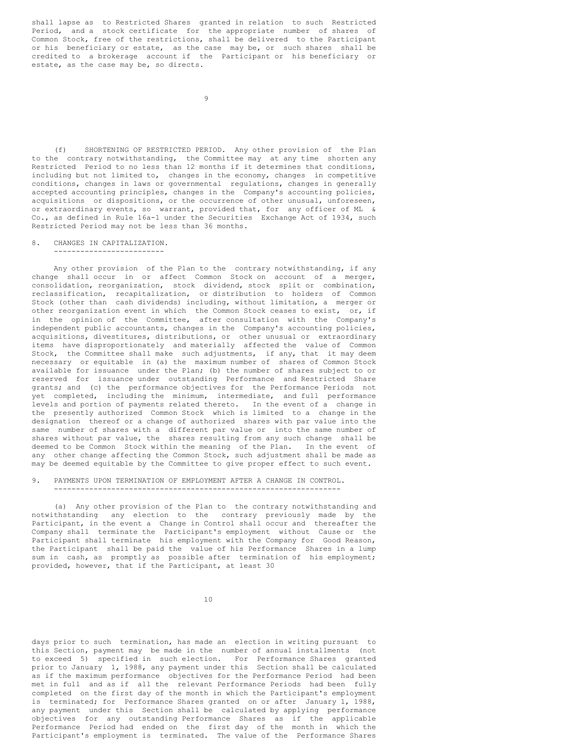shall lapse as to Restricted Shares granted in relation to such Restricted Period, and a stock certificate for the appropriate number of shares of Common Stock, free of the restrictions, shall be delivered to the Participant or his beneficiary or estate, as the case may be, or such shares shall be credited to a brokerage account if the Participant or his beneficiary or estate, as the case may be, so directs.

(f) SHORTENING OF RESTRICTED PERIOD. Any other provision of the Plan to the contrary notwithstanding, the Committee may at any time shorten any Restricted Period to no less than 12 months if it determines that conditions, including but not limited to, changes in the economy, changes in competitive conditions, changes in laws or governmental regulations, changes in generally accepted accounting principles, changes in the Company's accounting policies, acquisitions or dispositions, or the occurrence of other unusual, unforeseen, or extraordinary events, so warrant, provided that, for any officer of ML & Co., as defined in Rule 16a-1 under the Securities Exchange Act of 1934, such Restricted Period may not be less than 36 months.

## 8. CHANGES IN CAPITALIZATION.

Any other provision of the Plan to the contrary notwithstanding, if any change shall occur in or affect Common Stock on account of a merger, consolidation, reorganization, stock dividend, stock split or combination, reclassification, recapitalization, or distribution to holders of Common Stock (other than cash dividends) including, without limitation, a merger or other reorganization event in which the Common Stock ceases to exist, or, if in the opinion of the Committee, after consultation with the Company's independent public accountants, changes in the Company's accounting policies, acquisitions, divestitures, distributions, or other unusual or extraordinary items have disproportionately and materially affected the value of Common Stock, the Committee shall make such adjustments, if any, that it may deem necessary or equitable in (a) the maximum number of shares of Common Stock available for issuance under the Plan; (b) the number of shares subject to or reserved for issuance under outstanding Performance and Restricted Share grants; and (c) the performance objectives for the Performance Periods not yet completed, including the minimum, intermediate, and full performance levels and portion of payments related thereto. In the event of a change in the presently authorized Common Stock which is limited to a change in the designation thereof or a change of authorized shares with par value into the same number of shares with a different par value or into the same number of shares without par value, the shares resulting from any such change shall be deemed to be Common Stock within the meaning of the Plan. In the event of any other change affecting the Common Stock, such adjustment shall be made as may be deemed equitable by the Committee to give proper effect to such event.

## 9. PAYMENTS UPON TERMINATION OF EMPLOYMENT AFTER A CHANGE IN CONTROL.

(a) Any other provision of the Plan to the contrary notwithstanding and notwithstanding any election to the contrary previously made by the Participant, in the event a Change in Control shall occur and thereafter the Company shall terminate the Participant's employment without Cause or the Participant shall terminate his employment with the Company for Good Reason, the Participant shall be paid the value of his Performance Shares in a lump sum in cash, as promptly as possible after termination of his employment; provided, however, that if the Participant, at least 30 days prior to such termination, has made an election in writing pursuant to this Section, payment may be made in the number of annual installments (not to exceed 5) specified in such election. For Performance Shares granted prior to January 1, 1988, any payment under this Section shall be calculated as if the maximum performance objectives for the Performance Period had been met in full and as if all the relevant Performance Periods had been fully completed on the first day of the month in which the Participant's employment is terminated; for Performance Shares granted on or after January 1, 1988, any payment under this Section shall be calculated by applying performance objectives for any outstanding Performance Shares as if the applicable Performance Period had ended on the first day of the month in which the Participant's employment is terminated. The value of the Performance Shares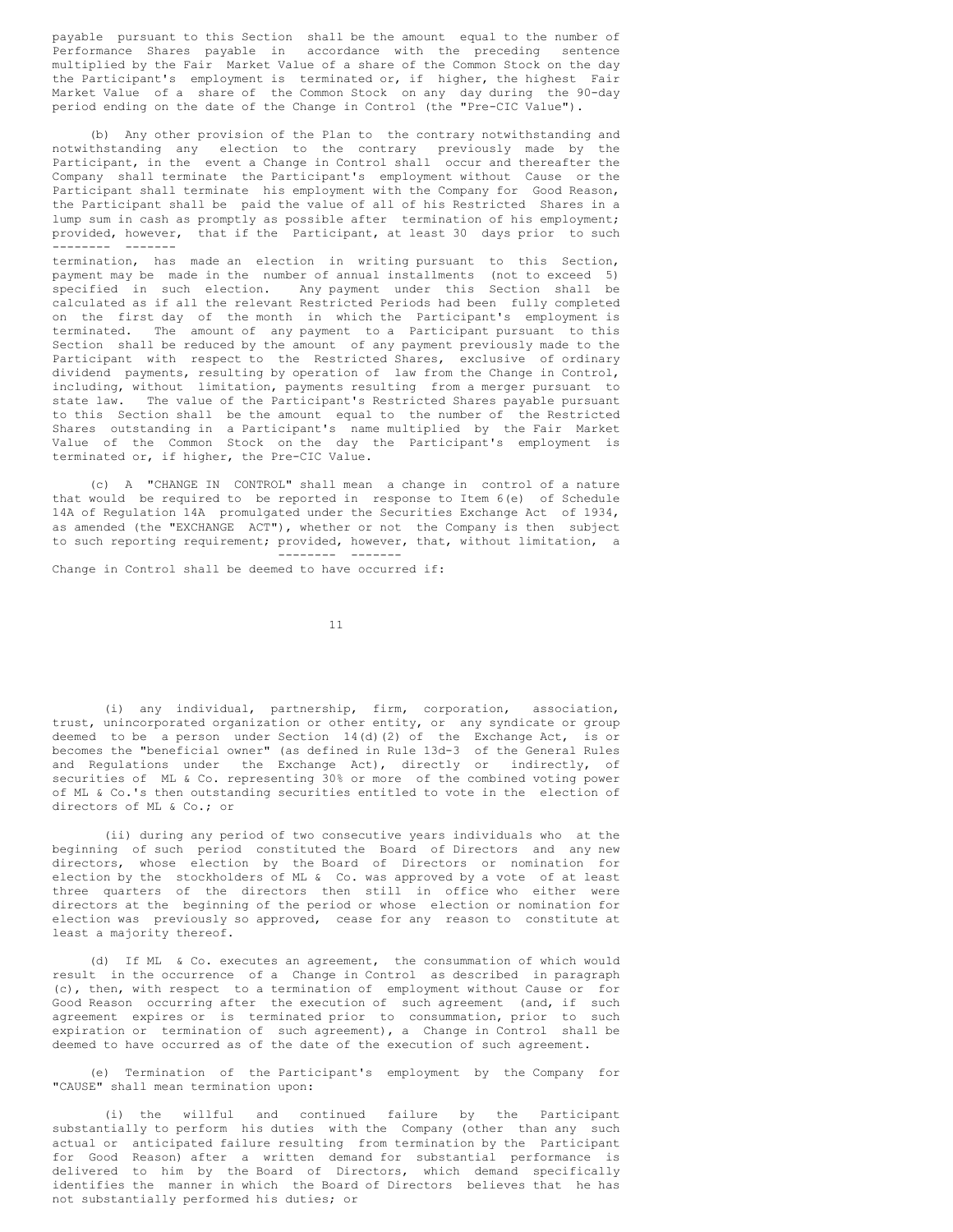payable pursuant to this Section shall be the amount equal to the number of Performance Shares payable in accordance with the preceding sentence multiplied by the Fair Market Value of a share of the Common Stock on the day the Participant's employment is terminated or, if higher, the highest Fair Market Value of a share of the Common Stock on any day during the 90-day period ending on the date of the Change in Control (the "Pre-CIC Value").

(b) Any other provision of the Plan to the contrary notwithstanding and notwithstanding any election to the contrary previously made by the Participant, in the event a Change in Control shall occur and thereafter the Company shall terminate the Participant's employment without Cause or the Participant shall terminate his employment with the Company for Good Reason, the Participant shall be paid the value of all of his Restricted Shares in a lump sum in cash as promptly as possible after termination of his employment; _provided, however_, that if the Participant, at least 30 days prior to such termination, has made an election in writing pursuant to this Section, payment may be made in the number of annual installments (not to exceed 5) specified in such election. Any payment under this Section shall be calculated as if all the relevant Restricted Periods had been fully completed on the first day of the month in which the Participant's employment is terminated. The amount of any payment to a Participant pursuant to this Section shall be reduced by the amount of any payment previously made to the Participant with respect to the Restricted Shares, exclusive of ordinary dividend payments, resulting by operation of law from the Change in Control, including, without limitation, payments resulting from a merger pursuant to state law. The value of the Participant's Restricted Shares payable pursuant to this Section shall be the amount equal to the number of the Restricted Shares outstanding in a Participant's name multiplied by the Fair Market Value of the Common Stock on the day the Participant's employment is terminated or, if higher, the Pre-CIC Value.

(c) A "CHANGE IN CONTROL" shall mean a change in control of a nature that would be required to be reported in response to Item 6(e) of Schedule 14A of Regulation 14A promulgated under the Securities Exchange Act of 1934, as amended (the "EXCHANGE ACT"), whether or not the Company is then subject to such reporting requirement; _provided, however_, that, without limitation, a Change in Control shall be deemed to have occurred if:

(i) any individual, partnership, firm, corporation, association, trust, unincorporated organization or other entity, or any syndicate or group deemed to be a person under Section 14(d)(2) of the Exchange Act, is or becomes the "beneficial owner" (as defined in Rule 13d-3 of the General Rules and Regulations under the Exchange Act), directly or indirectly, of securities of ML & Co. representing 30% or more of the combined voting power of ML & Co.'s then outstanding securities entitled to vote in the election of directors of ML & Co.; or

(ii) during any period of two consecutive years individuals who at the beginning of such period constituted the Board of Directors and any new directors, whose election by the Board of Directors or nomination for election by the stockholders of ML & Co. was approved by a vote of at least three quarters of the directors then still in office who either were directors at the beginning of the period or whose election or nomination for election was previously so approved, cease for any reason to constitute at least a majority thereof.

(d) If ML & Co. executes an agreement, the consummation of which would result in the occurrence of a Change in Control as described in paragraph (c), then, with respect to a termination of employment without Cause or for Good Reason occurring after the execution of such agreement (and, if such agreement expires or is terminated prior to consummation, prior to such expiration or termination of such agreement), a Change in Control shall be deemed to have occurred as of the date of the execution of such agreement.

(e) Termination of the Participant's employment by the Company for "CAUSE" shall mean termination upon:

(i) the willful and continued failure by the Participant substantially to perform his duties with the Company (other than any such actual or anticipated failure resulting from termination by the Participant for Good Reason) after a written demand for substantial performance is delivered to him by the Board of Directors, which demand specifically identifies the manner in which the Board of Directors believes that he has not substantially performed his duties; or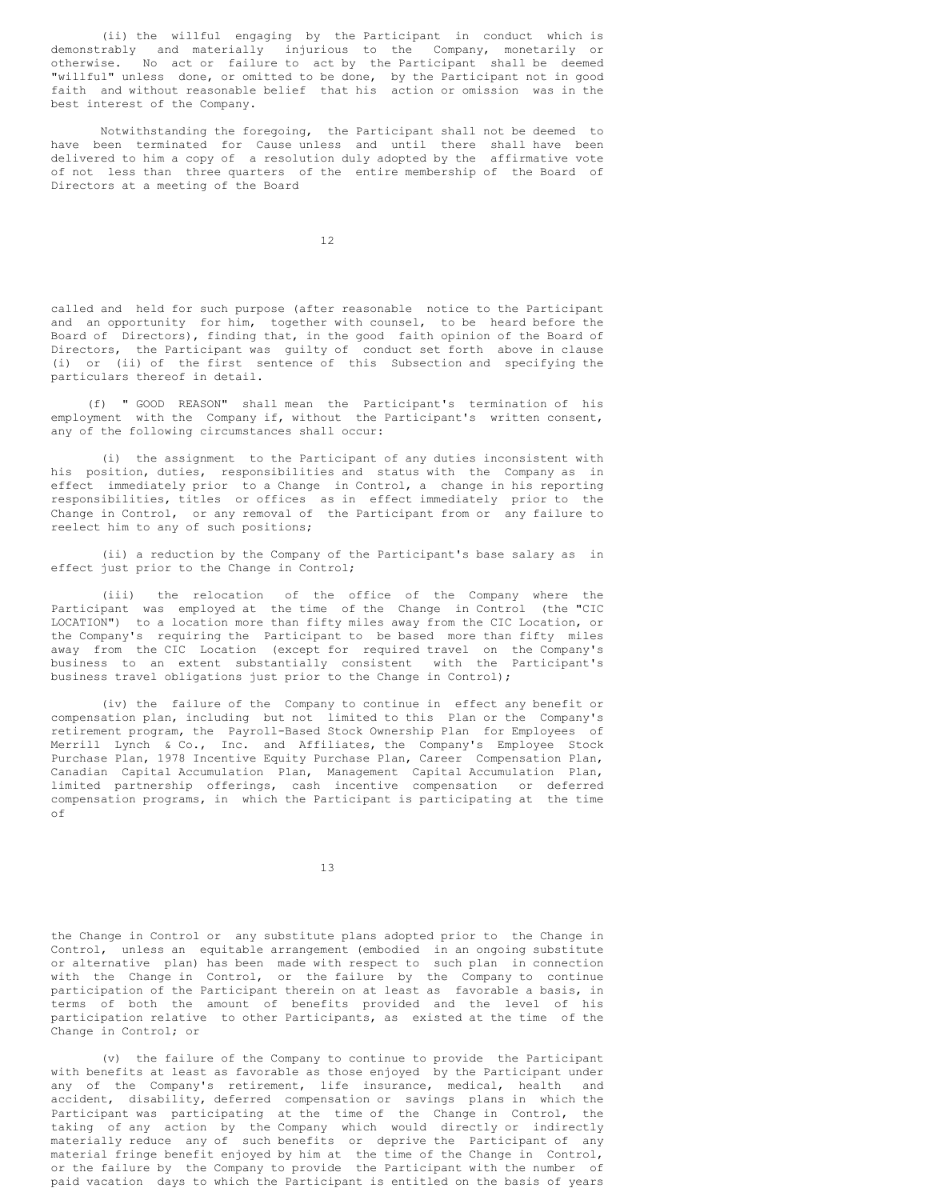(ii) the willful engaging by the Participant in conduct which is demonstrably and materially injurious to the Company, monetarily or otherwise. No act or failure to act by the Participant shall be deemed "willful" unless done, or omitted to be done, by the Participant not in good faith and without reasonable belief that his action or omission was in the best interest of the Company.

Notwithstanding the foregoing, the Participant shall not be deemed to have been terminated for Cause unless and until there shall have been delivered to him a copy of a resolution duly adopted by the affirmative vote of not less than three quarters of the entire membership of the Board of Directors at a meeting of the Board called and held for such purpose (after reasonable notice to the Participant and an opportunity for him, together with counsel, to be heard before the Board of Directors), finding that, in the good faith opinion of the Board of Directors, the Participant was guilty of conduct set forth above in clause (i) or (ii) of the first sentence of this Subsection and specifying the particulars thereof in detail.

(f) " GOOD REASON" shall mean the Participant's termination of his employment with the Company if, without the Participant's written consent, any of the following circumstances shall occur:

(i) the assignment to the Participant of any duties inconsistent with his position, duties, responsibilities and status with the Company as in effect immediately prior to a Change in Control, a change in his reporting responsibilities, titles or offices as in effect immediately prior to the Change in Control, or any removal of the Participant from or any failure to reelect him to any of such positions;

(ii) a reduction by the Company of the Participant's base salary as in effect just prior to the Change in Control;

(iii) the relocation of the office of the Company where the Participant was employed at the time of the Change in Control (the "CIC LOCATION") to a location more than fifty miles away from the CIC Location, or the Company's requiring the Participant to be based more than fifty miles away from the CIC Location (except for required travel on the Company's business to an extent substantially consistent with the Participant's business travel obligations just prior to the Change in Control);

(iv) the failure of the Company to continue in effect any benefit or compensation plan, including but not limited to this Plan or the Company's retirement program, the Payroll-Based Stock Ownership Plan for Employees of Merrill Lynch & Co., Inc. and Affiliates, the Company's Employee Stock Purchase Plan, 1978 Incentive Equity Purchase Plan, Career Compensation Plan, Canadian Capital Accumulation Plan, Management Capital Accumulation Plan, limited partnership offerings, cash incentive compensation or deferred compensation programs, in which the Participant is participating at the time of the Change in Control or any substitute plans adopted prior to the Change in Control, unless an equitable arrangement (embodied in an ongoing substitute or alternative plan) has been made with respect to such plan in connection with the Change in Control, or the failure by the Company to continue participation of the Participant therein on at least as favorable a basis, in terms of both the amount of benefits provided and the level of his participation relative to other Participants, as existed at the time of the Change in Control; or

(v) the failure of the Company to continue to provide the Participant with benefits at least as favorable as those enjoyed by the Participant under any of the Company's retirement, life insurance, medical, health and accident, disability, deferred compensation or savings plans in which the Participant was participating at the time of the Change in Control, the taking of any action by the Company which would directly or indirectly materially reduce any of such benefits or deprive the Participant of any material fringe benefit enjoyed by him at the time of the Change in Control, or the failure by the Company to provide the Participant with the number of paid vacation days to which the Participant is entitled on the basis of years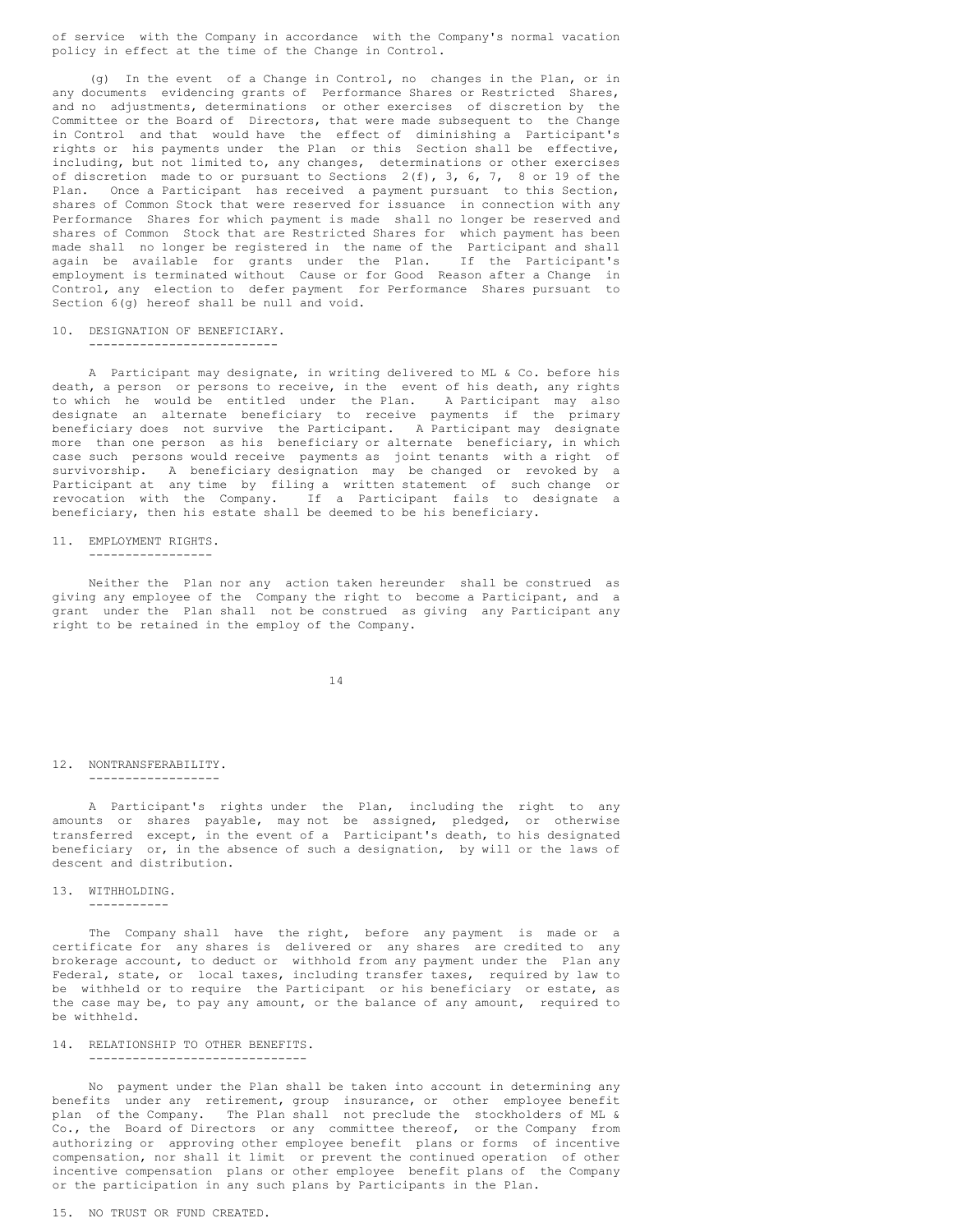of service with the Company in accordance with the Company's normal vacation policy in effect at the time of the Change in Control.

(g) In the event of a Change in Control, no changes in the Plan, or in any documents evidencing grants of Performance Shares or Restricted Shares, and no adjustments, determinations or other exercises of discretion by the Committee or the Board of Directors, that were made subsequent to the Change in Control and that would have the effect of diminishing a Participant's rights or his payments under the Plan or this Section shall be effective, including, but not limited to, any changes, determinations or other exercises of discretion made to or pursuant to Sections 2(f), 3, 6, 7, 8 or 19 of the Plan. Once a Participant has received a payment pursuant to this Section, shares of Common Stock that were reserved for issuance in connection with any Performance Shares for which payment is made shall no longer be reserved and shares of Common Stock that are Restricted Shares for which payment has been made shall no longer be registered in the name of the Participant and shall again be available for grants under the Plan. If the Participant's employment is terminated without Cause or for Good Reason after a Change in Control, any election to defer payment for Performance Shares pursuant to Section 6(g) hereof shall be null and void.

## 10. DESIGNATION OF BENEFICIARY.

A Participant may designate, in writing delivered to ML & Co. before his death, a person or persons to receive, in the event of his death, any rights to which he would be entitled under the Plan. A Participant may also designate an alternate beneficiary to receive payments if the primary beneficiary does not survive the Participant. A Participant may designate more than one person as his beneficiary or alternate beneficiary, in which case such persons would receive payments as joint tenants with a right of survivorship. A beneficiary designation may be changed or revoked by a Participant at any time by filing a written statement of such change or revocation with the Company. If a Participant fails to designate a beneficiary, then his estate shall be deemed to be his beneficiary.

## 11. EMPLOYMENT RIGHTS.

Neither the Plan nor any action taken hereunder shall be construed as giving any employee of the Company the right to become a Participant, and a grant under the Plan shall not be construed as giving any Participant any right to be retained in the employ of the Company.

## 12. NONTRANSFERABILITY.

A Participant's rights under the Plan, including the right to any amounts or shares payable, may not be assigned, pledged, or otherwise transferred except, in the event of a Participant's death, to his designated beneficiary or, in the absence of such a designation, by will or the laws of descent and distribution.

## 13. WITHHOLDING.

The Company shall have the right, before any payment is made or a certificate for any shares is delivered or any shares are credited to any brokerage account, to deduct or withhold from any payment under the Plan any Federal, state, or local taxes, including transfer taxes, required by law to be withheld or to require the Participant or his beneficiary or estate, as the case may be, to pay any amount, or the balance of any amount, required to be withheld.

## 14. RELATIONSHIP TO OTHER BENEFITS.

No payment under the Plan shall be taken into account in determining any benefits under any retirement, group insurance, or other employee benefit plan of the Company. The Plan shall not preclude the stockholders of ML & Co., the Board of Directors or any committee thereof, or the Company from authorizing or approving other employee benefit plans or forms of incentive compensation, nor shall it limit or prevent the continued operation of other incentive compensation plans or other employee benefit plans of the Company or the participation in any such plans by Participants in the Plan.

## 15. NO TRUST OR FUND CREATED.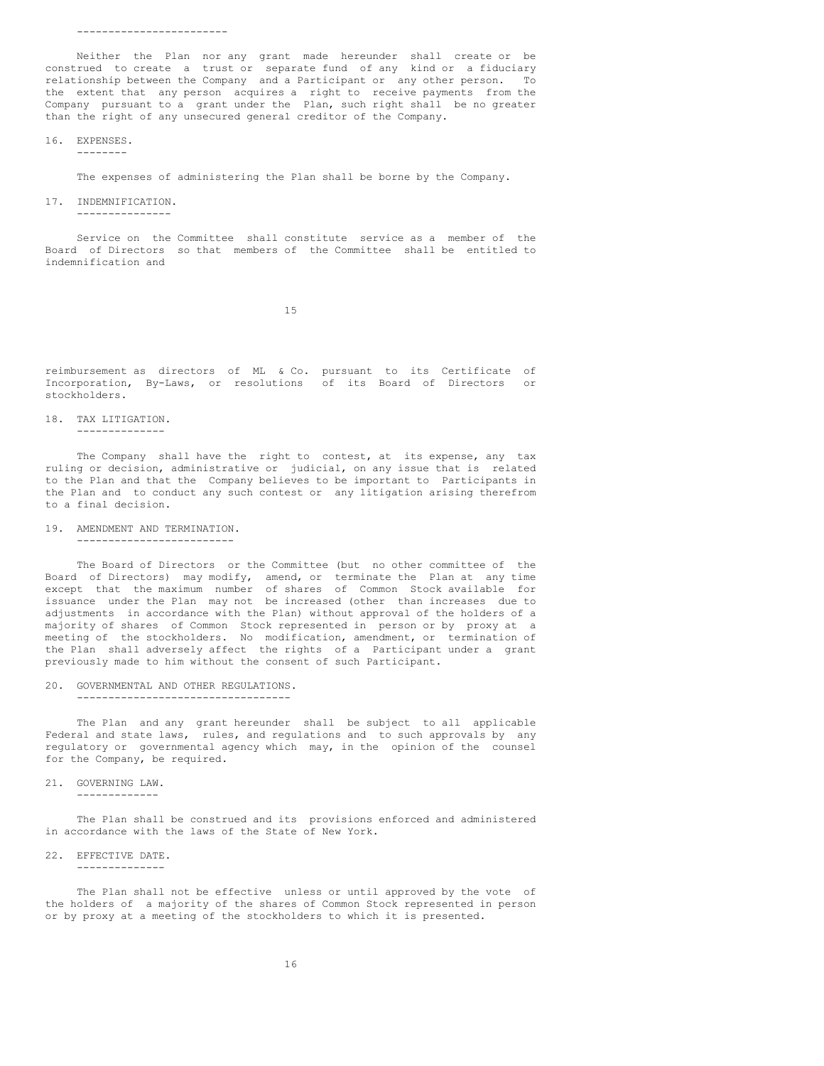Neither the Plan nor any grant made hereunder shall create or be construed to create a trust or separate fund of any kind or a fiduciary relationship between the Company and a Participant or any other person. To the extent that any person acquires a right to receive payments from the Company pursuant to a grant under the Plan, such right shall be no greater than the right of any unsecured general creditor of the Company.

## 16. EXPENSES.

The expenses of administering the Plan shall be borne by the Company.

## 17. INDEMNIFICATION.

Service on the Committee shall constitute service as a member of the Board of Directors so that members of the Committee shall be entitled to indemnification and reimbursement as directors of ML & Co. pursuant to its Certificate of Incorporation, By-Laws, or resolutions of its Board of Directors or stockholders.

## 18. TAX LITIGATION.

The Company shall have the right to contest, at its expense, any tax ruling or decision, administrative or judicial, on any issue that is related to the Plan and that the Company believes to be important to Participants in the Plan and to conduct any such contest or any litigation arising therefrom to a final decision.

## 19. AMENDMENT AND TERMINATION.

The Board of Directors or the Committee (but no other committee of the Board of Directors) may modify, amend, or terminate the Plan at any time except that the maximum number of shares of Common Stock available for issuance under the Plan may not be increased (other than increases due to adjustments in accordance with the Plan) without approval of the holders of a majority of shares of Common Stock represented in person or by proxy at a meeting of the stockholders. No modification, amendment, or termination of the Plan shall adversely affect the rights of a Participant under a grant previously made to him without the consent of such Participant.

## 20. GOVERNMENTAL AND OTHER REGULATIONS.

The Plan and any grant hereunder shall be subject to all applicable Federal and state laws, rules, and regulations and to such approvals by any regulatory or governmental agency which may, in the opinion of the counsel for the Company, be required.

## 21. GOVERNING LAW.

The Plan shall be construed and its provisions enforced and administered in accordance with the laws of the State of New York.

## 22. EFFECTIVE DATE.

The Plan shall not be effective unless or until approved by the vote of the holders of a majority of the shares of Common Stock represented in person or by proxy at a meeting of the stockholders to which it is presented.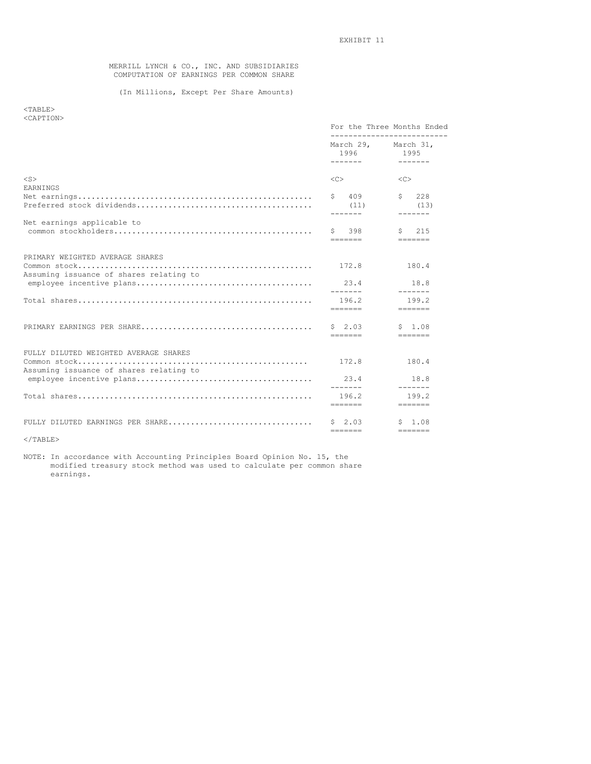EXHIBIT 11

# MERRILL LYNCH & CO., INC. AND SUBSIDIARIES
## COMPUTATION OF EARNINGS PER COMMON SHARE

(In Millions, Except Per Share Amounts)

| | For the Three Months Ended | |
|---|---|---|
| | March 29, 1996 | March 31, 1995 |
| **EARNINGS** | | |
| Net earnings | $ 409 | $ 228 |
| Preferred stock dividends | (11) | (13) |
| Net earnings applicable to common stockholders | $ 398 | $ 215 |
| **PRIMARY WEIGHTED AVERAGE SHARES** | | |
| Common stock | 172.8 | 180.4 |
| Assuming issuance of shares relating to employee incentive plans | 23.4 | 18.8 |
| Total shares | 196.2 | 199.2 |
| PRIMARY EARNINGS PER SHARE | $ 2.03 | $ 1.08 |
| **FULLY DILUTED WEIGHTED AVERAGE SHARES** | | |
| Common stock | 172.8 | 180.4 |
| Assuming issuance of shares relating to employee incentive plans | 23.4 | 18.8 |
| Total shares | 196.2 | 199.2 |
| FULLY DILUTED EARNINGS PER SHARE | $ 2.03 | $ 1.08 |

NOTE: In accordance with Accounting Principles Board Opinion No. 15, the modified treasury stock method was used to calculate per common share earnings.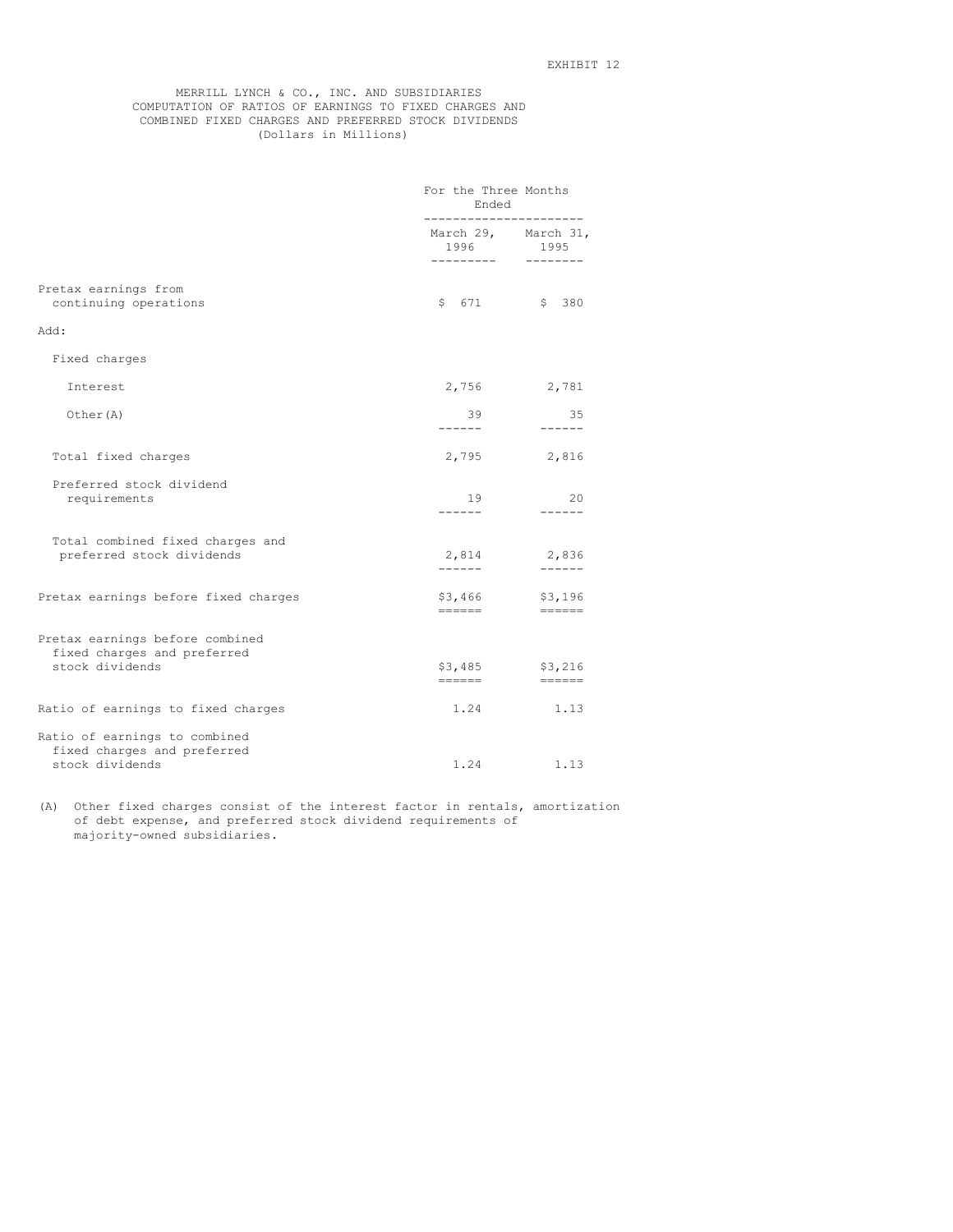EXHIBIT 12

# MERRILL LYNCH & CO., INC. AND SUBSIDIARIES
## COMPUTATION OF RATIOS OF EARNINGS TO FIXED CHARGES AND COMBINED FIXED CHARGES AND PREFERRED STOCK DIVIDENDS
(Dollars in Millions)

| | For the Three Months Ended | |
|---|---|---|
| | March 29, 1996 | March 31, 1995 |
| Pretax earnings from continuing operations | $ 671 | $ 380 |
| Add: | | |
| Fixed charges | | |
| Interest | 2,756 | 2,781 |
| Other(A) | 39 | 35 |
| Total fixed charges | 2,795 | 2,816 |
| Preferred stock dividend requirements | 19 | 20 |
| Total combined fixed charges and preferred stock dividends | 2,814 | 2,836 |
| Pretax earnings before fixed charges | $3,466 | $3,196 |
| Pretax earnings before combined fixed charges and preferred stock dividends | $3,485 | $3,216 |
| Ratio of earnings to fixed charges | 1.24 | 1.13 |
| Ratio of earnings to combined fixed charges and preferred stock dividends | 1.24 | 1.13 |

(A) Other fixed charges consist of the interest factor in rentals, amortization of debt expense, and preferred stock dividend requirements of majority-owned subsidiaries.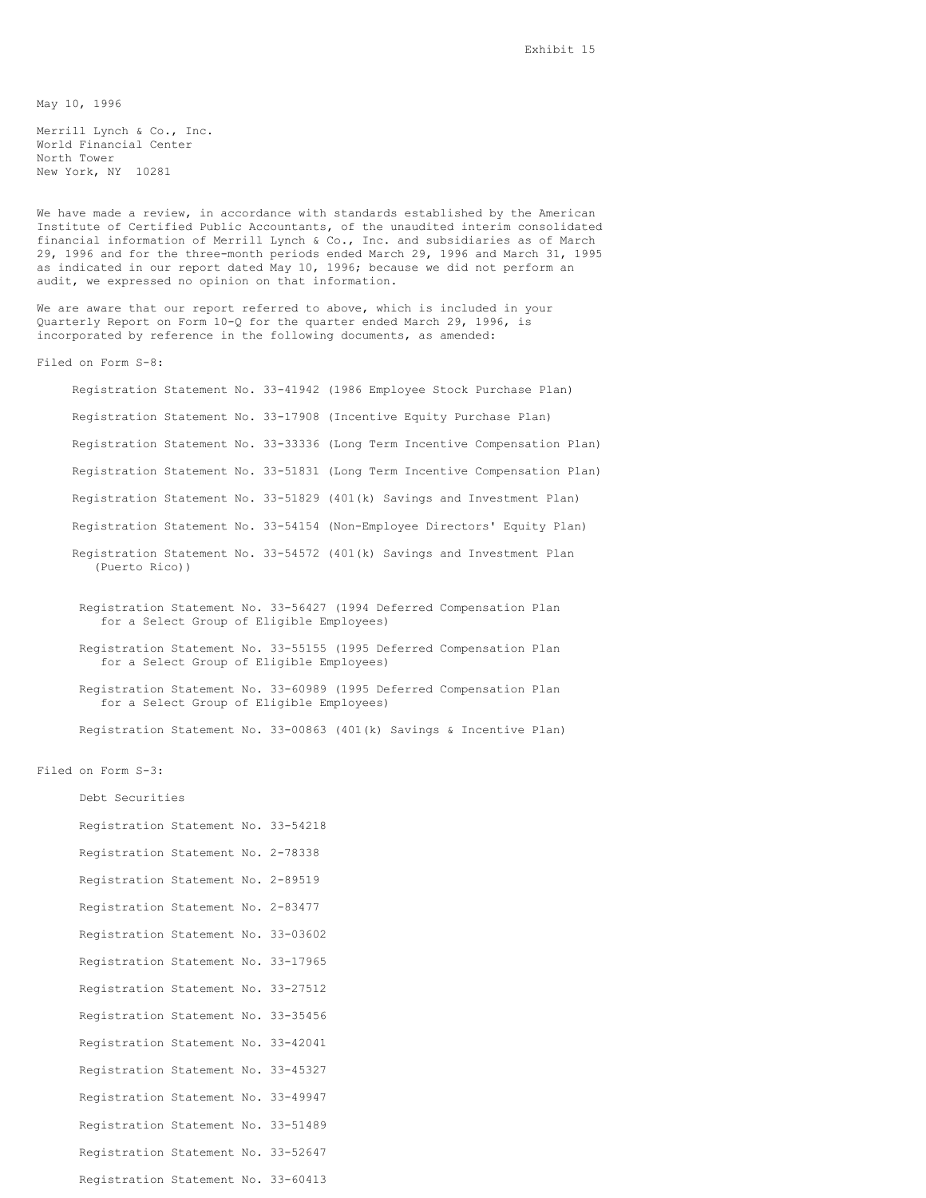Exhibit 15

May 10, 1996

Merrill Lynch & Co., Inc.
World Financial Center
North Tower
New York, NY 10281

We have made a review, in accordance with standards established by the American Institute of Certified Public Accountants, of the unaudited interim consolidated financial information of Merrill Lynch & Co., Inc. and subsidiaries as of March 29, 1996 and for the three-month periods ended March 29, 1996 and March 31, 1995 as indicated in our report dated May 10, 1996; because we did not perform an audit, we expressed no opinion on that information.

We are aware that our report referred to above, which is included in your Quarterly Report on Form 10-Q for the quarter ended March 29, 1996, is incorporated by reference in the following documents, as amended:

Filed on Form S-8:

- Registration Statement No. 33-41942 (1986 Employee Stock Purchase Plan)
- Registration Statement No. 33-17908 (Incentive Equity Purchase Plan)
- Registration Statement No. 33-33336 (Long Term Incentive Compensation Plan)
- Registration Statement No. 33-51831 (Long Term Incentive Compensation Plan)
- Registration Statement No. 33-51829 (401(k) Savings and Investment Plan)
- Registration Statement No. 33-54154 (Non-Employee Directors' Equity Plan)
- Registration Statement No. 33-54572 (401(k) Savings and Investment Plan (Puerto Rico))
- Registration Statement No. 33-56427 (1994 Deferred Compensation Plan for a Select Group of Eligible Employees)
- Registration Statement No. 33-55155 (1995 Deferred Compensation Plan for a Select Group of Eligible Employees)
- Registration Statement No. 33-60989 (1995 Deferred Compensation Plan for a Select Group of Eligible Employees)
- Registration Statement No. 33-00863 (401(k) Savings & Incentive Plan)

Filed on Form S-3:

Debt Securities

- Registration Statement No. 33-54218
- Registration Statement No. 2-78338
- Registration Statement No. 2-89519
- Registration Statement No. 2-83477
- Registration Statement No. 33-03602
- Registration Statement No. 33-17965
- Registration Statement No. 33-27512
- Registration Statement No. 33-35456
- Registration Statement No. 33-42041
- Registration Statement No. 33-45327
- Registration Statement No. 33-49947
- Registration Statement No. 33-51489
- Registration Statement No. 33-52647
- Registration Statement No. 33-60413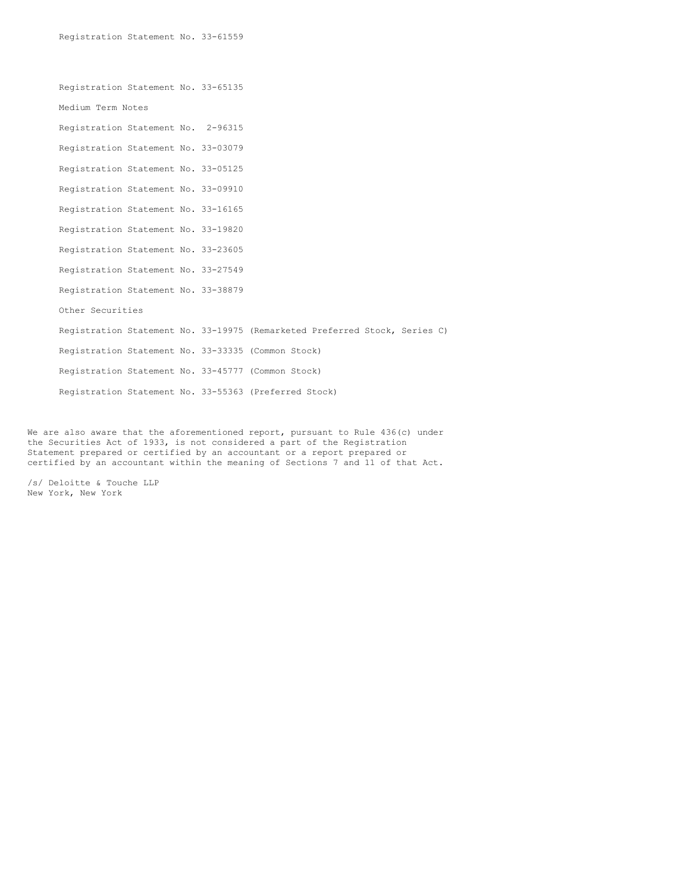Registration Statement No. 33-61559

Registration Statement No. 33-65135

Medium Term Notes

Registration Statement No.  2-96315

Registration Statement No. 33-03079

Registration Statement No. 33-05125

Registration Statement No. 33-09910

Registration Statement No. 33-16165

Registration Statement No. 33-19820

Registration Statement No. 33-23605

Registration Statement No. 33-27549

Registration Statement No. 33-38879

Other Securities

Registration Statement No. 33-19975 (Remarketed Preferred Stock, Series C)

Registration Statement No. 33-33335 (Common Stock)

Registration Statement No. 33-45777 (Common Stock)

Registration Statement No. 33-55363 (Preferred Stock)

We are also aware that the aforementioned report, pursuant to Rule 436(c) under the Securities Act of 1933, is not considered a part of the Registration Statement prepared or certified by an accountant or a report prepared or certified by an accountant within the meaning of Sections 7 and 11 of that Act.

/s/ Deloitte & Touche LLP
New York, New York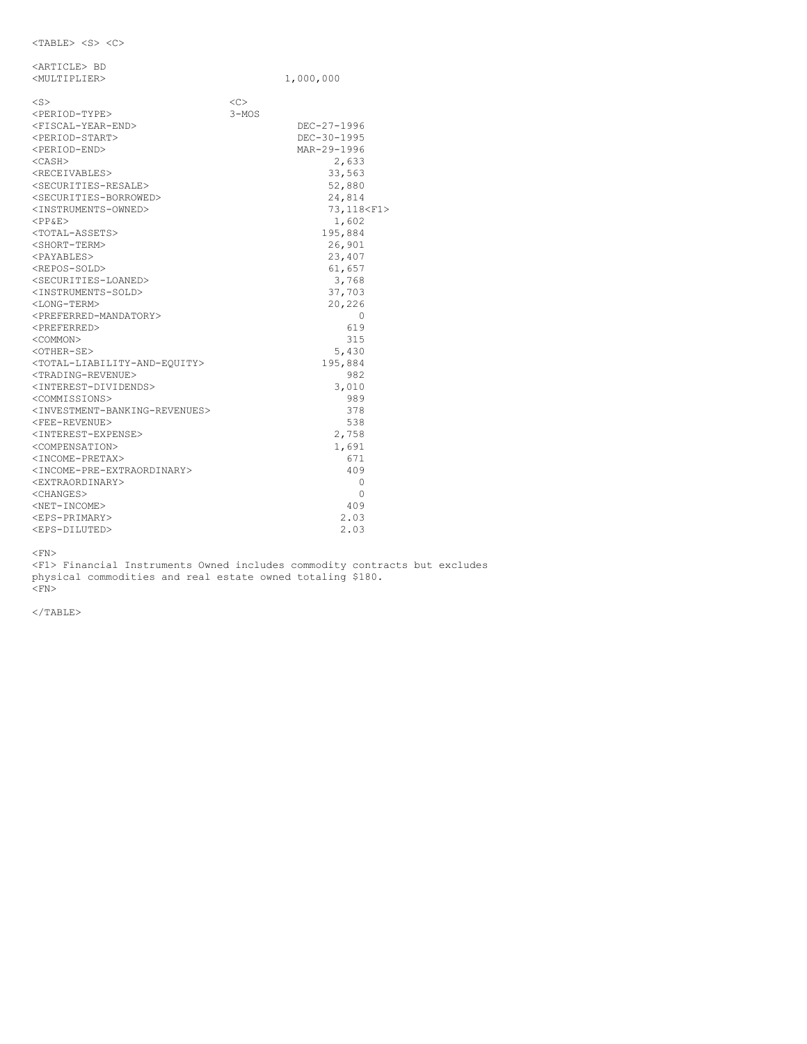```
<TABLE> <S> <C>

<ARTICLE> BD
<MULTIPLIER>                                  1,000,000

<S>                                 <C>
<PERIOD-TYPE>                       3-MOS
<FISCAL-YEAR-END>                             DEC-27-1996
<PERIOD-START>                                DEC-30-1995
<PERIOD-END>                                  MAR-29-1996
<CASH>                                              2,633
<RECEIVABLES>                                      33,563
<SECURITIES-RESALE>                                52,880
<SECURITIES-BORROWED>                              24,814
<INSTRUMENTS-OWNED>                                73,118<F1>
<PP&E>                                              1,602
<TOTAL-ASSETS>                                    195,884
<SHORT-TERM>                                       26,901
<PAYABLES>                                         23,407
<REPOS-SOLD>                                       61,657
<SECURITIES-LOANED>                                 3,768
<INSTRUMENTS-SOLD>                                 37,703
<LONG-TERM>                                        20,226
<PREFERRED-MANDATORY>                                   0
<PREFERRED>                                           619
<COMMON>                                              315
<OTHER-SE>                                          5,430
<TOTAL-LIABILITY-AND-EQUITY>                      195,884
<TRADING-REVENUE>                                     982
<INTEREST-DIVIDENDS>                                3,010
<COMMISSIONS>                                         989
<INVESTMENT-BANKING-REVENUES>                         378
<FEE-REVENUE>                                         538
<INTEREST-EXPENSE>                                  2,758
<COMPENSATION>                                      1,691
<INCOME-PRETAX>                                       671
<INCOME-PRE-EXTRAORDINARY>                            409
<EXTRAORDINARY>                                         0
<CHANGES>                                               0
<NET-INCOME>                                          409
<EPS-PRIMARY>                                        2.03
<EPS-DILUTED>                                        2.03

<FN>
<F1> Financial Instruments Owned includes commodity contracts but excludes
physical commodities and real estate owned totaling $180.
<FN>

</TABLE>
```